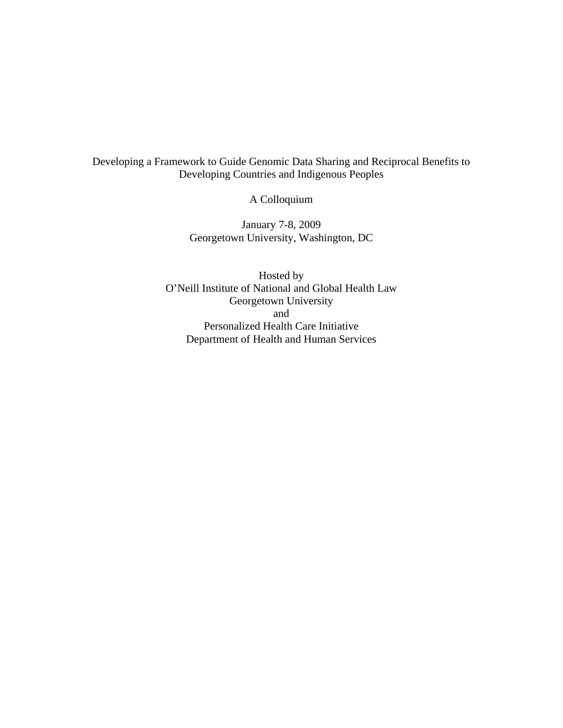# Developing a Framework to Guide Genomic Data Sharing and Reciprocal Benefits to Developing Countries and Indigenous Peoples

A Colloquium

January 7-8, 2009
Georgetown University, Washington, DC

Hosted by
O'Neill Institute of National and Global Health Law
Georgetown University
and
Personalized Health Care Initiative
Department of Health and Human Services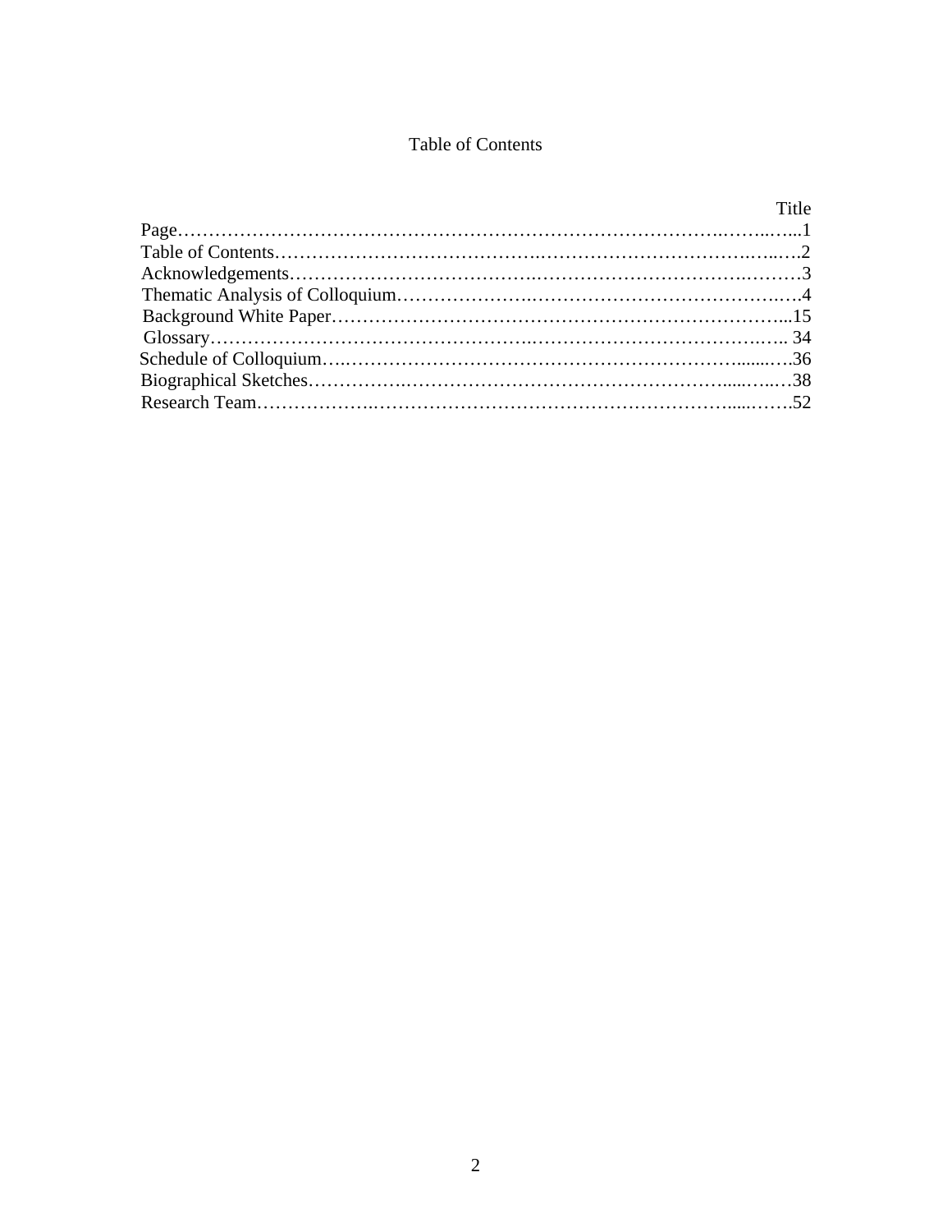# Table of Contents

| Section | Page |
|---|---|
| Title Page | 1 |
| Table of Contents | 2 |
| Acknowledgements | 3 |
| Thematic Analysis of Colloquium | 4 |
| Background White Paper | 15 |
| Glossary | 34 |
| Schedule of Colloquium | 36 |
| Biographical Sketches | 38 |
| Research Team | 52 |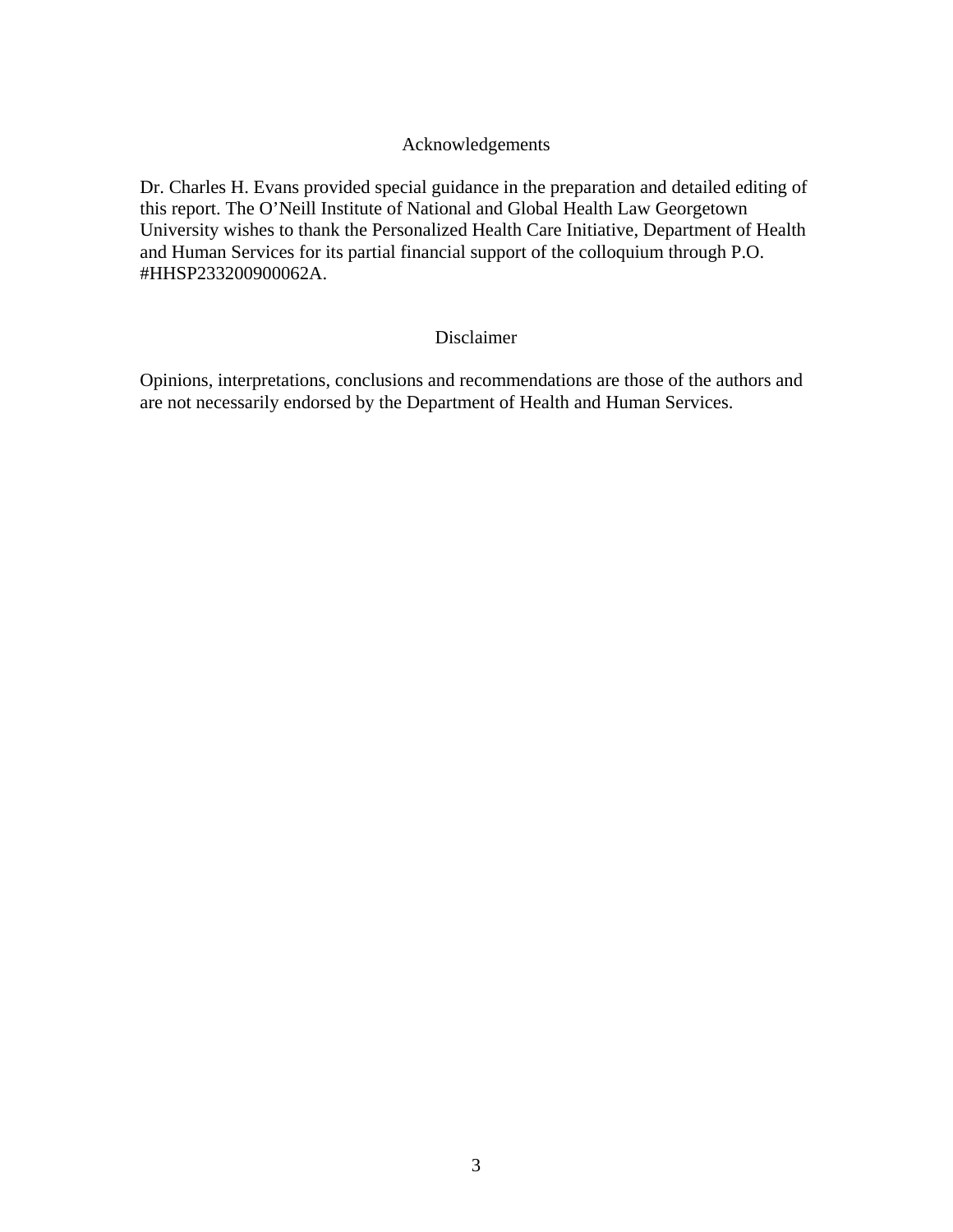## Acknowledgements

Dr. Charles H. Evans provided special guidance in the preparation and detailed editing of this report. The O'Neill Institute of National and Global Health Law Georgetown University wishes to thank the Personalized Health Care Initiative, Department of Health and Human Services for its partial financial support of the colloquium through P.O. #HHSP233200900062A.

## Disclaimer

Opinions, interpretations, conclusions and recommendations are those of the authors and are not necessarily endorsed by the Department of Health and Human Services.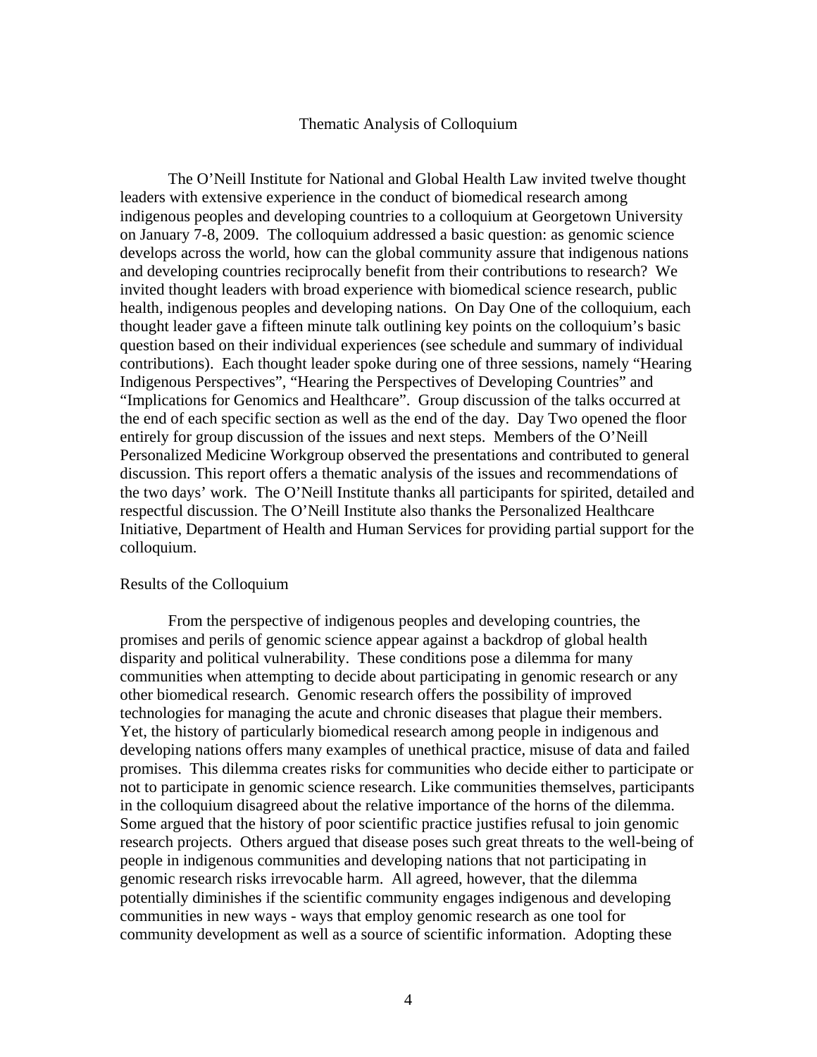# Thematic Analysis of Colloquium

The O'Neill Institute for National and Global Health Law invited twelve thought leaders with extensive experience in the conduct of biomedical research among indigenous peoples and developing countries to a colloquium at Georgetown University on January 7-8, 2009. The colloquium addressed a basic question: as genomic science develops across the world, how can the global community assure that indigenous nations and developing countries reciprocally benefit from their contributions to research? We invited thought leaders with broad experience with biomedical science research, public health, indigenous peoples and developing nations. On Day One of the colloquium, each thought leader gave a fifteen minute talk outlining key points on the colloquium's basic question based on their individual experiences (see schedule and summary of individual contributions). Each thought leader spoke during one of three sessions, namely "Hearing Indigenous Perspectives", "Hearing the Perspectives of Developing Countries" and "Implications for Genomics and Healthcare". Group discussion of the talks occurred at the end of each specific section as well as the end of the day. Day Two opened the floor entirely for group discussion of the issues and next steps. Members of the O'Neill Personalized Medicine Workgroup observed the presentations and contributed to general discussion. This report offers a thematic analysis of the issues and recommendations of the two days' work. The O'Neill Institute thanks all participants for spirited, detailed and respectful discussion. The O'Neill Institute also thanks the Personalized Healthcare Initiative, Department of Health and Human Services for providing partial support for the colloquium.

## Results of the Colloquium

From the perspective of indigenous peoples and developing countries, the promises and perils of genomic science appear against a backdrop of global health disparity and political vulnerability. These conditions pose a dilemma for many communities when attempting to decide about participating in genomic research or any other biomedical research. Genomic research offers the possibility of improved technologies for managing the acute and chronic diseases that plague their members. Yet, the history of particularly biomedical research among people in indigenous and developing nations offers many examples of unethical practice, misuse of data and failed promises. This dilemma creates risks for communities who decide either to participate or not to participate in genomic science research. Like communities themselves, participants in the colloquium disagreed about the relative importance of the horns of the dilemma. Some argued that the history of poor scientific practice justifies refusal to join genomic research projects. Others argued that disease poses such great threats to the well-being of people in indigenous communities and developing nations that not participating in genomic research risks irrevocable harm. All agreed, however, that the dilemma potentially diminishes if the scientific community engages indigenous and developing communities in new ways - ways that employ genomic research as one tool for community development as well as a source of scientific information. Adopting these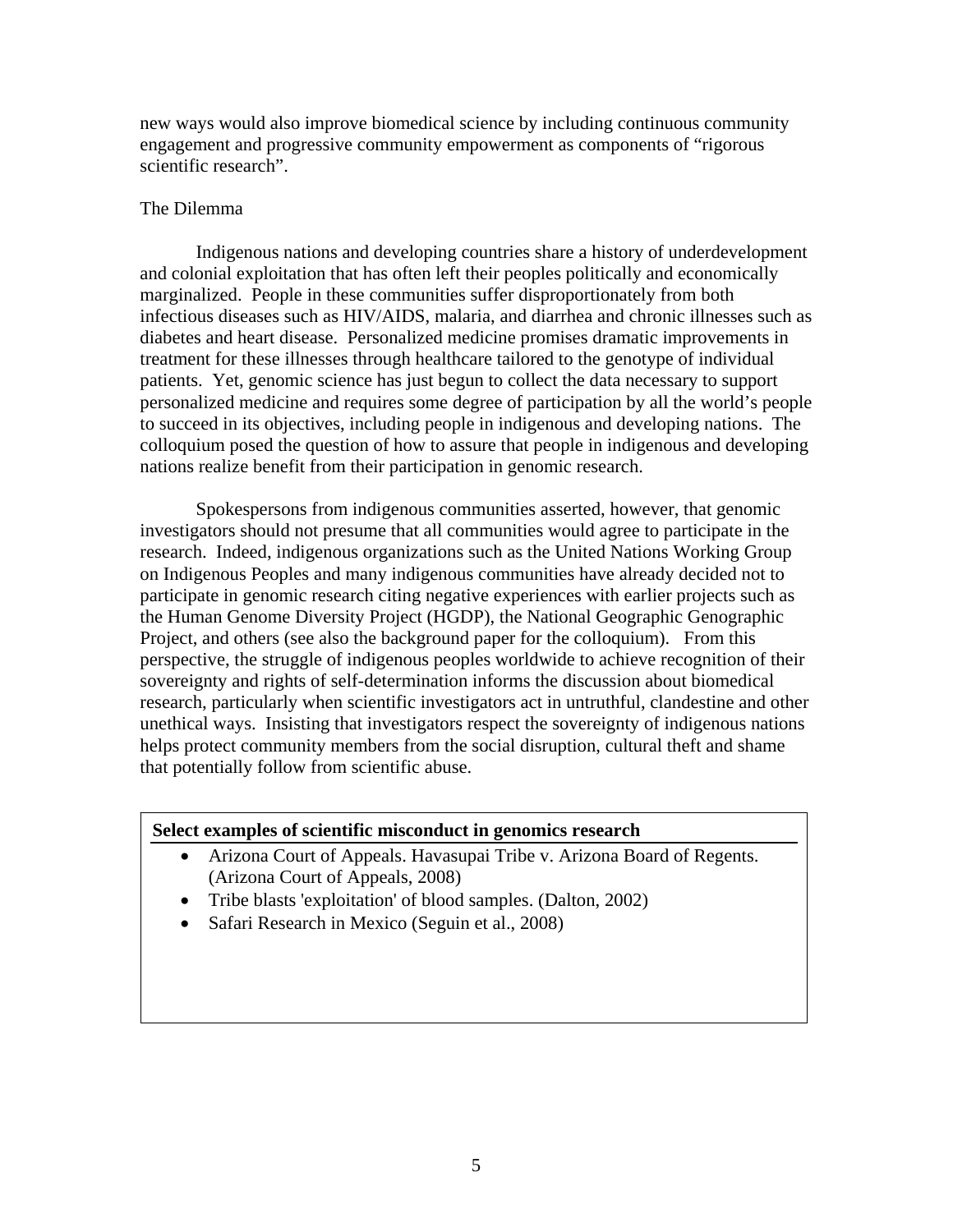new ways would also improve biomedical science by including continuous community engagement and progressive community empowerment as components of "rigorous scientific research".

## The Dilemma

Indigenous nations and developing countries share a history of underdevelopment and colonial exploitation that has often left their peoples politically and economically marginalized. People in these communities suffer disproportionately from both infectious diseases such as HIV/AIDS, malaria, and diarrhea and chronic illnesses such as diabetes and heart disease. Personalized medicine promises dramatic improvements in treatment for these illnesses through healthcare tailored to the genotype of individual patients. Yet, genomic science has just begun to collect the data necessary to support personalized medicine and requires some degree of participation by all the world's people to succeed in its objectives, including people in indigenous and developing nations. The colloquium posed the question of how to assure that people in indigenous and developing nations realize benefit from their participation in genomic research.

Spokespersons from indigenous communities asserted, however, that genomic investigators should not presume that all communities would agree to participate in the research. Indeed, indigenous organizations such as the United Nations Working Group on Indigenous Peoples and many indigenous communities have already decided not to participate in genomic research citing negative experiences with earlier projects such as the Human Genome Diversity Project (HGDP), the National Geographic Genographic Project, and others (see also the background paper for the colloquium). From this perspective, the struggle of indigenous peoples worldwide to achieve recognition of their sovereignty and rights of self-determination informs the discussion about biomedical research, particularly when scientific investigators act in untruthful, clandestine and other unethical ways. Insisting that investigators respect the sovereignty of indigenous nations helps protect community members from the social disruption, cultural theft and shame that potentially follow from scientific abuse.

**Select examples of scientific misconduct in genomics research**

- Arizona Court of Appeals. Havasupai Tribe v. Arizona Board of Regents. (Arizona Court of Appeals, 2008)
- Tribe blasts 'exploitation' of blood samples. (Dalton, 2002)
- Safari Research in Mexico (Seguin et al., 2008)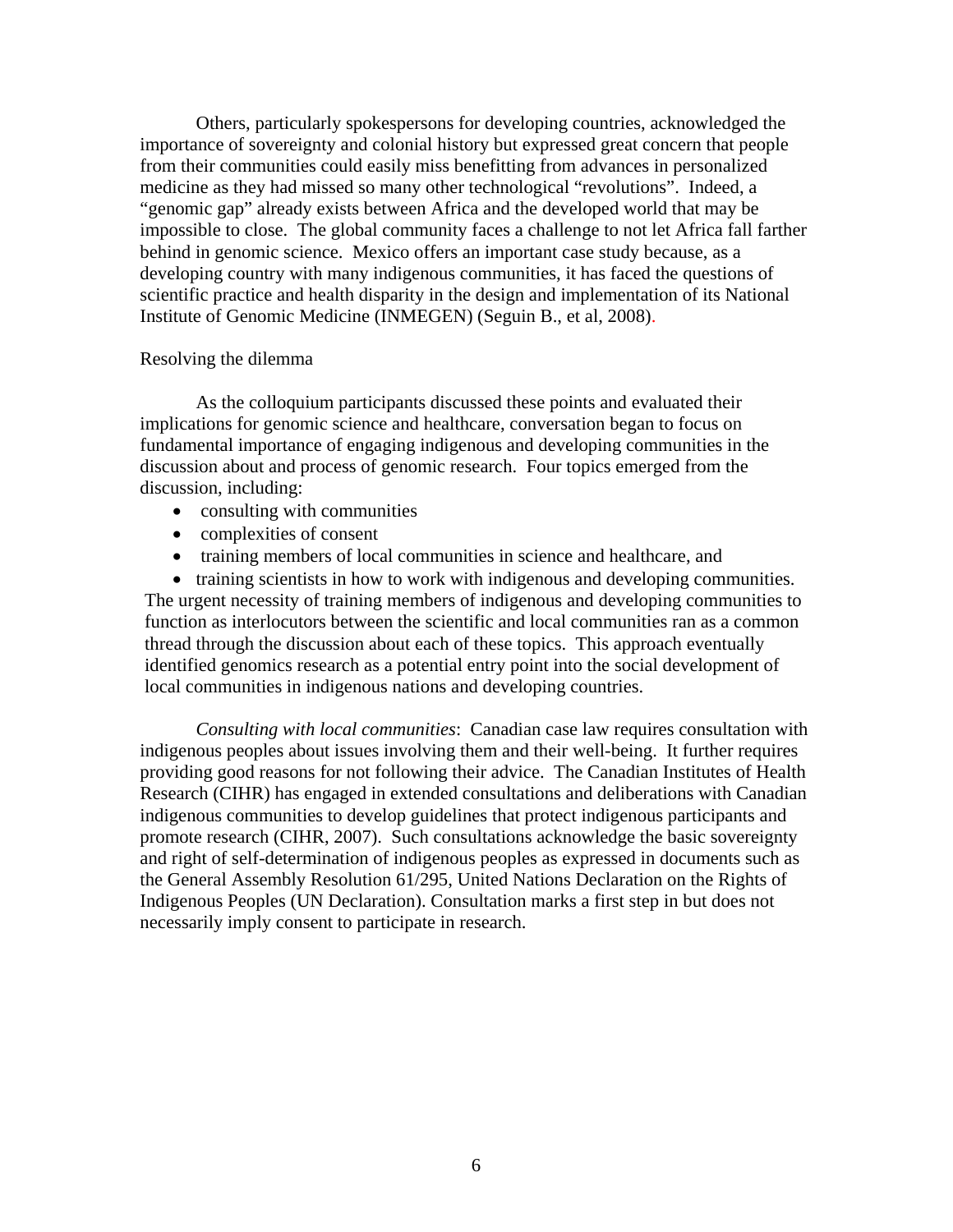Others, particularly spokespersons for developing countries, acknowledged the importance of sovereignty and colonial history but expressed great concern that people from their communities could easily miss benefitting from advances in personalized medicine as they had missed so many other technological "revolutions". Indeed, a "genomic gap" already exists between Africa and the developed world that may be impossible to close. The global community faces a challenge to not let Africa fall farther behind in genomic science. Mexico offers an important case study because, as a developing country with many indigenous communities, it has faced the questions of scientific practice and health disparity in the design and implementation of its National Institute of Genomic Medicine (INMEGEN) (Seguin B., et al, 2008).

## Resolving the dilemma

As the colloquium participants discussed these points and evaluated their implications for genomic science and healthcare, conversation began to focus on fundamental importance of engaging indigenous and developing communities in the discussion about and process of genomic research. Four topics emerged from the discussion, including:

- consulting with communities
- complexities of consent
- training members of local communities in science and healthcare, and
- training scientists in how to work with indigenous and developing communities.

The urgent necessity of training members of indigenous and developing communities to function as interlocutors between the scientific and local communities ran as a common thread through the discussion about each of these topics. This approach eventually identified genomics research as a potential entry point into the social development of local communities in indigenous nations and developing countries.

*Consulting with local communities*: Canadian case law requires consultation with indigenous peoples about issues involving them and their well-being. It further requires providing good reasons for not following their advice. The Canadian Institutes of Health Research (CIHR) has engaged in extended consultations and deliberations with Canadian indigenous communities to develop guidelines that protect indigenous participants and promote research (CIHR, 2007). Such consultations acknowledge the basic sovereignty and right of self-determination of indigenous peoples as expressed in documents such as the General Assembly Resolution 61/295, United Nations Declaration on the Rights of Indigenous Peoples (UN Declaration). Consultation marks a first step in but does not necessarily imply consent to participate in research.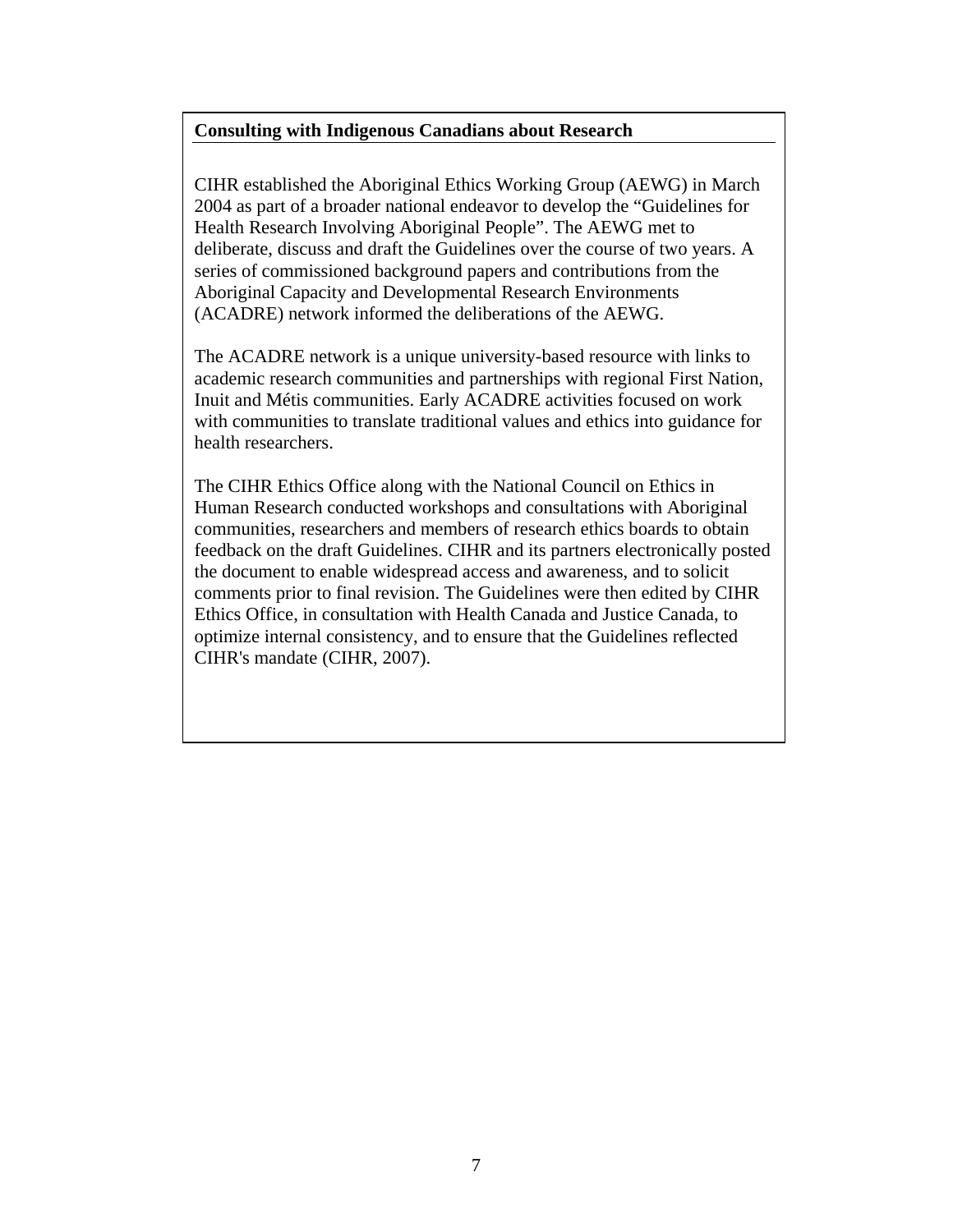**Consulting with Indigenous Canadians about Research**

CIHR established the Aboriginal Ethics Working Group (AEWG) in March 2004 as part of a broader national endeavor to develop the "Guidelines for Health Research Involving Aboriginal People". The AEWG met to deliberate, discuss and draft the Guidelines over the course of two years. A series of commissioned background papers and contributions from the Aboriginal Capacity and Developmental Research Environments (ACADRE) network informed the deliberations of the AEWG.

The ACADRE network is a unique university-based resource with links to academic research communities and partnerships with regional First Nation, Inuit and Métis communities. Early ACADRE activities focused on work with communities to translate traditional values and ethics into guidance for health researchers.

The CIHR Ethics Office along with the National Council on Ethics in Human Research conducted workshops and consultations with Aboriginal communities, researchers and members of research ethics boards to obtain feedback on the draft Guidelines. CIHR and its partners electronically posted the document to enable widespread access and awareness, and to solicit comments prior to final revision. The Guidelines were then edited by CIHR Ethics Office, in consultation with Health Canada and Justice Canada, to optimize internal consistency, and to ensure that the Guidelines reflected CIHR's mandate (CIHR, 2007).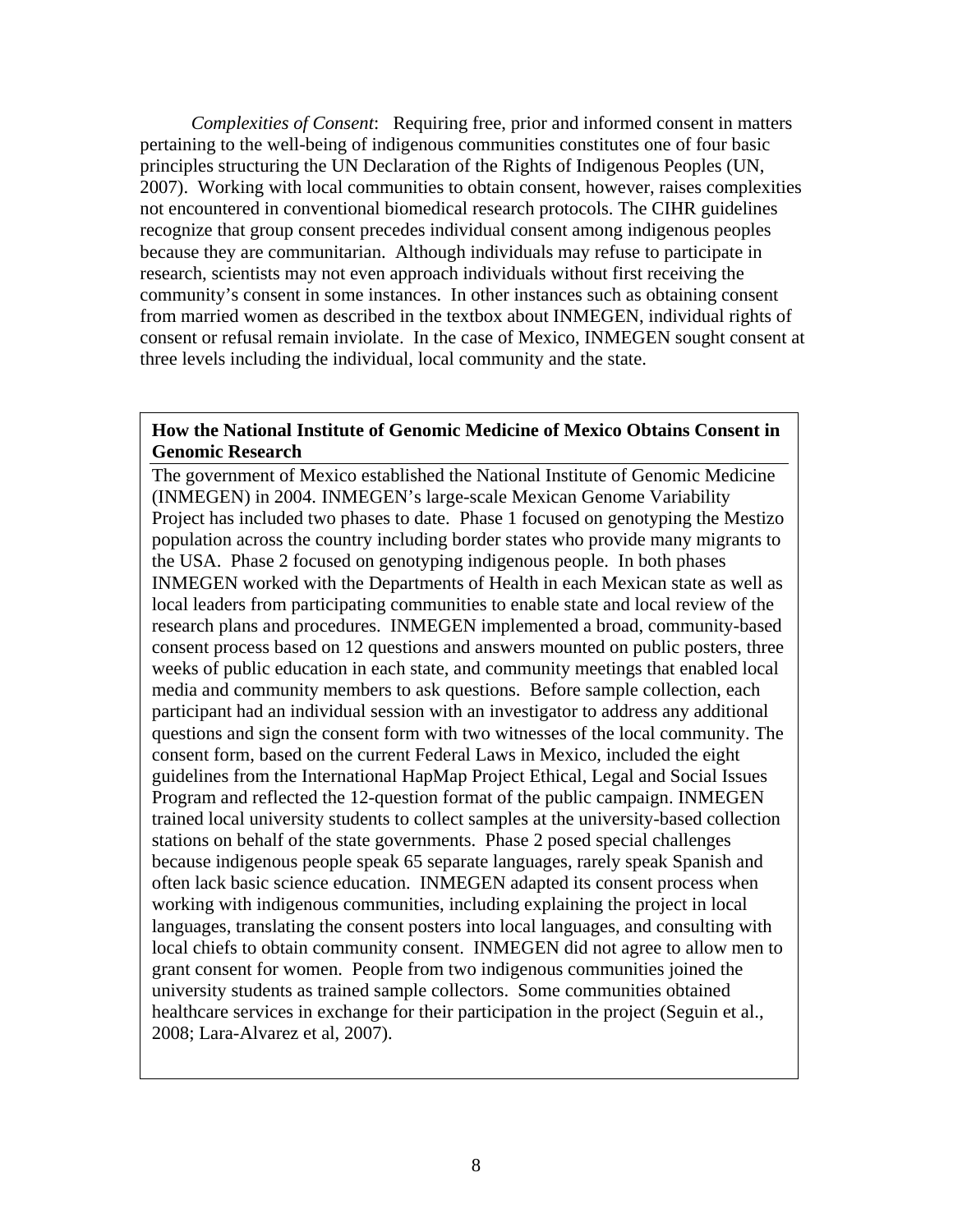*Complexities of Consent*: Requiring free, prior and informed consent in matters pertaining to the well-being of indigenous communities constitutes one of four basic principles structuring the UN Declaration of the Rights of Indigenous Peoples (UN, 2007). Working with local communities to obtain consent, however, raises complexities not encountered in conventional biomedical research protocols. The CIHR guidelines recognize that group consent precedes individual consent among indigenous peoples because they are communitarian. Although individuals may refuse to participate in research, scientists may not even approach individuals without first receiving the community's consent in some instances. In other instances such as obtaining consent from married women as described in the textbox about INMEGEN, individual rights of consent or refusal remain inviolate. In the case of Mexico, INMEGEN sought consent at three levels including the individual, local community and the state.

**How the National Institute of Genomic Medicine of Mexico Obtains Consent in Genomic Research**

The government of Mexico established the National Institute of Genomic Medicine (INMEGEN) in 2004. INMEGEN's large-scale Mexican Genome Variability Project has included two phases to date. Phase 1 focused on genotyping the Mestizo population across the country including border states who provide many migrants to the USA. Phase 2 focused on genotyping indigenous people. In both phases INMEGEN worked with the Departments of Health in each Mexican state as well as local leaders from participating communities to enable state and local review of the research plans and procedures. INMEGEN implemented a broad, community-based consent process based on 12 questions and answers mounted on public posters, three weeks of public education in each state, and community meetings that enabled local media and community members to ask questions. Before sample collection, each participant had an individual session with an investigator to address any additional questions and sign the consent form with two witnesses of the local community. The consent form, based on the current Federal Laws in Mexico, included the eight guidelines from the International HapMap Project Ethical, Legal and Social Issues Program and reflected the 12-question format of the public campaign. INMEGEN trained local university students to collect samples at the university-based collection stations on behalf of the state governments. Phase 2 posed special challenges because indigenous people speak 65 separate languages, rarely speak Spanish and often lack basic science education. INMEGEN adapted its consent process when working with indigenous communities, including explaining the project in local languages, translating the consent posters into local languages, and consulting with local chiefs to obtain community consent. INMEGEN did not agree to allow men to grant consent for women. People from two indigenous communities joined the university students as trained sample collectors. Some communities obtained healthcare services in exchange for their participation in the project (Seguin et al., 2008; Lara-Alvarez et al, 2007).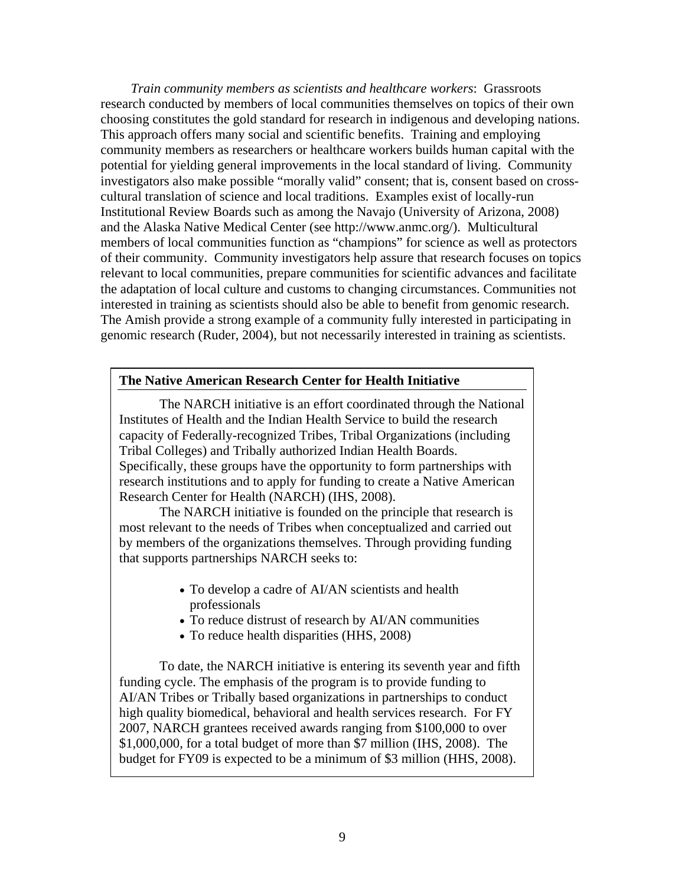*Train community members as scientists and healthcare workers*: Grassroots research conducted by members of local communities themselves on topics of their own choosing constitutes the gold standard for research in indigenous and developing nations. This approach offers many social and scientific benefits. Training and employing community members as researchers or healthcare workers builds human capital with the potential for yielding general improvements in the local standard of living. Community investigators also make possible "morally valid" consent; that is, consent based on cross-cultural translation of science and local traditions. Examples exist of locally-run Institutional Review Boards such as among the Navajo (University of Arizona, 2008) and the Alaska Native Medical Center (see http://www.anmc.org/). Multicultural members of local communities function as "champions" for science as well as protectors of their community. Community investigators help assure that research focuses on topics relevant to local communities, prepare communities for scientific advances and facilitate the adaptation of local culture and customs to changing circumstances. Communities not interested in training as scientists should also be able to benefit from genomic research. The Amish provide a strong example of a community fully interested in participating in genomic research (Ruder, 2004), but not necessarily interested in training as scientists.

**The Native American Research Center for Health Initiative**

The NARCH initiative is an effort coordinated through the National Institutes of Health and the Indian Health Service to build the research capacity of Federally-recognized Tribes, Tribal Organizations (including Tribal Colleges) and Tribally authorized Indian Health Boards. Specifically, these groups have the opportunity to form partnerships with research institutions and to apply for funding to create a Native American Research Center for Health (NARCH) (IHS, 2008).

The NARCH initiative is founded on the principle that research is most relevant to the needs of Tribes when conceptualized and carried out by members of the organizations themselves. Through providing funding that supports partnerships NARCH seeks to:

- To develop a cadre of AI/AN scientists and health professionals
- To reduce distrust of research by AI/AN communities
- To reduce health disparities (HHS, 2008)

To date, the NARCH initiative is entering its seventh year and fifth funding cycle. The emphasis of the program is to provide funding to AI/AN Tribes or Tribally based organizations in partnerships to conduct high quality biomedical, behavioral and health services research. For FY 2007, NARCH grantees received awards ranging from $100,000 to over $1,000,000, for a total budget of more than $7 million (IHS, 2008). The budget for FY09 is expected to be a minimum of $3 million (HHS, 2008).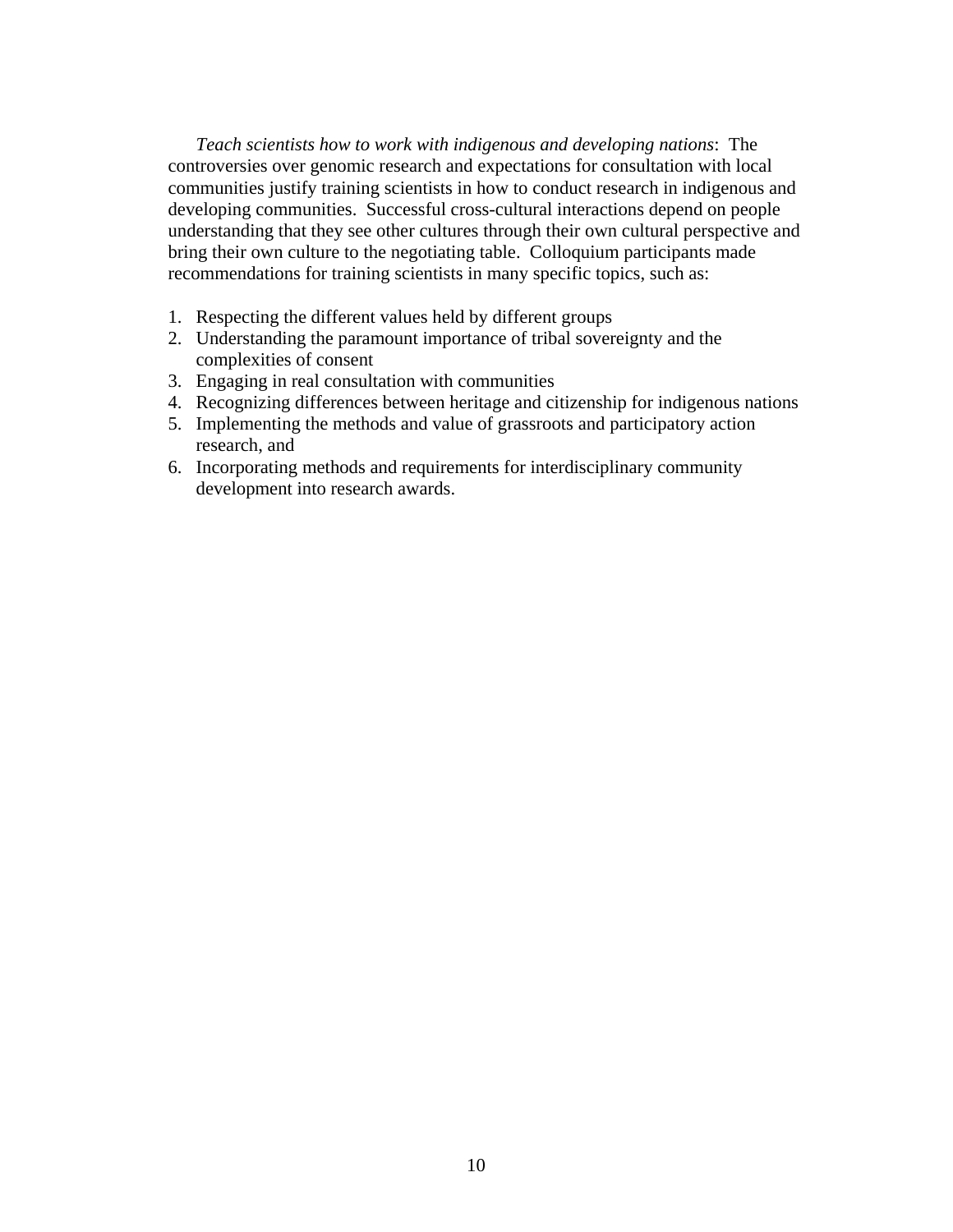*Teach scientists how to work with indigenous and developing nations*: The controversies over genomic research and expectations for consultation with local communities justify training scientists in how to conduct research in indigenous and developing communities. Successful cross-cultural interactions depend on people understanding that they see other cultures through their own cultural perspective and bring their own culture to the negotiating table. Colloquium participants made recommendations for training scientists in many specific topics, such as:

1. Respecting the different values held by different groups
2. Understanding the paramount importance of tribal sovereignty and the complexities of consent
3. Engaging in real consultation with communities
4. Recognizing differences between heritage and citizenship for indigenous nations
5. Implementing the methods and value of grassroots and participatory action research, and
6. Incorporating methods and requirements for interdisciplinary community development into research awards.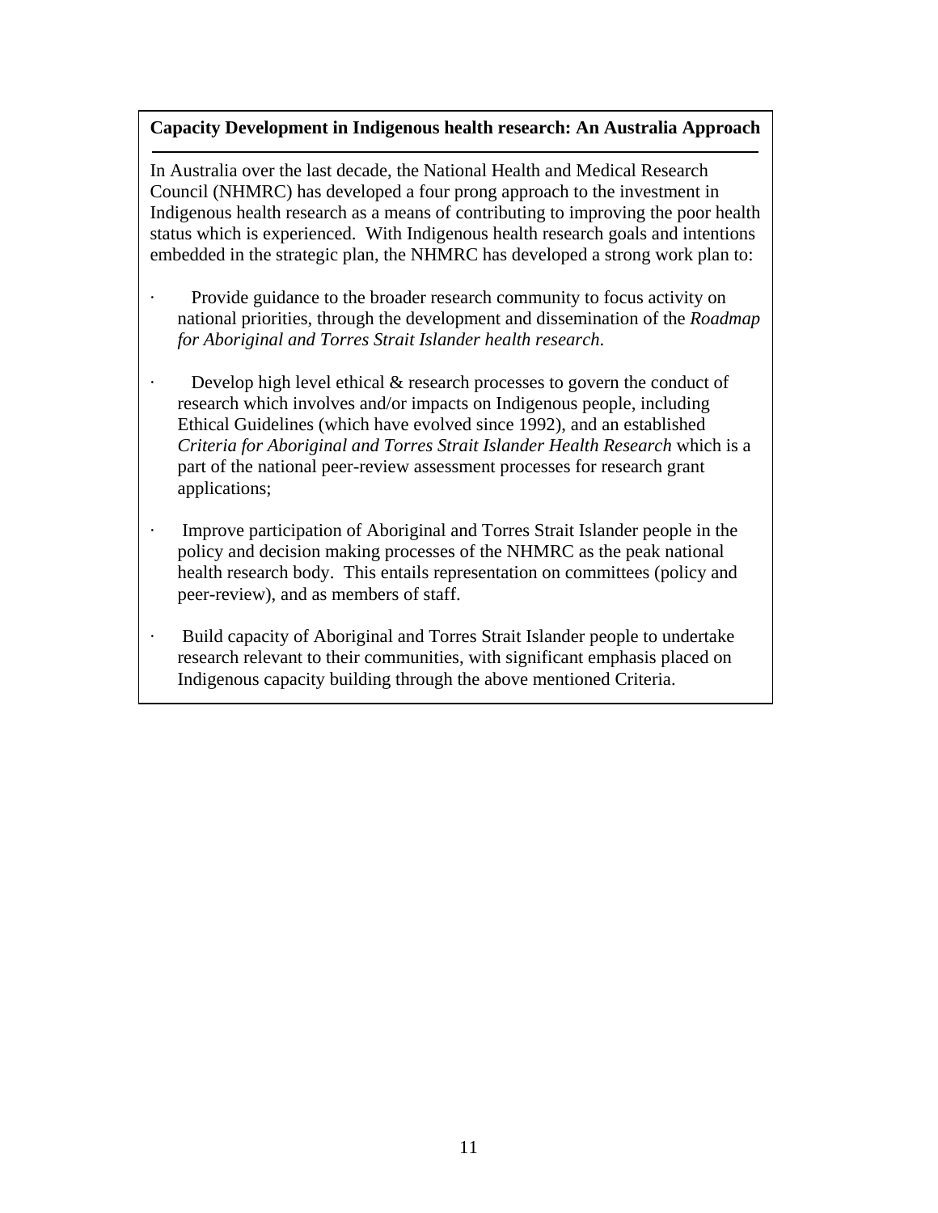**Capacity Development in Indigenous health research: An Australia Approach**

In Australia over the last decade, the National Health and Medical Research Council (NHMRC) has developed a four prong approach to the investment in Indigenous health research as a means of contributing to improving the poor health status which is experienced. With Indigenous health research goals and intentions embedded in the strategic plan, the NHMRC has developed a strong work plan to:

- Provide guidance to the broader research community to focus activity on national priorities, through the development and dissemination of the *Roadmap for Aboriginal and Torres Strait Islander health research*.
- Develop high level ethical & research processes to govern the conduct of research which involves and/or impacts on Indigenous people, including Ethical Guidelines (which have evolved since 1992), and an established *Criteria for Aboriginal and Torres Strait Islander Health Research* which is a part of the national peer-review assessment processes for research grant applications;
- Improve participation of Aboriginal and Torres Strait Islander people in the policy and decision making processes of the NHMRC as the peak national health research body. This entails representation on committees (policy and peer-review), and as members of staff.
- Build capacity of Aboriginal and Torres Strait Islander people to undertake research relevant to their communities, with significant emphasis placed on Indigenous capacity building through the above mentioned Criteria.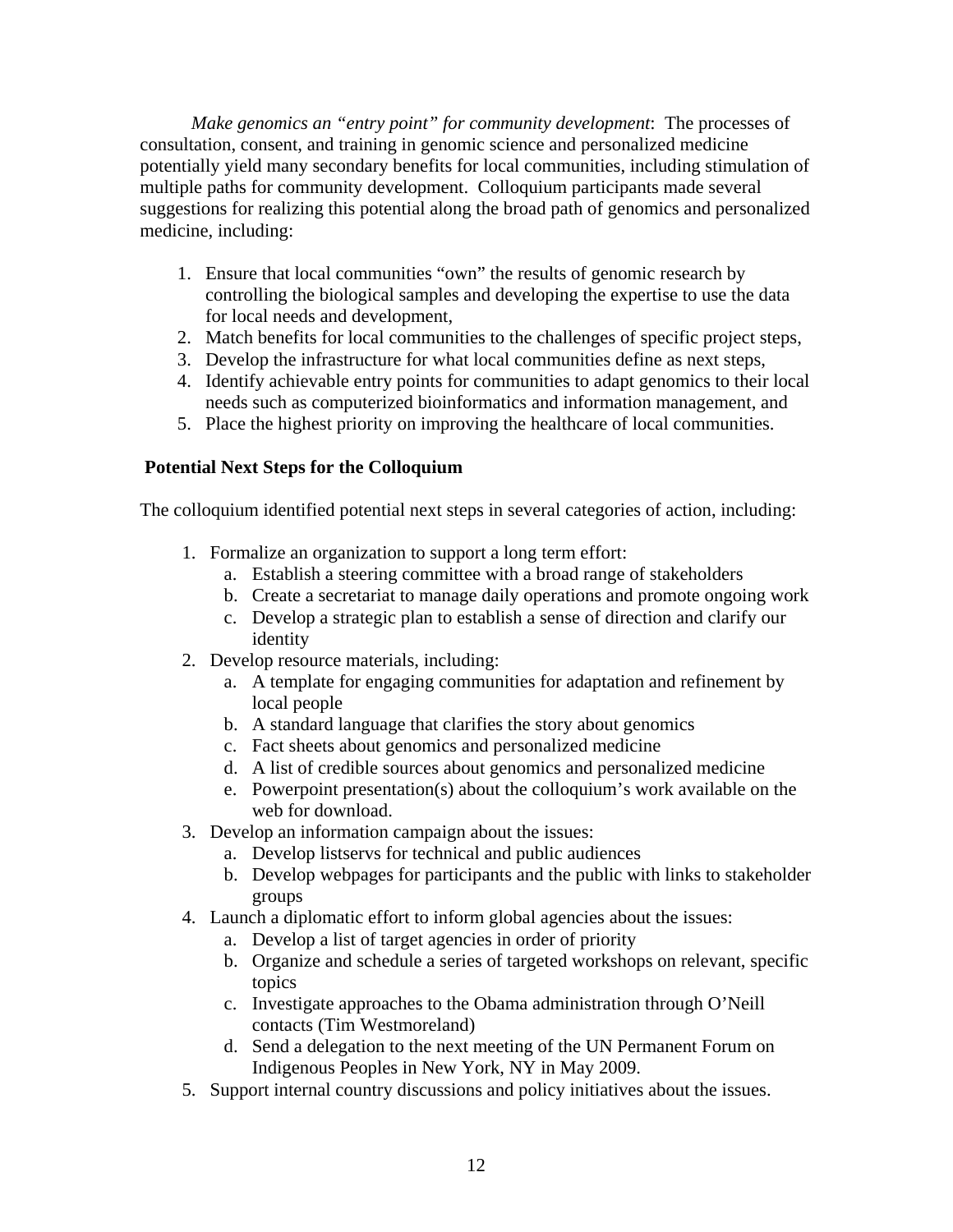*Make genomics an "entry point" for community development*: The processes of consultation, consent, and training in genomic science and personalized medicine potentially yield many secondary benefits for local communities, including stimulation of multiple paths for community development. Colloquium participants made several suggestions for realizing this potential along the broad path of genomics and personalized medicine, including:

1. Ensure that local communities "own" the results of genomic research by controlling the biological samples and developing the expertise to use the data for local needs and development,
2. Match benefits for local communities to the challenges of specific project steps,
3. Develop the infrastructure for what local communities define as next steps,
4. Identify achievable entry points for communities to adapt genomics to their local needs such as computerized bioinformatics and information management, and
5. Place the highest priority on improving the healthcare of local communities.

**Potential Next Steps for the Colloquium**

The colloquium identified potential next steps in several categories of action, including:

1. Formalize an organization to support a long term effort:
   a. Establish a steering committee with a broad range of stakeholders
   b. Create a secretariat to manage daily operations and promote ongoing work
   c. Develop a strategic plan to establish a sense of direction and clarify our identity
2. Develop resource materials, including:
   a. A template for engaging communities for adaptation and refinement by local people
   b. A standard language that clarifies the story about genomics
   c. Fact sheets about genomics and personalized medicine
   d. A list of credible sources about genomics and personalized medicine
   e. Powerpoint presentation(s) about the colloquium's work available on the web for download.
3. Develop an information campaign about the issues:
   a. Develop listservs for technical and public audiences
   b. Develop webpages for participants and the public with links to stakeholder groups
4. Launch a diplomatic effort to inform global agencies about the issues:
   a. Develop a list of target agencies in order of priority
   b. Organize and schedule a series of targeted workshops on relevant, specific topics
   c. Investigate approaches to the Obama administration through O'Neill contacts (Tim Westmoreland)
   d. Send a delegation to the next meeting of the UN Permanent Forum on Indigenous Peoples in New York, NY in May 2009.
5. Support internal country discussions and policy initiatives about the issues.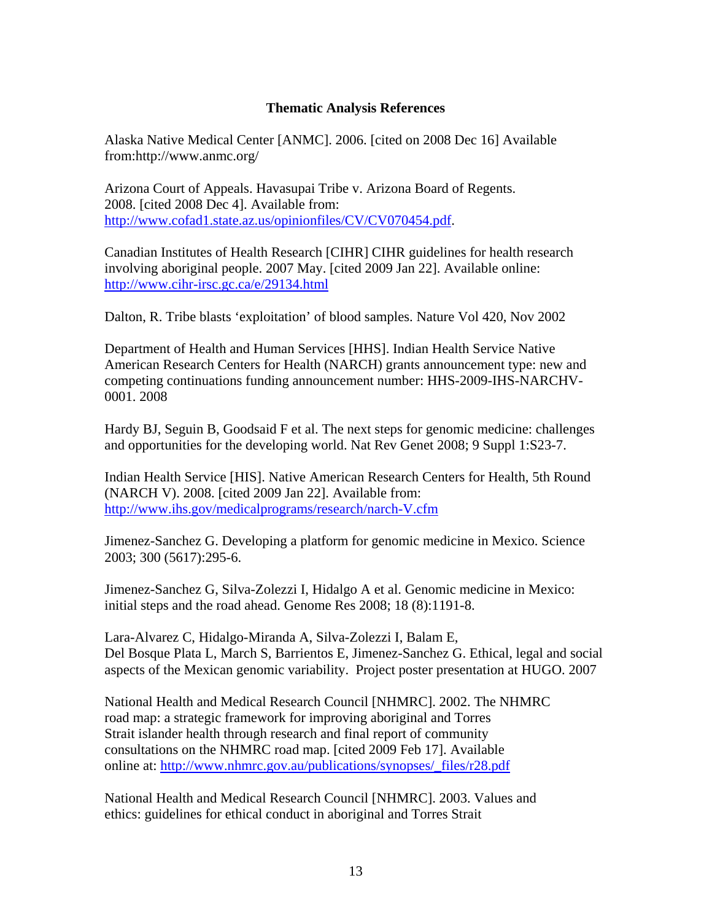**Thematic Analysis References**

Alaska Native Medical Center [ANMC]. 2006. [cited on 2008 Dec 16] Available from:http://www.anmc.org/

Arizona Court of Appeals. Havasupai Tribe v. Arizona Board of Regents. 2008. [cited 2008 Dec 4]. Available from: http://www.cofad1.state.az.us/opinionfiles/CV/CV070454.pdf.

Canadian Institutes of Health Research [CIHR] CIHR guidelines for health research involving aboriginal people. 2007 May. [cited 2009 Jan 22]. Available online: http://www.cihr-irsc.gc.ca/e/29134.html

Dalton, R. Tribe blasts 'exploitation' of blood samples. Nature Vol 420, Nov 2002

Department of Health and Human Services [HHS]. Indian Health Service Native American Research Centers for Health (NARCH) grants announcement type: new and competing continuations funding announcement number: HHS-2009-IHS-NARCHV-0001. 2008

Hardy BJ, Seguin B, Goodsaid F et al. The next steps for genomic medicine: challenges and opportunities for the developing world. Nat Rev Genet 2008; 9 Suppl 1:S23-7.

Indian Health Service [HIS]. Native American Research Centers for Health, 5th Round (NARCH V). 2008. [cited 2009 Jan 22]. Available from: http://www.ihs.gov/medicalprograms/research/narch-V.cfm

Jimenez-Sanchez G. Developing a platform for genomic medicine in Mexico. Science 2003; 300 (5617):295-6.

Jimenez-Sanchez G, Silva-Zolezzi I, Hidalgo A et al. Genomic medicine in Mexico: initial steps and the road ahead. Genome Res 2008; 18 (8):1191-8.

Lara-Alvarez C, Hidalgo-Miranda A, Silva-Zolezzi I, Balam E, Del Bosque Plata L, March S, Barrientos E, Jimenez-Sanchez G. Ethical, legal and social aspects of the Mexican genomic variability. Project poster presentation at HUGO. 2007

National Health and Medical Research Council [NHMRC]. 2002. The NHMRC road map: a strategic framework for improving aboriginal and Torres Strait islander health through research and final report of community consultations on the NHMRC road map. [cited 2009 Feb 17]. Available online at: http://www.nhmrc.gov.au/publications/synopses/_files/r28.pdf

National Health and Medical Research Council [NHMRC]. 2003. Values and ethics: guidelines for ethical conduct in aboriginal and Torres Strait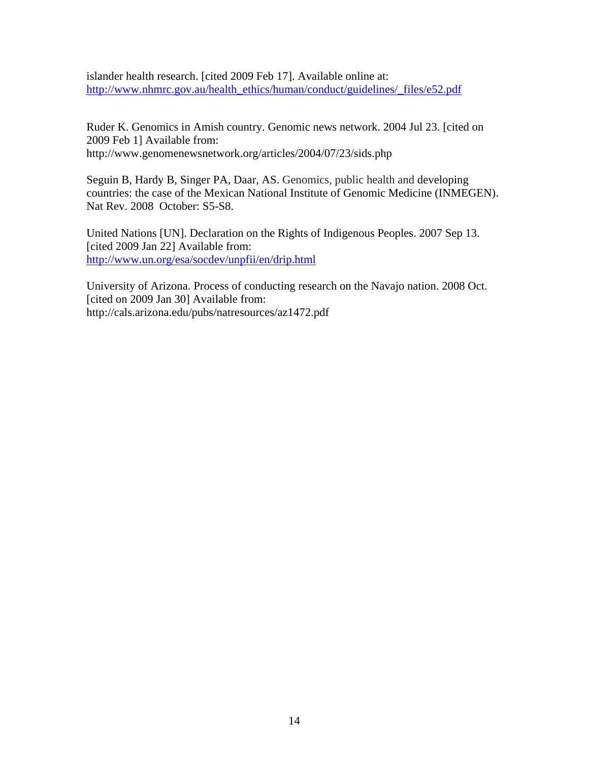islander health research. [cited 2009 Feb 17]. Available online at: http://www.nhmrc.gov.au/health_ethics/human/conduct/guidelines/_files/e52.pdf

Ruder K. Genomics in Amish country. Genomic news network. 2004 Jul 23. [cited on 2009 Feb 1] Available from: http://www.genomenewsnetwork.org/articles/2004/07/23/sids.php

Seguin B, Hardy B, Singer PA, Daar, AS. Genomics, public health and developing countries: the case of the Mexican National Institute of Genomic Medicine (INMEGEN). Nat Rev. 2008 October: S5-S8.

United Nations [UN]. Declaration on the Rights of Indigenous Peoples. 2007 Sep 13. [cited 2009 Jan 22] Available from: http://www.un.org/esa/socdev/unpfii/en/drip.html

University of Arizona. Process of conducting research on the Navajo nation. 2008 Oct. [cited on 2009 Jan 30] Available from: http://cals.arizona.edu/pubs/natresources/az1472.pdf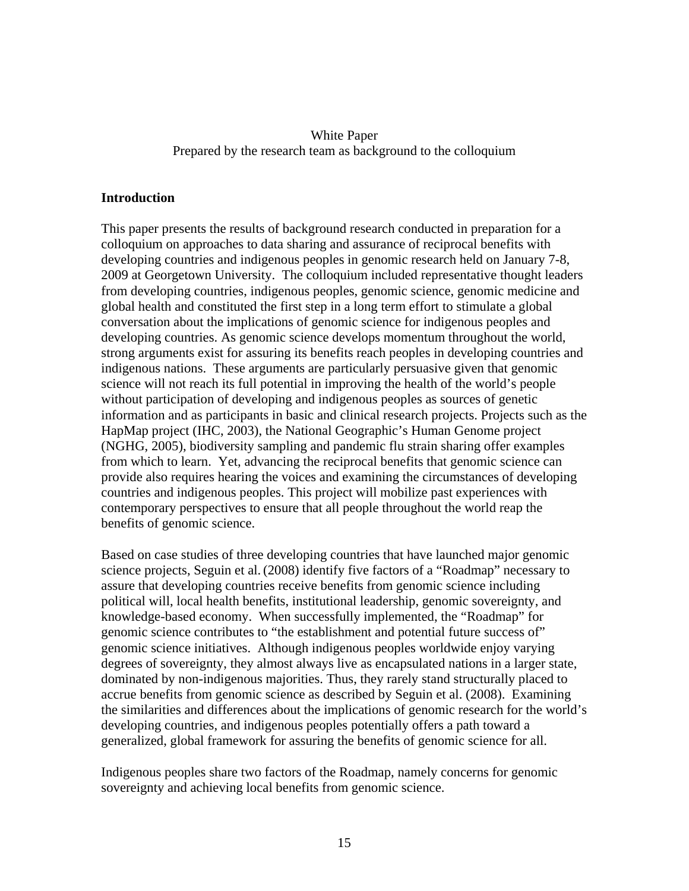White Paper
Prepared by the research team as background to the colloquium

## Introduction

This paper presents the results of background research conducted in preparation for a colloquium on approaches to data sharing and assurance of reciprocal benefits with developing countries and indigenous peoples in genomic research held on January 7-8, 2009 at Georgetown University. The colloquium included representative thought leaders from developing countries, indigenous peoples, genomic science, genomic medicine and global health and constituted the first step in a long term effort to stimulate a global conversation about the implications of genomic science for indigenous peoples and developing countries. As genomic science develops momentum throughout the world, strong arguments exist for assuring its benefits reach peoples in developing countries and indigenous nations. These arguments are particularly persuasive given that genomic science will not reach its full potential in improving the health of the world's people without participation of developing and indigenous peoples as sources of genetic information and as participants in basic and clinical research projects. Projects such as the HapMap project (IHC, 2003), the National Geographic's Human Genome project (NGHG, 2005), biodiversity sampling and pandemic flu strain sharing offer examples from which to learn. Yet, advancing the reciprocal benefits that genomic science can provide also requires hearing the voices and examining the circumstances of developing countries and indigenous peoples. This project will mobilize past experiences with contemporary perspectives to ensure that all people throughout the world reap the benefits of genomic science.

Based on case studies of three developing countries that have launched major genomic science projects, Seguin et al. (2008) identify five factors of a "Roadmap" necessary to assure that developing countries receive benefits from genomic science including political will, local health benefits, institutional leadership, genomic sovereignty, and knowledge-based economy. When successfully implemented, the "Roadmap" for genomic science contributes to "the establishment and potential future success of" genomic science initiatives. Although indigenous peoples worldwide enjoy varying degrees of sovereignty, they almost always live as encapsulated nations in a larger state, dominated by non-indigenous majorities. Thus, they rarely stand structurally placed to accrue benefits from genomic science as described by Seguin et al. (2008). Examining the similarities and differences about the implications of genomic research for the world's developing countries, and indigenous peoples potentially offers a path toward a generalized, global framework for assuring the benefits of genomic science for all.

Indigenous peoples share two factors of the Roadmap, namely concerns for genomic sovereignty and achieving local benefits from genomic science.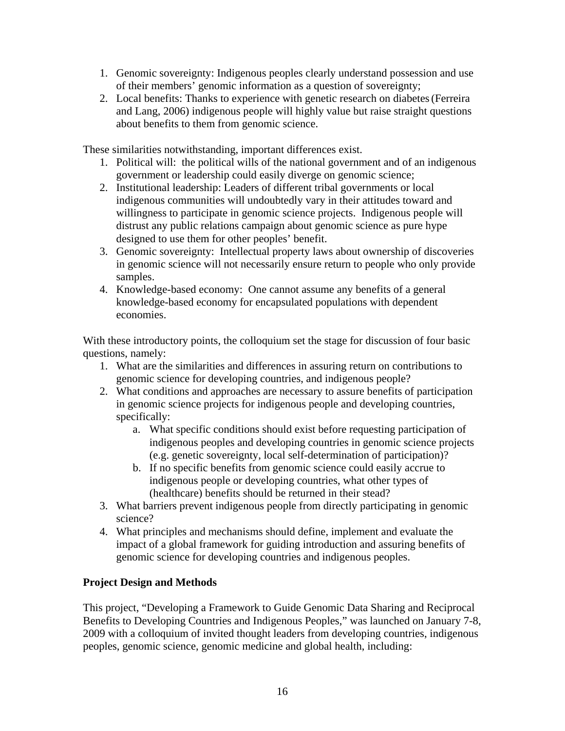1. Genomic sovereignty: Indigenous peoples clearly understand possession and use of their members' genomic information as a question of sovereignty;
2. Local benefits: Thanks to experience with genetic research on diabetes (Ferreira and Lang, 2006) indigenous people will highly value but raise straight questions about benefits to them from genomic science.

These similarities notwithstanding, important differences exist.

1. Political will: the political wills of the national government and of an indigenous government or leadership could easily diverge on genomic science;
2. Institutional leadership: Leaders of different tribal governments or local indigenous communities will undoubtedly vary in their attitudes toward and willingness to participate in genomic science projects. Indigenous people will distrust any public relations campaign about genomic science as pure hype designed to use them for other peoples' benefit.
3. Genomic sovereignty: Intellectual property laws about ownership of discoveries in genomic science will not necessarily ensure return to people who only provide samples.
4. Knowledge-based economy: One cannot assume any benefits of a general knowledge-based economy for encapsulated populations with dependent economies.

With these introductory points, the colloquium set the stage for discussion of four basic questions, namely:

1. What are the similarities and differences in assuring return on contributions to genomic science for developing countries, and indigenous people?
2. What conditions and approaches are necessary to assure benefits of participation in genomic science projects for indigenous people and developing countries, specifically:
    a. What specific conditions should exist before requesting participation of indigenous peoples and developing countries in genomic science projects (e.g. genetic sovereignty, local self-determination of participation)?
    b. If no specific benefits from genomic science could easily accrue to indigenous people or developing countries, what other types of (healthcare) benefits should be returned in their stead?
3. What barriers prevent indigenous people from directly participating in genomic science?
4. What principles and mechanisms should define, implement and evaluate the impact of a global framework for guiding introduction and assuring benefits of genomic science for developing countries and indigenous peoples.

**Project Design and Methods**

This project, "Developing a Framework to Guide Genomic Data Sharing and Reciprocal Benefits to Developing Countries and Indigenous Peoples," was launched on January 7-8, 2009 with a colloquium of invited thought leaders from developing countries, indigenous peoples, genomic science, genomic medicine and global health, including: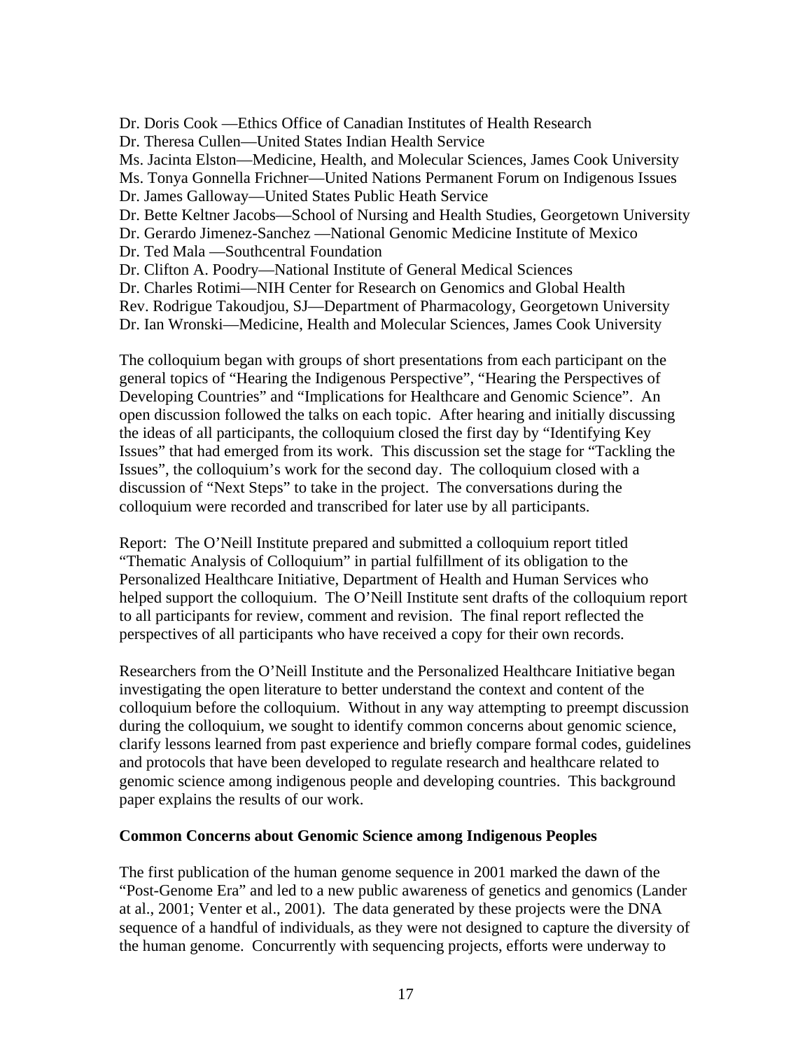Dr. Doris Cook —Ethics Office of Canadian Institutes of Health Research
Dr. Theresa Cullen—United States Indian Health Service
Ms. Jacinta Elston—Medicine, Health, and Molecular Sciences, James Cook University
Ms. Tonya Gonnella Frichner—United Nations Permanent Forum on Indigenous Issues
Dr. James Galloway—United States Public Heath Service
Dr. Bette Keltner Jacobs—School of Nursing and Health Studies, Georgetown University
Dr. Gerardo Jimenez-Sanchez —National Genomic Medicine Institute of Mexico
Dr. Ted Mala —Southcentral Foundation
Dr. Clifton A. Poodry—National Institute of General Medical Sciences
Dr. Charles Rotimi—NIH Center for Research on Genomics and Global Health
Rev. Rodrigue Takoudjou, SJ—Department of Pharmacology, Georgetown University
Dr. Ian Wronski—Medicine, Health and Molecular Sciences, James Cook University

The colloquium began with groups of short presentations from each participant on the general topics of "Hearing the Indigenous Perspective", "Hearing the Perspectives of Developing Countries" and "Implications for Healthcare and Genomic Science". An open discussion followed the talks on each topic. After hearing and initially discussing the ideas of all participants, the colloquium closed the first day by "Identifying Key Issues" that had emerged from its work. This discussion set the stage for "Tackling the Issues", the colloquium's work for the second day. The colloquium closed with a discussion of "Next Steps" to take in the project. The conversations during the colloquium were recorded and transcribed for later use by all participants.

Report: The O'Neill Institute prepared and submitted a colloquium report titled "Thematic Analysis of Colloquium" in partial fulfillment of its obligation to the Personalized Healthcare Initiative, Department of Health and Human Services who helped support the colloquium. The O'Neill Institute sent drafts of the colloquium report to all participants for review, comment and revision. The final report reflected the perspectives of all participants who have received a copy for their own records.

Researchers from the O'Neill Institute and the Personalized Healthcare Initiative began investigating the open literature to better understand the context and content of the colloquium before the colloquium. Without in any way attempting to preempt discussion during the colloquium, we sought to identify common concerns about genomic science, clarify lessons learned from past experience and briefly compare formal codes, guidelines and protocols that have been developed to regulate research and healthcare related to genomic science among indigenous people and developing countries. This background paper explains the results of our work.

**Common Concerns about Genomic Science among Indigenous Peoples**

The first publication of the human genome sequence in 2001 marked the dawn of the "Post-Genome Era" and led to a new public awareness of genetics and genomics (Lander at al., 2001; Venter et al., 2001). The data generated by these projects were the DNA sequence of a handful of individuals, as they were not designed to capture the diversity of the human genome. Concurrently with sequencing projects, efforts were underway to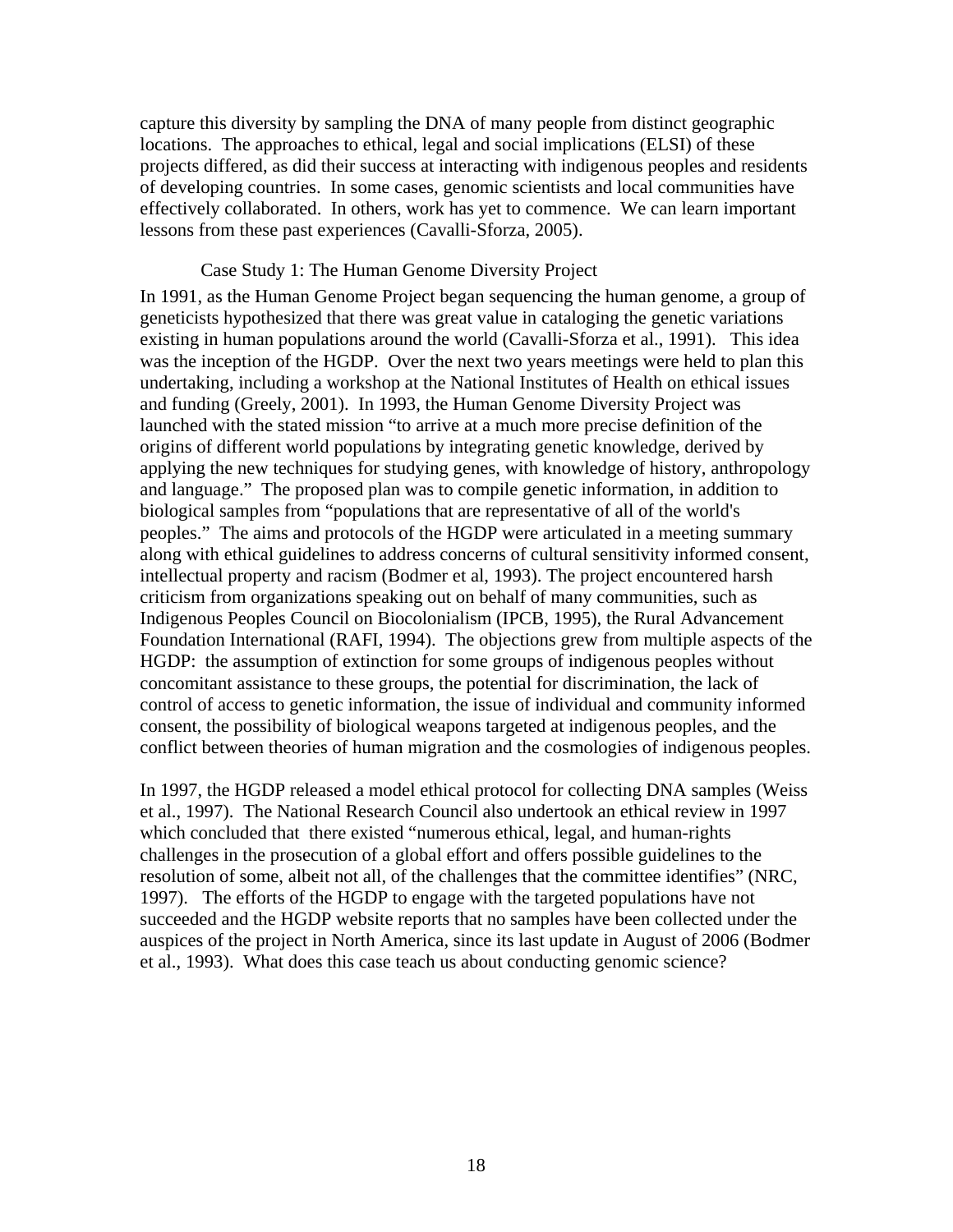capture this diversity by sampling the DNA of many people from distinct geographic locations. The approaches to ethical, legal and social implications (ELSI) of these projects differed, as did their success at interacting with indigenous peoples and residents of developing countries. In some cases, genomic scientists and local communities have effectively collaborated. In others, work has yet to commence. We can learn important lessons from these past experiences (Cavalli-Sforza, 2005).

### Case Study 1: The Human Genome Diversity Project

In 1991, as the Human Genome Project began sequencing the human genome, a group of geneticists hypothesized that there was great value in cataloging the genetic variations existing in human populations around the world (Cavalli-Sforza et al., 1991). This idea was the inception of the HGDP. Over the next two years meetings were held to plan this undertaking, including a workshop at the National Institutes of Health on ethical issues and funding (Greely, 2001). In 1993, the Human Genome Diversity Project was launched with the stated mission "to arrive at a much more precise definition of the origins of different world populations by integrating genetic knowledge, derived by applying the new techniques for studying genes, with knowledge of history, anthropology and language." The proposed plan was to compile genetic information, in addition to biological samples from "populations that are representative of all of the world's peoples." The aims and protocols of the HGDP were articulated in a meeting summary along with ethical guidelines to address concerns of cultural sensitivity informed consent, intellectual property and racism (Bodmer et al, 1993). The project encountered harsh criticism from organizations speaking out on behalf of many communities, such as Indigenous Peoples Council on Biocolonialism (IPCB, 1995), the Rural Advancement Foundation International (RAFI, 1994). The objections grew from multiple aspects of the HGDP: the assumption of extinction for some groups of indigenous peoples without concomitant assistance to these groups, the potential for discrimination, the lack of control of access to genetic information, the issue of individual and community informed consent, the possibility of biological weapons targeted at indigenous peoples, and the conflict between theories of human migration and the cosmologies of indigenous peoples.

In 1997, the HGDP released a model ethical protocol for collecting DNA samples (Weiss et al., 1997). The National Research Council also undertook an ethical review in 1997 which concluded that there existed "numerous ethical, legal, and human-rights challenges in the prosecution of a global effort and offers possible guidelines to the resolution of some, albeit not all, of the challenges that the committee identifies" (NRC, 1997). The efforts of the HGDP to engage with the targeted populations have not succeeded and the HGDP website reports that no samples have been collected under the auspices of the project in North America, since its last update in August of 2006 (Bodmer et al., 1993). What does this case teach us about conducting genomic science?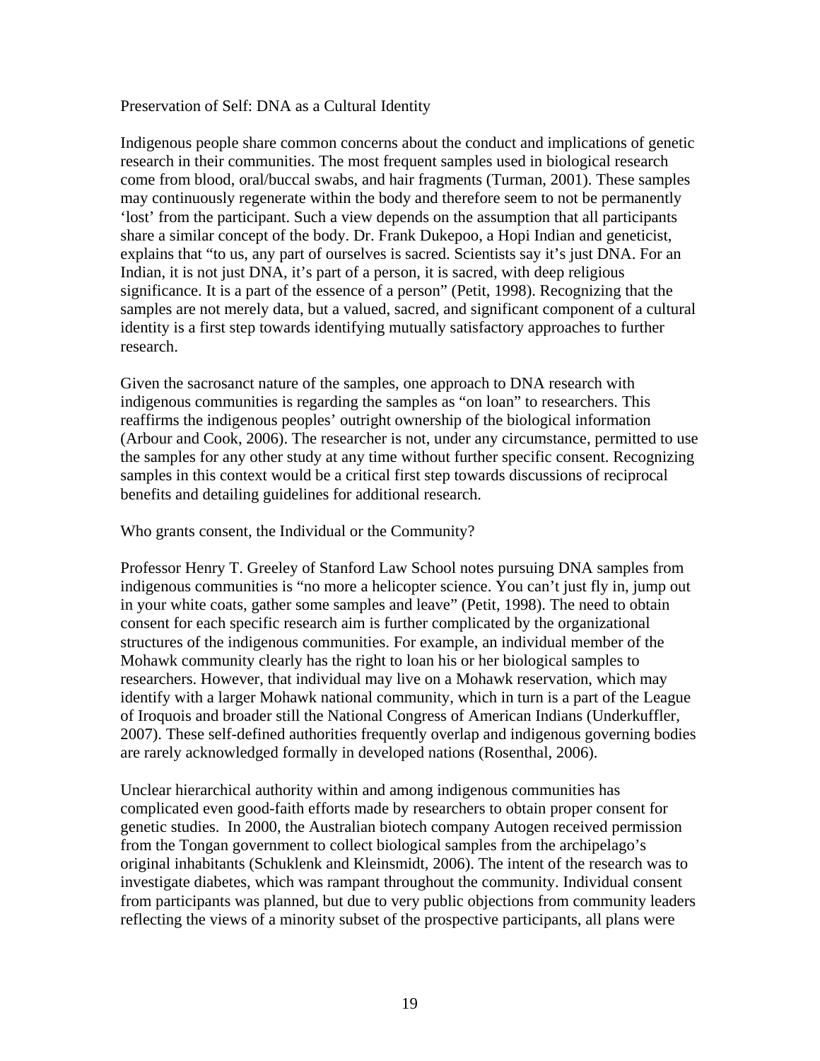## Preservation of Self: DNA as a Cultural Identity

Indigenous people share common concerns about the conduct and implications of genetic research in their communities. The most frequent samples used in biological research come from blood, oral/buccal swabs, and hair fragments (Turman, 2001). These samples may continuously regenerate within the body and therefore seem to not be permanently 'lost' from the participant. Such a view depends on the assumption that all participants share a similar concept of the body. Dr. Frank Dukepoo, a Hopi Indian and geneticist, explains that "to us, any part of ourselves is sacred. Scientists say it's just DNA. For an Indian, it is not just DNA, it's part of a person, it is sacred, with deep religious significance. It is a part of the essence of a person" (Petit, 1998). Recognizing that the samples are not merely data, but a valued, sacred, and significant component of a cultural identity is a first step towards identifying mutually satisfactory approaches to further research.

Given the sacrosanct nature of the samples, one approach to DNA research with indigenous communities is regarding the samples as "on loan" to researchers. This reaffirms the indigenous peoples' outright ownership of the biological information (Arbour and Cook, 2006). The researcher is not, under any circumstance, permitted to use the samples for any other study at any time without further specific consent. Recognizing samples in this context would be a critical first step towards discussions of reciprocal benefits and detailing guidelines for additional research.

## Who grants consent, the Individual or the Community?

Professor Henry T. Greeley of Stanford Law School notes pursuing DNA samples from indigenous communities is "no more a helicopter science. You can't just fly in, jump out in your white coats, gather some samples and leave" (Petit, 1998). The need to obtain consent for each specific research aim is further complicated by the organizational structures of the indigenous communities. For example, an individual member of the Mohawk community clearly has the right to loan his or her biological samples to researchers. However, that individual may live on a Mohawk reservation, which may identify with a larger Mohawk national community, which in turn is a part of the League of Iroquois and broader still the National Congress of American Indians (Underkuffler, 2007). These self-defined authorities frequently overlap and indigenous governing bodies are rarely acknowledged formally in developed nations (Rosenthal, 2006).

Unclear hierarchical authority within and among indigenous communities has complicated even good-faith efforts made by researchers to obtain proper consent for genetic studies. In 2000, the Australian biotech company Autogen received permission from the Tongan government to collect biological samples from the archipelago's original inhabitants (Schuklenk and Kleinsmidt, 2006). The intent of the research was to investigate diabetes, which was rampant throughout the community. Individual consent from participants was planned, but due to very public objections from community leaders reflecting the views of a minority subset of the prospective participants, all plans were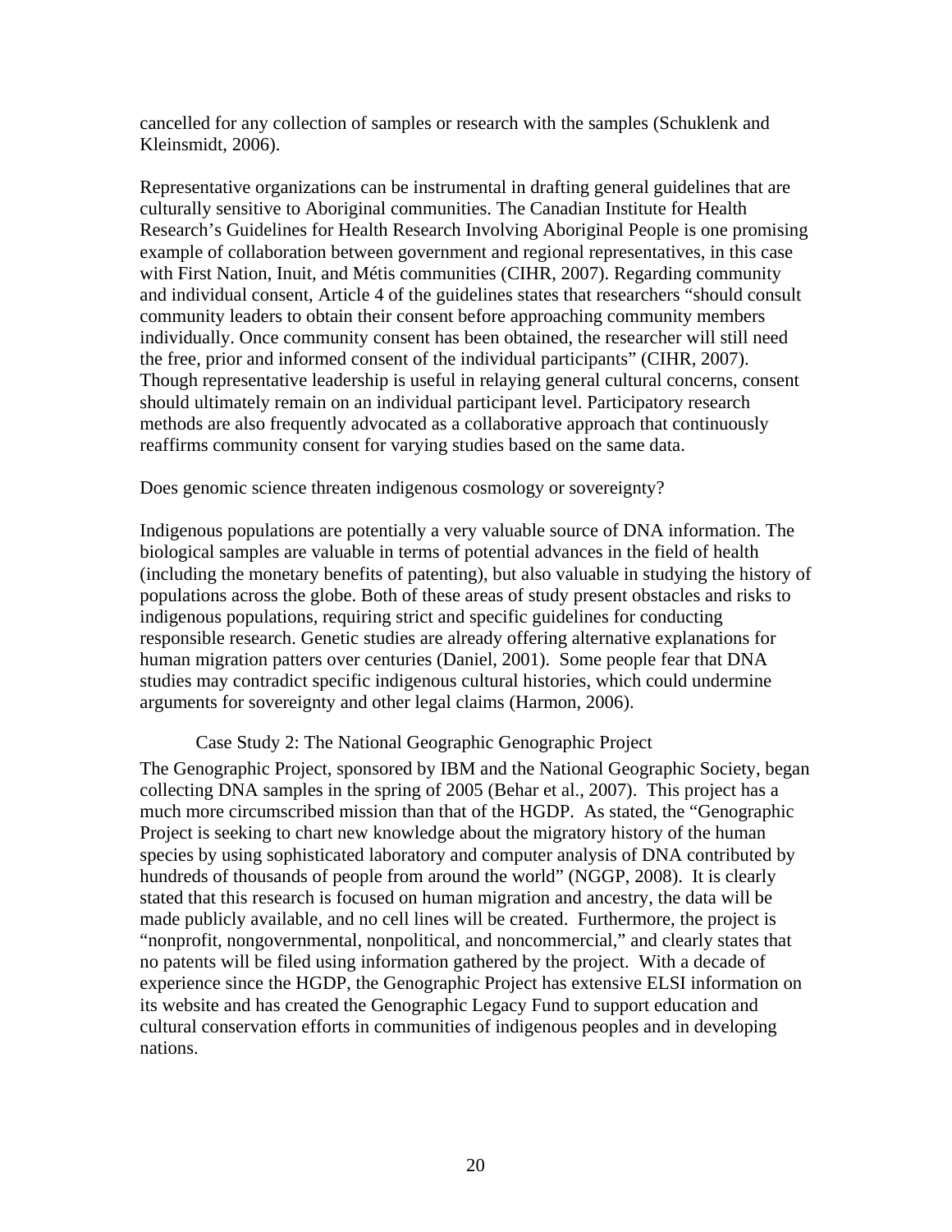cancelled for any collection of samples or research with the samples (Schuklenk and Kleinsmidt, 2006).

Representative organizations can be instrumental in drafting general guidelines that are culturally sensitive to Aboriginal communities. The Canadian Institute for Health Research's Guidelines for Health Research Involving Aboriginal People is one promising example of collaboration between government and regional representatives, in this case with First Nation, Inuit, and Métis communities (CIHR, 2007). Regarding community and individual consent, Article 4 of the guidelines states that researchers "should consult community leaders to obtain their consent before approaching community members individually. Once community consent has been obtained, the researcher will still need the free, prior and informed consent of the individual participants" (CIHR, 2007). Though representative leadership is useful in relaying general cultural concerns, consent should ultimately remain on an individual participant level. Participatory research methods are also frequently advocated as a collaborative approach that continuously reaffirms community consent for varying studies based on the same data.

Does genomic science threaten indigenous cosmology or sovereignty?

Indigenous populations are potentially a very valuable source of DNA information. The biological samples are valuable in terms of potential advances in the field of health (including the monetary benefits of patenting), but also valuable in studying the history of populations across the globe. Both of these areas of study present obstacles and risks to indigenous populations, requiring strict and specific guidelines for conducting responsible research. Genetic studies are already offering alternative explanations for human migration patters over centuries (Daniel, 2001). Some people fear that DNA studies may contradict specific indigenous cultural histories, which could undermine arguments for sovereignty and other legal claims (Harmon, 2006).

Case Study 2: The National Geographic Genographic Project

The Genographic Project, sponsored by IBM and the National Geographic Society, began collecting DNA samples in the spring of 2005 (Behar et al., 2007). This project has a much more circumscribed mission than that of the HGDP. As stated, the "Genographic Project is seeking to chart new knowledge about the migratory history of the human species by using sophisticated laboratory and computer analysis of DNA contributed by hundreds of thousands of people from around the world" (NGGP, 2008). It is clearly stated that this research is focused on human migration and ancestry, the data will be made publicly available, and no cell lines will be created. Furthermore, the project is "nonprofit, nongovernmental, nonpolitical, and noncommercial," and clearly states that no patents will be filed using information gathered by the project. With a decade of experience since the HGDP, the Genographic Project has extensive ELSI information on its website and has created the Genographic Legacy Fund to support education and cultural conservation efforts in communities of indigenous peoples and in developing nations.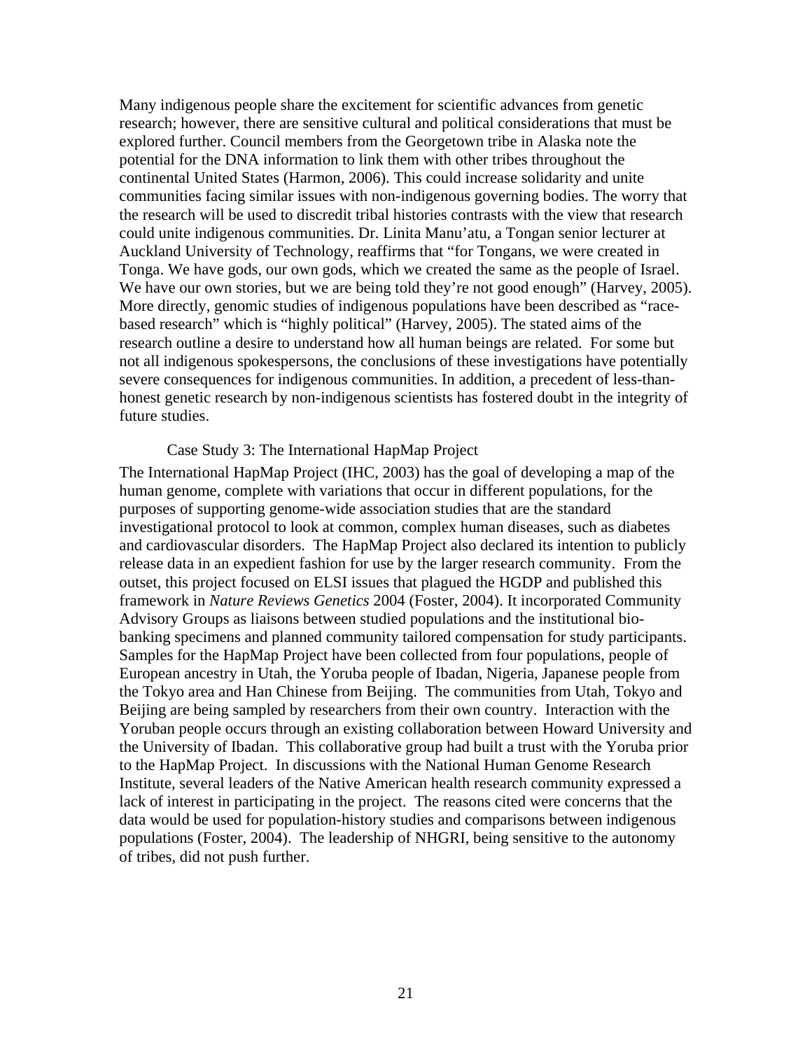Many indigenous people share the excitement for scientific advances from genetic research; however, there are sensitive cultural and political considerations that must be explored further. Council members from the Georgetown tribe in Alaska note the potential for the DNA information to link them with other tribes throughout the continental United States (Harmon, 2006). This could increase solidarity and unite communities facing similar issues with non-indigenous governing bodies. The worry that the research will be used to discredit tribal histories contrasts with the view that research could unite indigenous communities. Dr. Linita Manu'atu, a Tongan senior lecturer at Auckland University of Technology, reaffirms that "for Tongans, we were created in Tonga. We have gods, our own gods, which we created the same as the people of Israel. We have our own stories, but we are being told they're not good enough" (Harvey, 2005). More directly, genomic studies of indigenous populations have been described as "race-based research" which is "highly political" (Harvey, 2005). The stated aims of the research outline a desire to understand how all human beings are related. For some but not all indigenous spokespersons, the conclusions of these investigations have potentially severe consequences for indigenous communities. In addition, a precedent of less-than-honest genetic research by non-indigenous scientists has fostered doubt in the integrity of future studies.

### Case Study 3: The International HapMap Project

The International HapMap Project (IHC, 2003) has the goal of developing a map of the human genome, complete with variations that occur in different populations, for the purposes of supporting genome-wide association studies that are the standard investigational protocol to look at common, complex human diseases, such as diabetes and cardiovascular disorders. The HapMap Project also declared its intention to publicly release data in an expedient fashion for use by the larger research community. From the outset, this project focused on ELSI issues that plagued the HGDP and published this framework in *Nature Reviews Genetics* 2004 (Foster, 2004). It incorporated Community Advisory Groups as liaisons between studied populations and the institutional bio-banking specimens and planned community tailored compensation for study participants. Samples for the HapMap Project have been collected from four populations, people of European ancestry in Utah, the Yoruba people of Ibadan, Nigeria, Japanese people from the Tokyo area and Han Chinese from Beijing. The communities from Utah, Tokyo and Beijing are being sampled by researchers from their own country. Interaction with the Yoruban people occurs through an existing collaboration between Howard University and the University of Ibadan. This collaborative group had built a trust with the Yoruba prior to the HapMap Project. In discussions with the National Human Genome Research Institute, several leaders of the Native American health research community expressed a lack of interest in participating in the project. The reasons cited were concerns that the data would be used for population-history studies and comparisons between indigenous populations (Foster, 2004). The leadership of NHGRI, being sensitive to the autonomy of tribes, did not push further.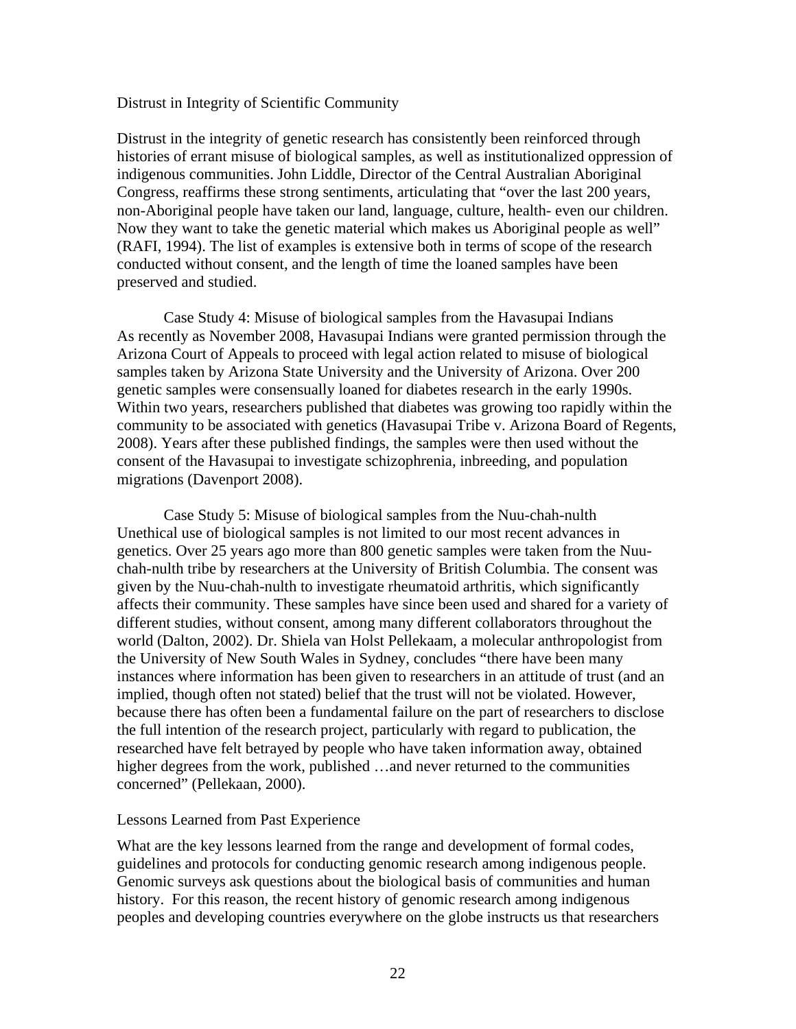## Distrust in Integrity of Scientific Community

Distrust in the integrity of genetic research has consistently been reinforced through histories of errant misuse of biological samples, as well as institutionalized oppression of indigenous communities. John Liddle, Director of the Central Australian Aboriginal Congress, reaffirms these strong sentiments, articulating that "over the last 200 years, non-Aboriginal people have taken our land, language, culture, health- even our children. Now they want to take the genetic material which makes us Aboriginal people as well" (RAFI, 1994). The list of examples is extensive both in terms of scope of the research conducted without consent, and the length of time the loaned samples have been preserved and studied.

### Case Study 4: Misuse of biological samples from the Havasupai Indians

As recently as November 2008, Havasupai Indians were granted permission through the Arizona Court of Appeals to proceed with legal action related to misuse of biological samples taken by Arizona State University and the University of Arizona. Over 200 genetic samples were consensually loaned for diabetes research in the early 1990s. Within two years, researchers published that diabetes was growing too rapidly within the community to be associated with genetics (Havasupai Tribe v. Arizona Board of Regents, 2008). Years after these published findings, the samples were then used without the consent of the Havasupai to investigate schizophrenia, inbreeding, and population migrations (Davenport 2008).

### Case Study 5: Misuse of biological samples from the Nuu-chah-nulth

Unethical use of biological samples is not limited to our most recent advances in genetics. Over 25 years ago more than 800 genetic samples were taken from the Nuu-chah-nulth tribe by researchers at the University of British Columbia. The consent was given by the Nuu-chah-nulth to investigate rheumatoid arthritis, which significantly affects their community. These samples have since been used and shared for a variety of different studies, without consent, among many different collaborators throughout the world (Dalton, 2002). Dr. Shiela van Holst Pellekaam, a molecular anthropologist from the University of New South Wales in Sydney, concludes "there have been many instances where information has been given to researchers in an attitude of trust (and an implied, though often not stated) belief that the trust will not be violated. However, because there has often been a fundamental failure on the part of researchers to disclose the full intention of the research project, particularly with regard to publication, the researched have felt betrayed by people who have taken information away, obtained higher degrees from the work, published …and never returned to the communities concerned" (Pellekaan, 2000).

## Lessons Learned from Past Experience

What are the key lessons learned from the range and development of formal codes, guidelines and protocols for conducting genomic research among indigenous people. Genomic surveys ask questions about the biological basis of communities and human history. For this reason, the recent history of genomic research among indigenous peoples and developing countries everywhere on the globe instructs us that researchers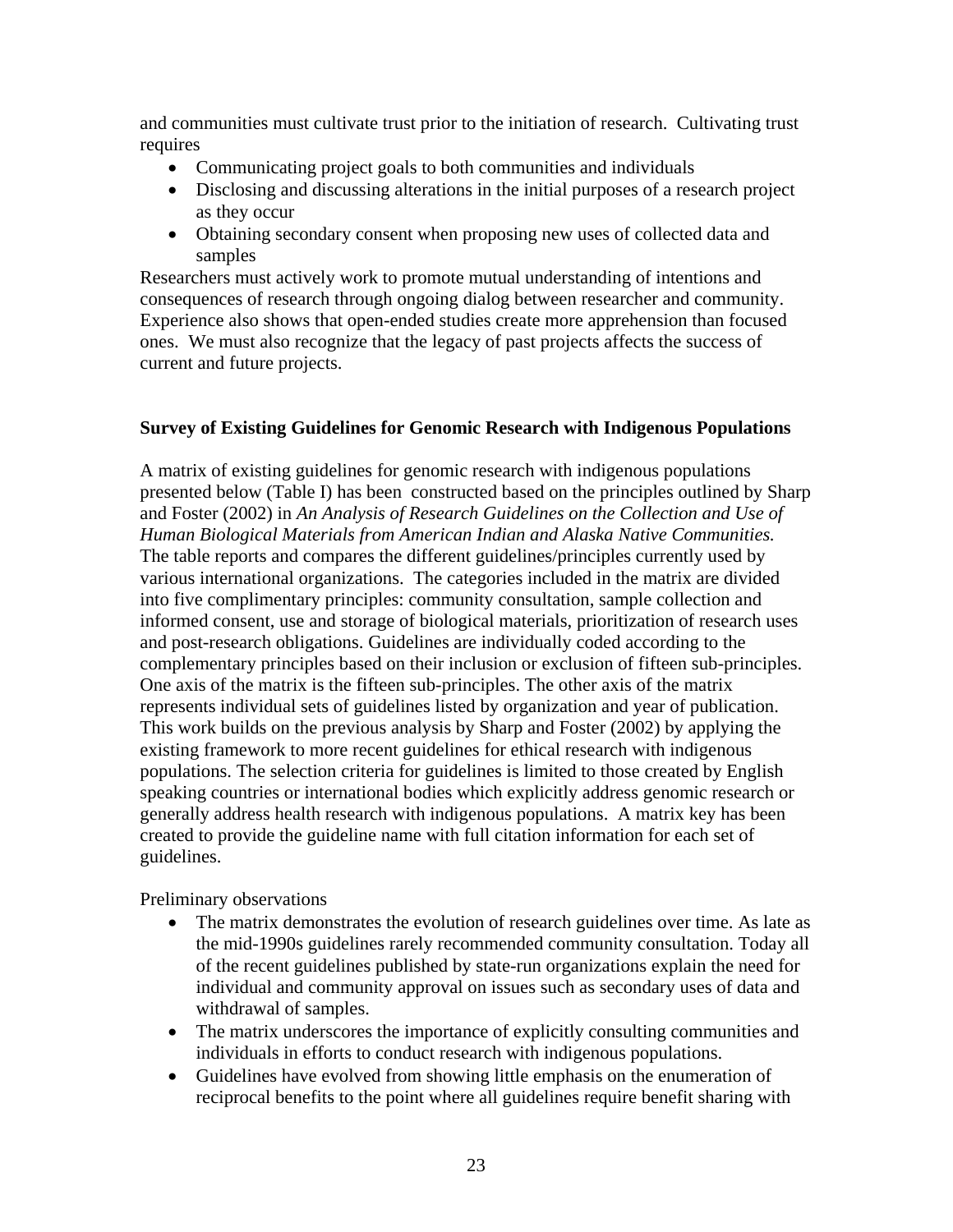and communities must cultivate trust prior to the initiation of research. Cultivating trust requires

- Communicating project goals to both communities and individuals
- Disclosing and discussing alterations in the initial purposes of a research project as they occur
- Obtaining secondary consent when proposing new uses of collected data and samples

Researchers must actively work to promote mutual understanding of intentions and consequences of research through ongoing dialog between researcher and community. Experience also shows that open-ended studies create more apprehension than focused ones. We must also recognize that the legacy of past projects affects the success of current and future projects.

**Survey of Existing Guidelines for Genomic Research with Indigenous Populations**

A matrix of existing guidelines for genomic research with indigenous populations presented below (Table I) has been constructed based on the principles outlined by Sharp and Foster (2002) in *An Analysis of Research Guidelines on the Collection and Use of Human Biological Materials from American Indian and Alaska Native Communities.* The table reports and compares the different guidelines/principles currently used by various international organizations. The categories included in the matrix are divided into five complimentary principles: community consultation, sample collection and informed consent, use and storage of biological materials, prioritization of research uses and post-research obligations. Guidelines are individually coded according to the complementary principles based on their inclusion or exclusion of fifteen sub-principles. One axis of the matrix is the fifteen sub-principles. The other axis of the matrix represents individual sets of guidelines listed by organization and year of publication. This work builds on the previous analysis by Sharp and Foster (2002) by applying the existing framework to more recent guidelines for ethical research with indigenous populations. The selection criteria for guidelines is limited to those created by English speaking countries or international bodies which explicitly address genomic research or generally address health research with indigenous populations. A matrix key has been created to provide the guideline name with full citation information for each set of guidelines.

Preliminary observations

- The matrix demonstrates the evolution of research guidelines over time. As late as the mid-1990s guidelines rarely recommended community consultation. Today all of the recent guidelines published by state-run organizations explain the need for individual and community approval on issues such as secondary uses of data and withdrawal of samples.
- The matrix underscores the importance of explicitly consulting communities and individuals in efforts to conduct research with indigenous populations.
- Guidelines have evolved from showing little emphasis on the enumeration of reciprocal benefits to the point where all guidelines require benefit sharing with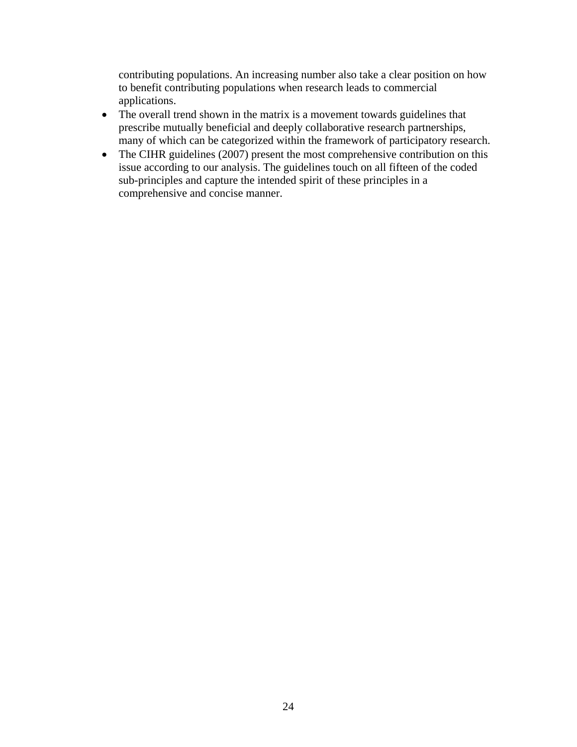contributing populations. An increasing number also take a clear position on how to benefit contributing populations when research leads to commercial applications.

- The overall trend shown in the matrix is a movement towards guidelines that prescribe mutually beneficial and deeply collaborative research partnerships, many of which can be categorized within the framework of participatory research.
- The CIHR guidelines (2007) present the most comprehensive contribution on this issue according to our analysis. The guidelines touch on all fifteen of the coded sub-principles and capture the intended spirit of these principles in a comprehensive and concise manner.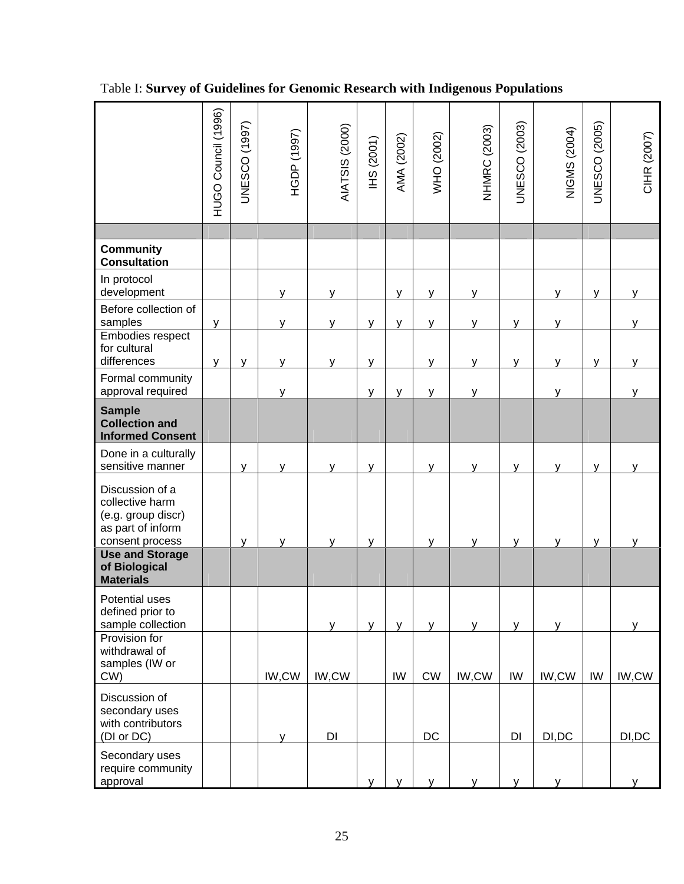Table I: **Survey of Guidelines for Genomic Research with Indigenous Populations**

| | HUGO Council (1996) | UNESCO (1997) | HGDP (1997) | AIATSIS (2000) | IHS (2001) | AMA (2002) | WHO (2002) | NHMRC (2003) | UNESCO (2003) | NIGMS (2004) | UNESCO (2005) | CIHR (2007) |
|---|---|---|---|---|---|---|---|---|---|---|---|---|
| **Community Consultation** | | | | | | | | | | | | |
| In protocol development | | | y | y | | y | y | y | | y | y | y |
| Before collection of samples | y | | y | y | y | y | y | y | y | y | | y |
| Embodies respect for cultural differences | y | y | y | y | y | | y | y | y | y | y | y |
| Formal community approval required | | | y | | y | y | y | y | | y | | y |
| **Sample Collection and Informed Consent** | | | | | | | | | | | | |
| Done in a culturally sensitive manner | | y | y | y | y | | y | y | y | y | y | y |
| Discussion of a collective harm (e.g. group discr) as part of inform consent process | | y | y | y | y | | y | y | y | y | y | y |
| **Use and Storage of Biological Materials** | | | | | | | | | | | | |
| Potential uses defined prior to sample collection | | | | y | y | y | y | y | y | y | | y |
| Provision for withdrawal of samples (IW or CW) | | | IW,CW | IW,CW | | IW | CW | IW,CW | IW | IW,CW | IW | IW,CW |
| Discussion of secondary uses with contributors (DI or DC) | | | y | DI | | | DC | | DI | DI,DC | | DI,DC |
| Secondary uses require community approval | | | | | y | y | y | y | y | y | | y |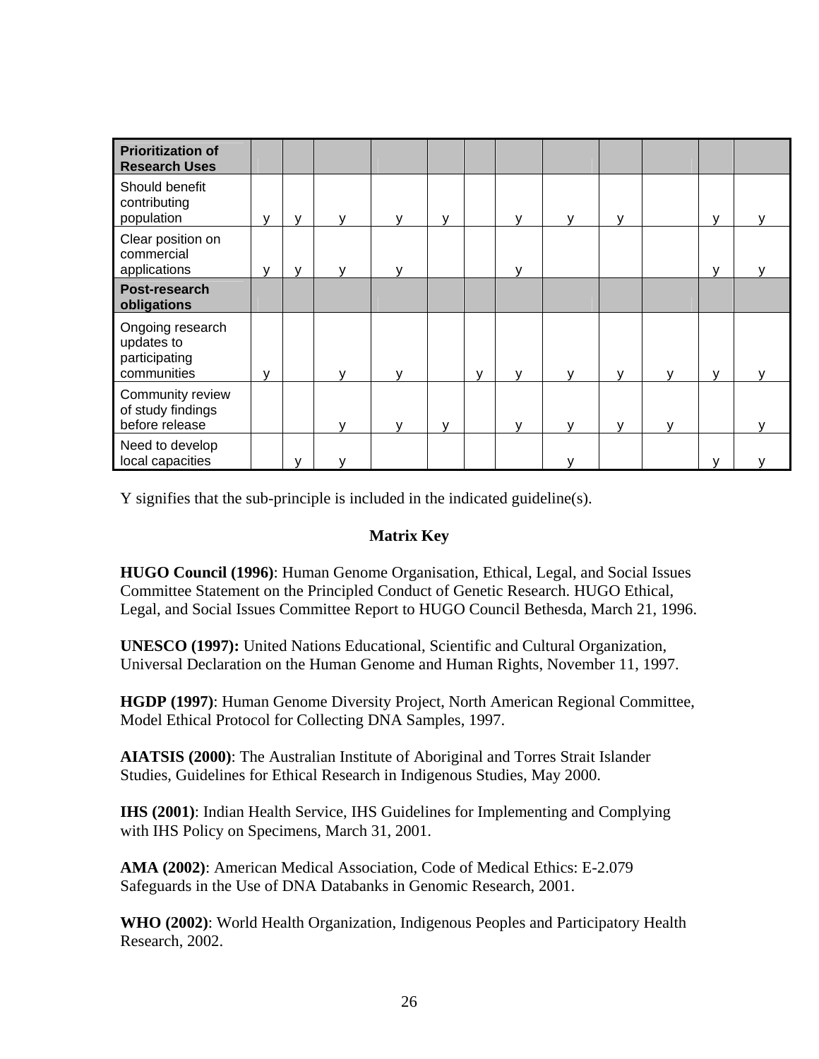| Prioritization of Research Uses | | | | | | | | | | | | |
|---|---|---|---|---|---|---|---|---|---|---|---|---|
| Should benefit contributing population | y | y | y | y | y | | y | y | y | | y | y |
| Clear position on commercial applications | y | y | y | y | | | y | | | | y | y |
| **Post-research obligations** | | | | | | | | | | | | |
| Ongoing research updates to participating communities | y | | y | y | | y | y | y | y | y | y | y |
| Community review of study findings before release | | | y | y | y | | y | y | y | y | | y |
| Need to develop local capacities | | y | y | | | | | y | | | y | y |

Y signifies that the sub-principle is included in the indicated guideline(s).

**Matrix Key**

**HUGO Council (1996)**: Human Genome Organisation, Ethical, Legal, and Social Issues Committee Statement on the Principled Conduct of Genetic Research. HUGO Ethical, Legal, and Social Issues Committee Report to HUGO Council Bethesda, March 21, 1996.

**UNESCO (1997):** United Nations Educational, Scientific and Cultural Organization, Universal Declaration on the Human Genome and Human Rights, November 11, 1997.

**HGDP (1997)**: Human Genome Diversity Project, North American Regional Committee, Model Ethical Protocol for Collecting DNA Samples, 1997.

**AIATSIS (2000)**: The Australian Institute of Aboriginal and Torres Strait Islander Studies, Guidelines for Ethical Research in Indigenous Studies, May 2000.

**IHS (2001)**: Indian Health Service, IHS Guidelines for Implementing and Complying with IHS Policy on Specimens, March 31, 2001.

**AMA (2002)**: American Medical Association, Code of Medical Ethics: E-2.079 Safeguards in the Use of DNA Databanks in Genomic Research, 2001.

**WHO (2002)**: World Health Organization, Indigenous Peoples and Participatory Health Research, 2002.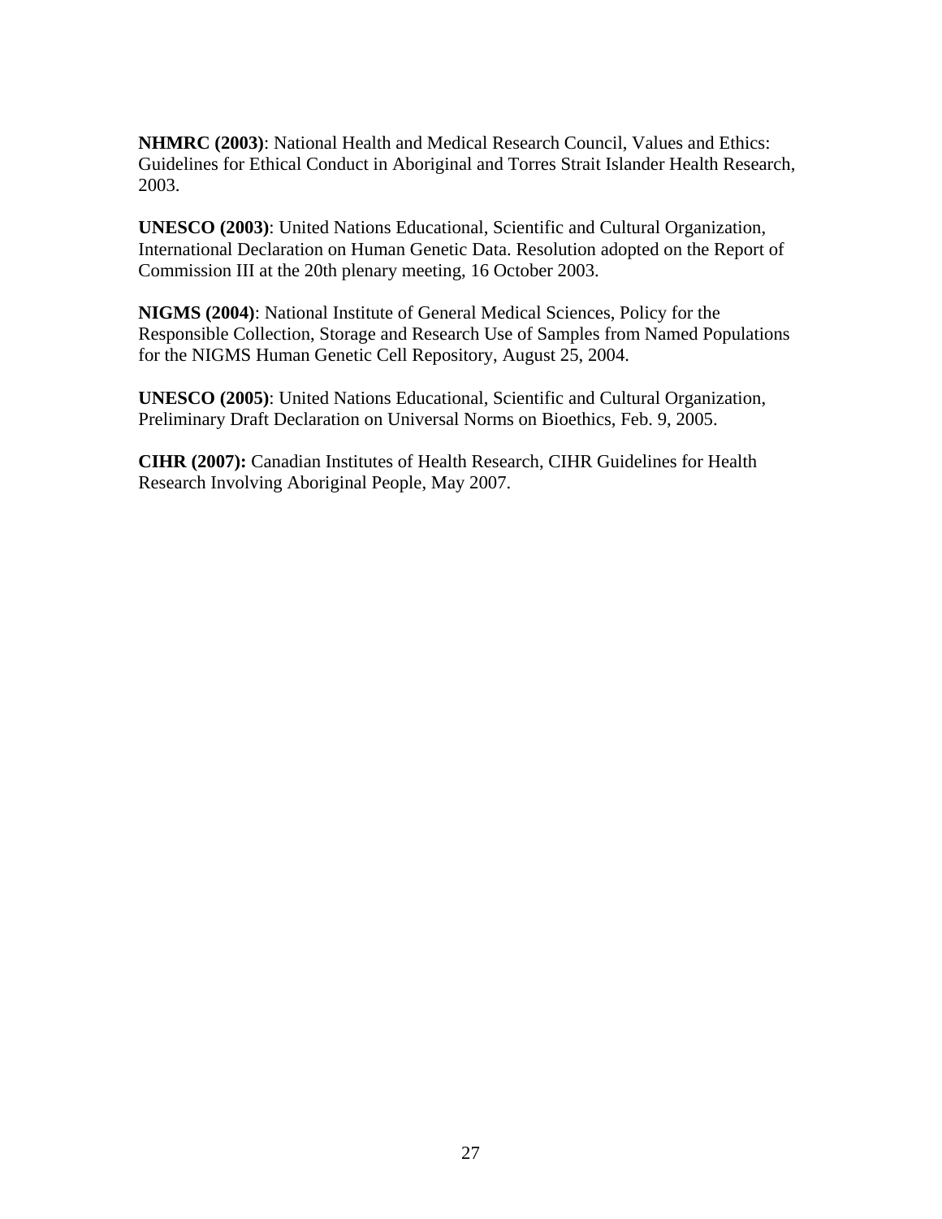**NHMRC (2003)**: National Health and Medical Research Council, Values and Ethics: Guidelines for Ethical Conduct in Aboriginal and Torres Strait Islander Health Research, 2003.

**UNESCO (2003)**: United Nations Educational, Scientific and Cultural Organization, International Declaration on Human Genetic Data. Resolution adopted on the Report of Commission III at the 20th plenary meeting, 16 October 2003.

**NIGMS (2004)**: National Institute of General Medical Sciences, Policy for the Responsible Collection, Storage and Research Use of Samples from Named Populations for the NIGMS Human Genetic Cell Repository, August 25, 2004.

**UNESCO (2005)**: United Nations Educational, Scientific and Cultural Organization, Preliminary Draft Declaration on Universal Norms on Bioethics, Feb. 9, 2005.

**CIHR (2007):** Canadian Institutes of Health Research, CIHR Guidelines for Health Research Involving Aboriginal People, May 2007.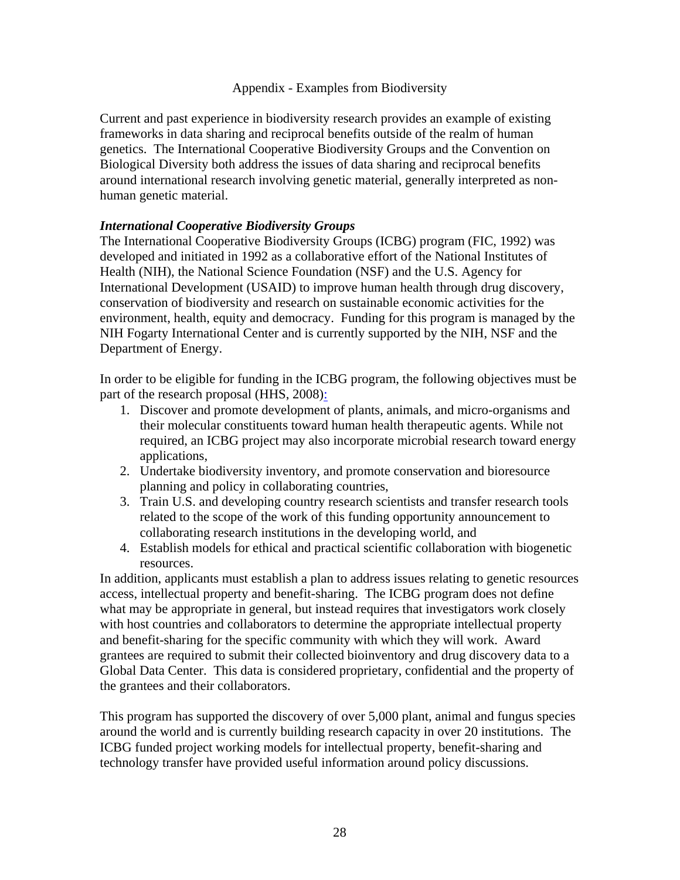# Appendix - Examples from Biodiversity

Current and past experience in biodiversity research provides an example of existing frameworks in data sharing and reciprocal benefits outside of the realm of human genetics. The International Cooperative Biodiversity Groups and the Convention on Biological Diversity both address the issues of data sharing and reciprocal benefits around international research involving genetic material, generally interpreted as non-human genetic material.

### *International Cooperative Biodiversity Groups*

The International Cooperative Biodiversity Groups (ICBG) program (FIC, 1992) was developed and initiated in 1992 as a collaborative effort of the National Institutes of Health (NIH), the National Science Foundation (NSF) and the U.S. Agency for International Development (USAID) to improve human health through drug discovery, conservation of biodiversity and research on sustainable economic activities for the environment, health, equity and democracy. Funding for this program is managed by the NIH Fogarty International Center and is currently supported by the NIH, NSF and the Department of Energy.

In order to be eligible for funding in the ICBG program, the following objectives must be part of the research proposal (HHS, 2008):

1. Discover and promote development of plants, animals, and micro-organisms and their molecular constituents toward human health therapeutic agents. While not required, an ICBG project may also incorporate microbial research toward energy applications,
2. Undertake biodiversity inventory, and promote conservation and bioresource planning and policy in collaborating countries,
3. Train U.S. and developing country research scientists and transfer research tools related to the scope of the work of this funding opportunity announcement to collaborating research institutions in the developing world, and
4. Establish models for ethical and practical scientific collaboration with biogenetic resources.

In addition, applicants must establish a plan to address issues relating to genetic resources access, intellectual property and benefit-sharing. The ICBG program does not define what may be appropriate in general, but instead requires that investigators work closely with host countries and collaborators to determine the appropriate intellectual property and benefit-sharing for the specific community with which they will work. Award grantees are required to submit their collected bioinventory and drug discovery data to a Global Data Center. This data is considered proprietary, confidential and the property of the grantees and their collaborators.

This program has supported the discovery of over 5,000 plant, animal and fungus species around the world and is currently building research capacity in over 20 institutions. The ICBG funded project working models for intellectual property, benefit-sharing and technology transfer have provided useful information around policy discussions.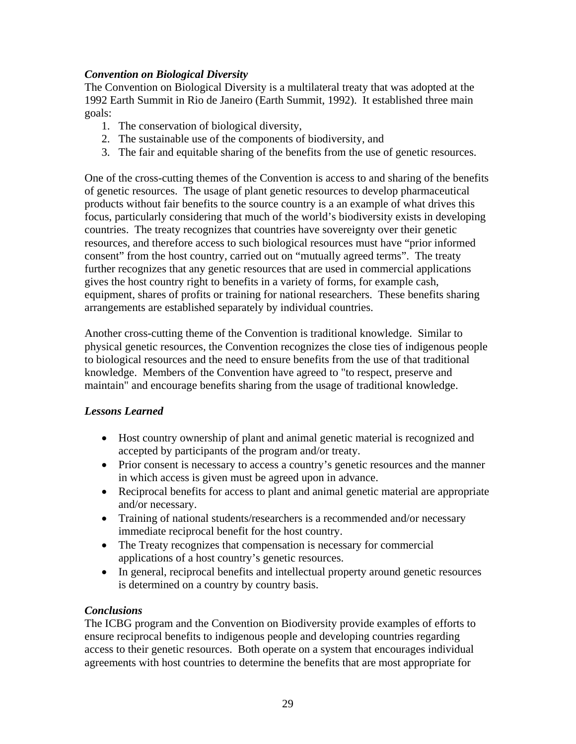***Convention on Biological Diversity***

The Convention on Biological Diversity is a multilateral treaty that was adopted at the 1992 Earth Summit in Rio de Janeiro (Earth Summit, 1992). It established three main goals:

1. The conservation of biological diversity,
2. The sustainable use of the components of biodiversity, and
3. The fair and equitable sharing of the benefits from the use of genetic resources.

One of the cross-cutting themes of the Convention is access to and sharing of the benefits of genetic resources. The usage of plant genetic resources to develop pharmaceutical products without fair benefits to the source country is a an example of what drives this focus, particularly considering that much of the world's biodiversity exists in developing countries. The treaty recognizes that countries have sovereignty over their genetic resources, and therefore access to such biological resources must have "prior informed consent" from the host country, carried out on "mutually agreed terms". The treaty further recognizes that any genetic resources that are used in commercial applications gives the host country right to benefits in a variety of forms, for example cash, equipment, shares of profits or training for national researchers. These benefits sharing arrangements are established separately by individual countries.

Another cross-cutting theme of the Convention is traditional knowledge. Similar to physical genetic resources, the Convention recognizes the close ties of indigenous people to biological resources and the need to ensure benefits from the use of that traditional knowledge. Members of the Convention have agreed to "to respect, preserve and maintain" and encourage benefits sharing from the usage of traditional knowledge.

***Lessons Learned***

- Host country ownership of plant and animal genetic material is recognized and accepted by participants of the program and/or treaty.
- Prior consent is necessary to access a country's genetic resources and the manner in which access is given must be agreed upon in advance.
- Reciprocal benefits for access to plant and animal genetic material are appropriate and/or necessary.
- Training of national students/researchers is a recommended and/or necessary immediate reciprocal benefit for the host country.
- The Treaty recognizes that compensation is necessary for commercial applications of a host country's genetic resources.
- In general, reciprocal benefits and intellectual property around genetic resources is determined on a country by country basis.

***Conclusions***

The ICBG program and the Convention on Biodiversity provide examples of efforts to ensure reciprocal benefits to indigenous people and developing countries regarding access to their genetic resources. Both operate on a system that encourages individual agreements with host countries to determine the benefits that are most appropriate for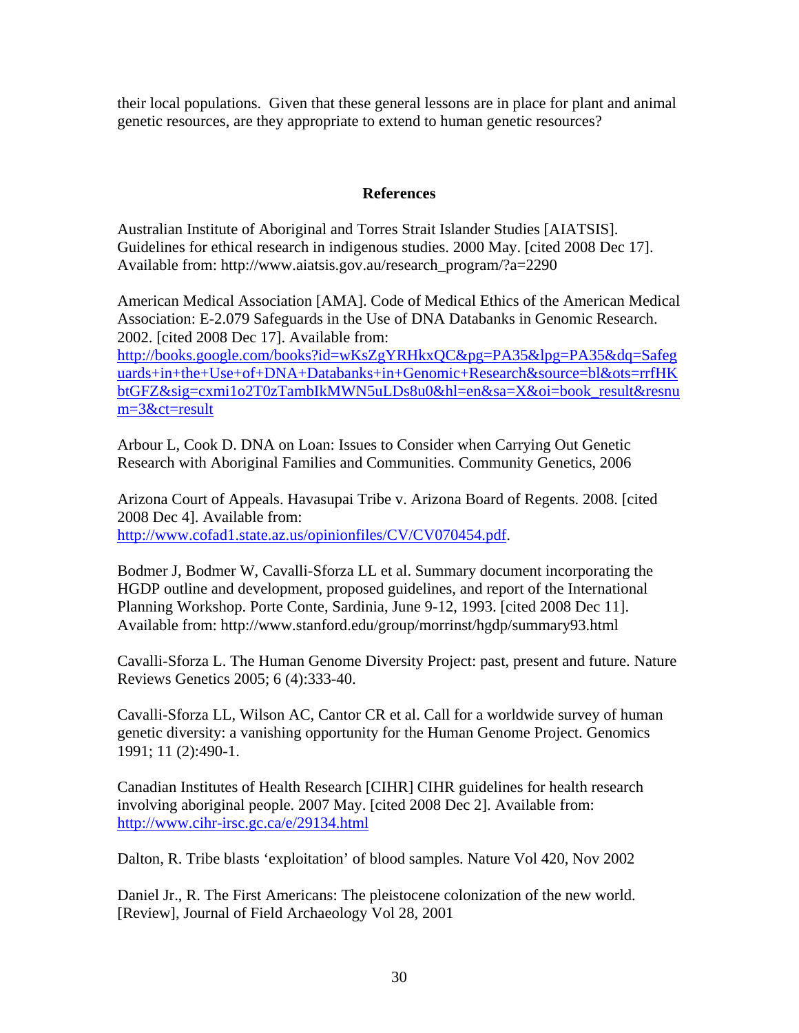their local populations. Given that these general lessons are in place for plant and animal genetic resources, are they appropriate to extend to human genetic resources?

## References

Australian Institute of Aboriginal and Torres Strait Islander Studies [AIATSIS]. Guidelines for ethical research in indigenous studies. 2000 May. [cited 2008 Dec 17]. Available from: http://www.aiatsis.gov.au/research_program/?a=2290

American Medical Association [AMA]. Code of Medical Ethics of the American Medical Association: E-2.079 Safeguards in the Use of DNA Databanks in Genomic Research. 2002. [cited 2008 Dec 17]. Available from: http://books.google.com/books?id=wKsZgYRHkxQC&pg=PA35&lpg=PA35&dq=Safeguards+in+the+Use+of+DNA+Databanks+in+Genomic+Research&source=bl&ots=rrfHKbtGFZ&sig=cxmi1o2T0zTambIkMWN5uLDs8u0&hl=en&sa=X&oi=book_result&resnum=3&ct=result

Arbour L, Cook D. DNA on Loan: Issues to Consider when Carrying Out Genetic Research with Aboriginal Families and Communities. Community Genetics, 2006

Arizona Court of Appeals. Havasupai Tribe v. Arizona Board of Regents. 2008. [cited 2008 Dec 4]. Available from: http://www.cofad1.state.az.us/opinionfiles/CV/CV070454.pdf.

Bodmer J, Bodmer W, Cavalli-Sforza LL et al. Summary document incorporating the HGDP outline and development, proposed guidelines, and report of the International Planning Workshop. Porte Conte, Sardinia, June 9-12, 1993. [cited 2008 Dec 11]. Available from: http://www.stanford.edu/group/morrinst/hgdp/summary93.html

Cavalli-Sforza L. The Human Genome Diversity Project: past, present and future. Nature Reviews Genetics 2005; 6 (4):333-40.

Cavalli-Sforza LL, Wilson AC, Cantor CR et al. Call for a worldwide survey of human genetic diversity: a vanishing opportunity for the Human Genome Project. Genomics 1991; 11 (2):490-1.

Canadian Institutes of Health Research [CIHR] CIHR guidelines for health research involving aboriginal people. 2007 May. [cited 2008 Dec 2]. Available from: http://www.cihr-irsc.gc.ca/e/29134.html

Dalton, R. Tribe blasts 'exploitation' of blood samples. Nature Vol 420, Nov 2002

Daniel Jr., R. The First Americans: The pleistocene colonization of the new world. [Review], Journal of Field Archaeology Vol 28, 2001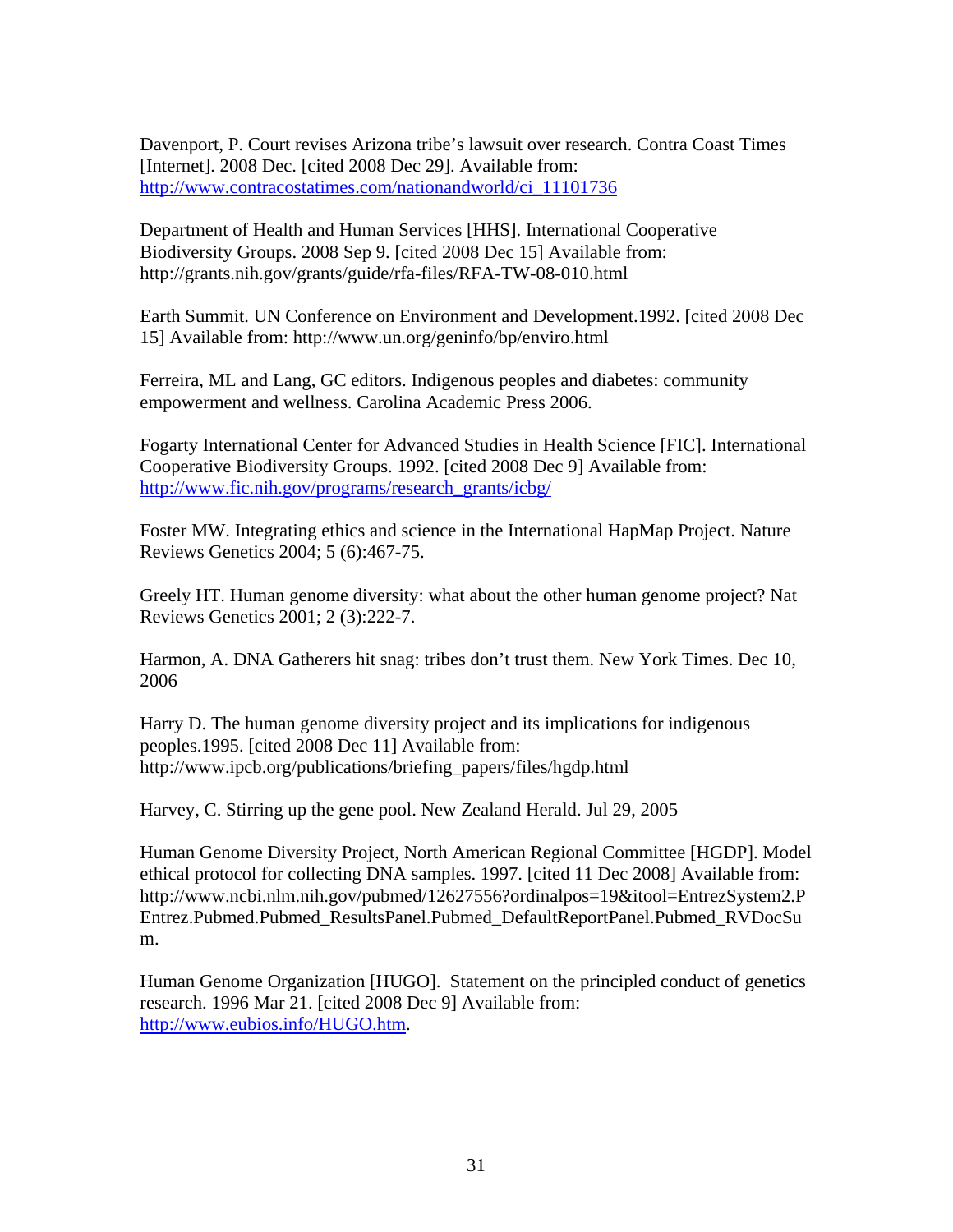Davenport, P. Court revises Arizona tribe's lawsuit over research. Contra Coast Times [Internet]. 2008 Dec. [cited 2008 Dec 29]. Available from: http://www.contracostatimes.com/nationandworld/ci_11101736

Department of Health and Human Services [HHS]. International Cooperative Biodiversity Groups. 2008 Sep 9. [cited 2008 Dec 15] Available from: http://grants.nih.gov/grants/guide/rfa-files/RFA-TW-08-010.html

Earth Summit. UN Conference on Environment and Development.1992. [cited 2008 Dec 15] Available from: http://www.un.org/geninfo/bp/enviro.html

Ferreira, ML and Lang, GC editors. Indigenous peoples and diabetes: community empowerment and wellness. Carolina Academic Press 2006.

Fogarty International Center for Advanced Studies in Health Science [FIC]. International Cooperative Biodiversity Groups. 1992. [cited 2008 Dec 9] Available from: http://www.fic.nih.gov/programs/research_grants/icbg/

Foster MW. Integrating ethics and science in the International HapMap Project. Nature Reviews Genetics 2004; 5 (6):467-75.

Greely HT. Human genome diversity: what about the other human genome project? Nat Reviews Genetics 2001; 2 (3):222-7.

Harmon, A. DNA Gatherers hit snag: tribes don't trust them. New York Times. Dec 10, 2006

Harry D. The human genome diversity project and its implications for indigenous peoples.1995. [cited 2008 Dec 11] Available from: http://www.ipcb.org/publications/briefing_papers/files/hgdp.html

Harvey, C. Stirring up the gene pool. New Zealand Herald. Jul 29, 2005

Human Genome Diversity Project, North American Regional Committee [HGDP]. Model ethical protocol for collecting DNA samples. 1997. [cited 11 Dec 2008] Available from: http://www.ncbi.nlm.nih.gov/pubmed/12627556?ordinalpos=19&itool=EntrezSystem2.PEntrez.Pubmed.Pubmed_ResultsPanel.Pubmed_DefaultReportPanel.Pubmed_RVDocSum.

Human Genome Organization [HUGO]. Statement on the principled conduct of genetics research. 1996 Mar 21. [cited 2008 Dec 9] Available from: http://www.eubios.info/HUGO.htm.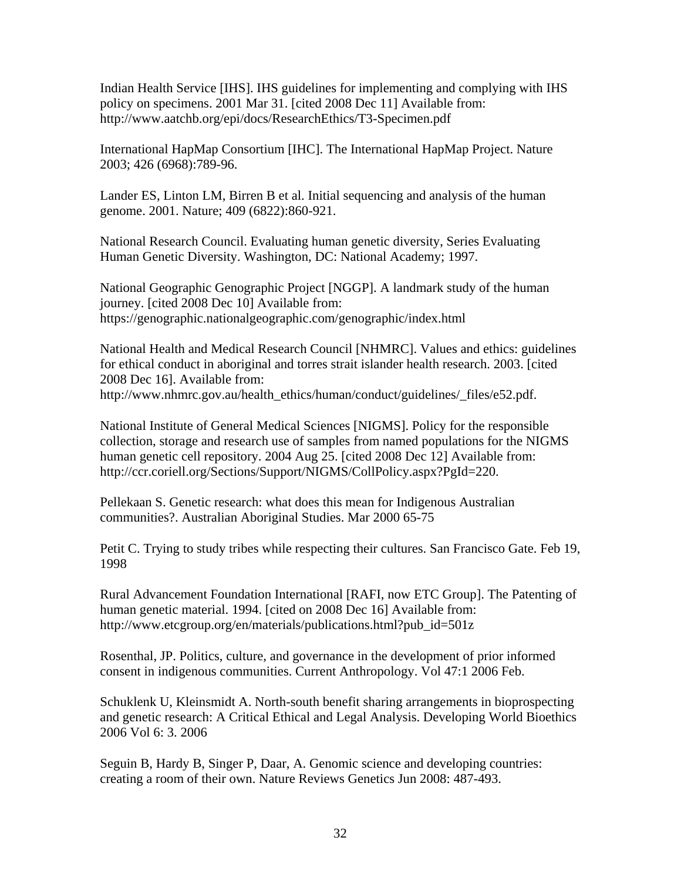Indian Health Service [IHS]. IHS guidelines for implementing and complying with IHS policy on specimens. 2001 Mar 31. [cited 2008 Dec 11] Available from: http://www.aatchb.org/epi/docs/ResearchEthics/T3-Specimen.pdf

International HapMap Consortium [IHC]. The International HapMap Project. Nature 2003; 426 (6968):789-96.

Lander ES, Linton LM, Birren B et al. Initial sequencing and analysis of the human genome. 2001. Nature; 409 (6822):860-921.

National Research Council. Evaluating human genetic diversity, Series Evaluating Human Genetic Diversity. Washington, DC: National Academy; 1997.

National Geographic Genographic Project [NGGP]. A landmark study of the human journey. [cited 2008 Dec 10] Available from: https://genographic.nationalgeographic.com/genographic/index.html

National Health and Medical Research Council [NHMRC]. Values and ethics: guidelines for ethical conduct in aboriginal and torres strait islander health research. 2003. [cited 2008 Dec 16]. Available from: http://www.nhmrc.gov.au/health_ethics/human/conduct/guidelines/_files/e52.pdf.

National Institute of General Medical Sciences [NIGMS]. Policy for the responsible collection, storage and research use of samples from named populations for the NIGMS human genetic cell repository. 2004 Aug 25. [cited 2008 Dec 12] Available from: http://ccr.coriell.org/Sections/Support/NIGMS/CollPolicy.aspx?PgId=220.

Pellekaan S. Genetic research: what does this mean for Indigenous Australian communities?. Australian Aboriginal Studies. Mar 2000 65-75

Petit C. Trying to study tribes while respecting their cultures. San Francisco Gate. Feb 19, 1998

Rural Advancement Foundation International [RAFI, now ETC Group]. The Patenting of human genetic material. 1994. [cited on 2008 Dec 16] Available from: http://www.etcgroup.org/en/materials/publications.html?pub_id=501z

Rosenthal, JP. Politics, culture, and governance in the development of prior informed consent in indigenous communities. Current Anthropology. Vol 47:1 2006 Feb.

Schuklenk U, Kleinsmidt A. North-south benefit sharing arrangements in bioprospecting and genetic research: A Critical Ethical and Legal Analysis. Developing World Bioethics 2006 Vol 6: 3. 2006

Seguin B, Hardy B, Singer P, Daar, A. Genomic science and developing countries: creating a room of their own. Nature Reviews Genetics Jun 2008: 487-493.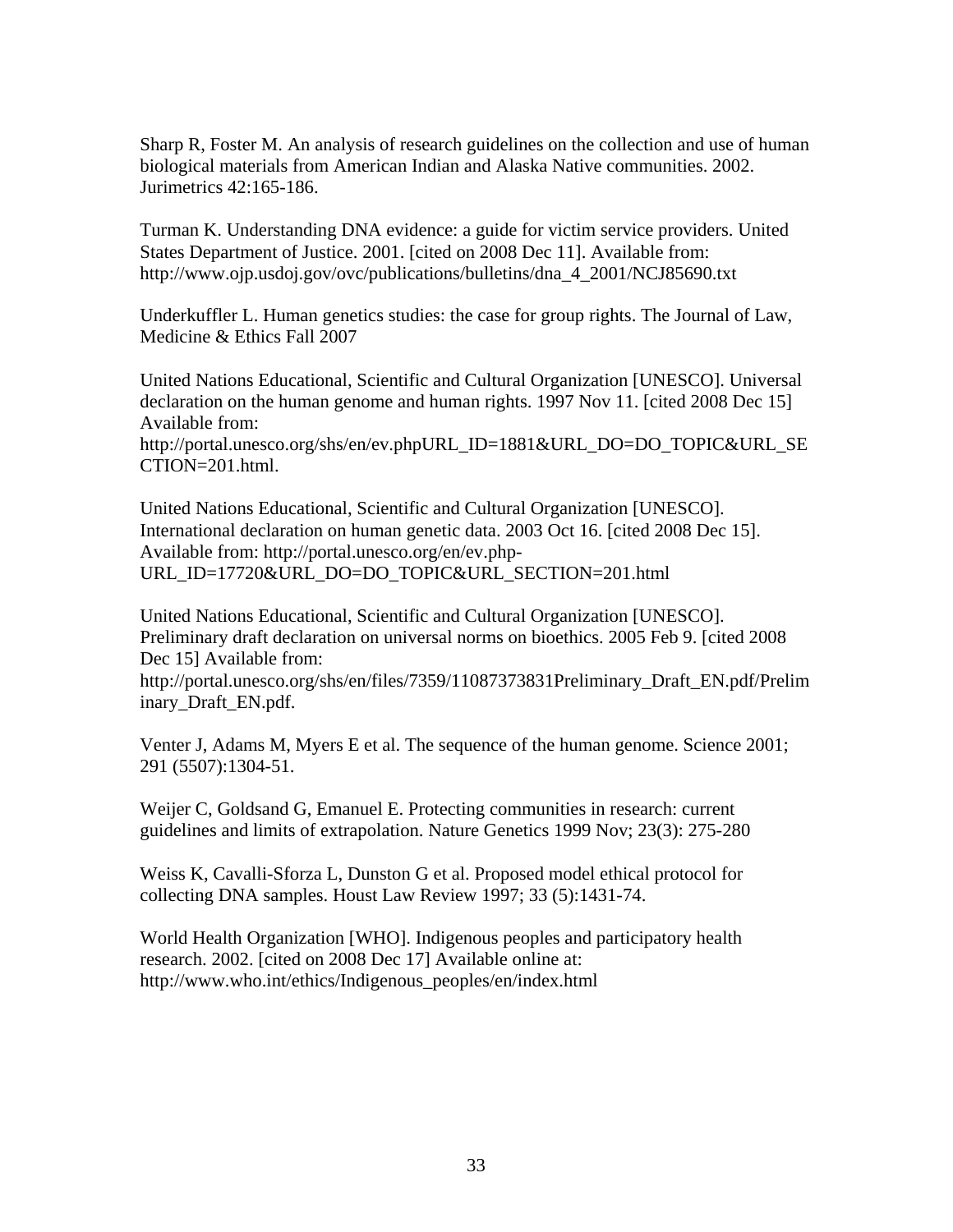Sharp R, Foster M. An analysis of research guidelines on the collection and use of human biological materials from American Indian and Alaska Native communities. 2002. Jurimetrics 42:165-186.

Turman K. Understanding DNA evidence: a guide for victim service providers. United States Department of Justice. 2001. [cited on 2008 Dec 11]. Available from: http://www.ojp.usdoj.gov/ovc/publications/bulletins/dna_4_2001/NCJ85690.txt

Underkuffler L. Human genetics studies: the case for group rights. The Journal of Law, Medicine & Ethics Fall 2007

United Nations Educational, Scientific and Cultural Organization [UNESCO]. Universal declaration on the human genome and human rights. 1997 Nov 11. [cited 2008 Dec 15] Available from: http://portal.unesco.org/shs/en/ev.phpURL_ID=1881&URL_DO=DO_TOPIC&URL_SECTION=201.html.

United Nations Educational, Scientific and Cultural Organization [UNESCO]. International declaration on human genetic data. 2003 Oct 16. [cited 2008 Dec 15]. Available from: http://portal.unesco.org/en/ev.php-URL_ID=17720&URL_DO=DO_TOPIC&URL_SECTION=201.html

United Nations Educational, Scientific and Cultural Organization [UNESCO]. Preliminary draft declaration on universal norms on bioethics. 2005 Feb 9. [cited 2008 Dec 15] Available from: http://portal.unesco.org/shs/en/files/7359/11087373831Preliminary_Draft_EN.pdf/Preliminary_Draft_EN.pdf.

Venter J, Adams M, Myers E et al. The sequence of the human genome. Science 2001; 291 (5507):1304-51.

Weijer C, Goldsand G, Emanuel E. Protecting communities in research: current guidelines and limits of extrapolation. Nature Genetics 1999 Nov; 23(3): 275-280

Weiss K, Cavalli-Sforza L, Dunston G et al. Proposed model ethical protocol for collecting DNA samples. Houst Law Review 1997; 33 (5):1431-74.

World Health Organization [WHO]. Indigenous peoples and participatory health research. 2002. [cited on 2008 Dec 17] Available online at: http://www.who.int/ethics/Indigenous_peoples/en/index.html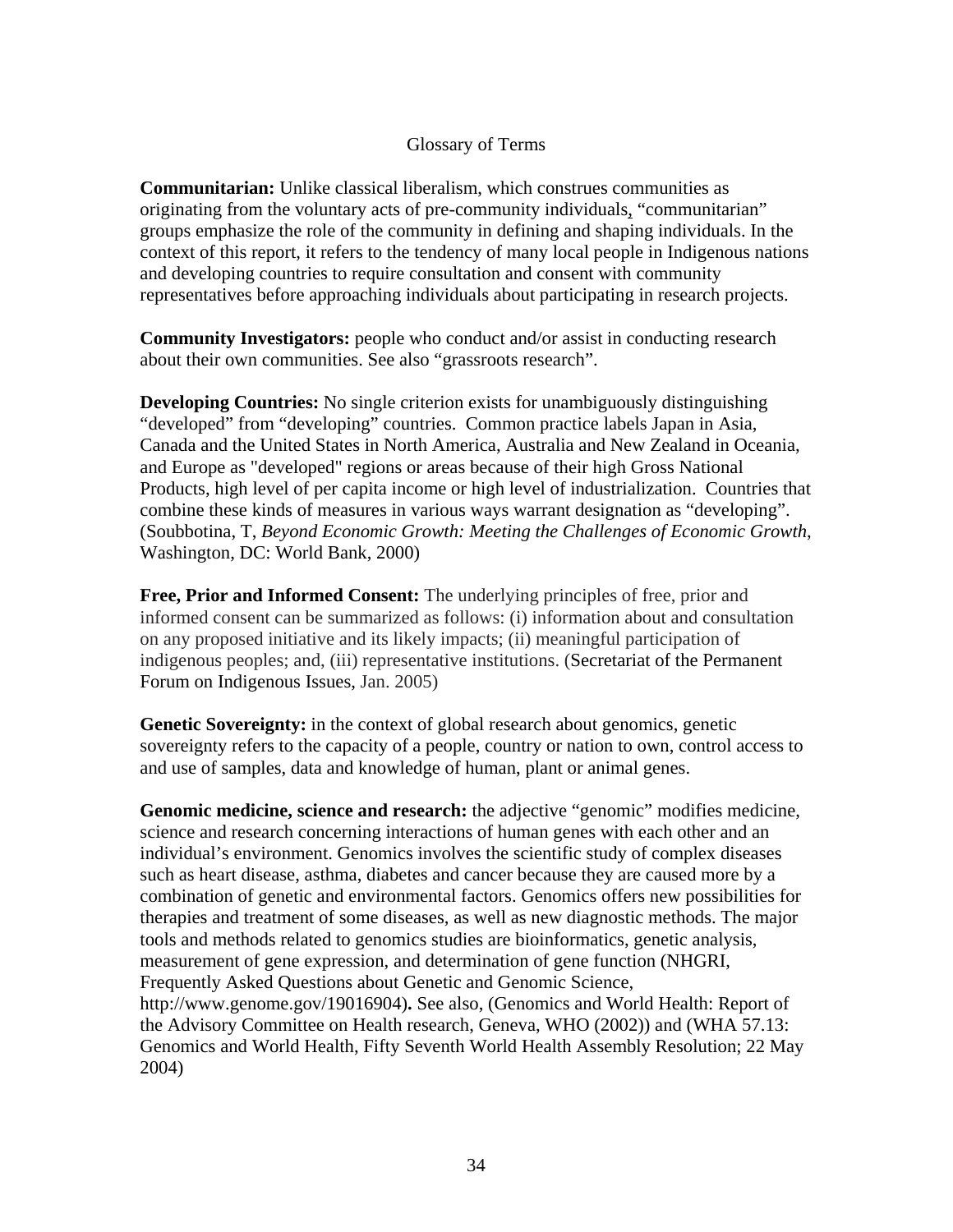# Glossary of Terms

**Communitarian:** Unlike classical liberalism, which construes communities as originating from the voluntary acts of pre-community individuals, "communitarian" groups emphasize the role of the community in defining and shaping individuals. In the context of this report, it refers to the tendency of many local people in Indigenous nations and developing countries to require consultation and consent with community representatives before approaching individuals about participating in research projects.

**Community Investigators:** people who conduct and/or assist in conducting research about their own communities. See also "grassroots research".

**Developing Countries:** No single criterion exists for unambiguously distinguishing "developed" from "developing" countries. Common practice labels Japan in Asia, Canada and the United States in North America, Australia and New Zealand in Oceania, and Europe as "developed" regions or areas because of their high Gross National Products, high level of per capita income or high level of industrialization. Countries that combine these kinds of measures in various ways warrant designation as "developing". (Soubbotina, T, *Beyond Economic Growth: Meeting the Challenges of Economic Growth*, Washington, DC: World Bank, 2000)

**Free, Prior and Informed Consent:** The underlying principles of free, prior and informed consent can be summarized as follows: (i) information about and consultation on any proposed initiative and its likely impacts; (ii) meaningful participation of indigenous peoples; and, (iii) representative institutions. (Secretariat of the Permanent Forum on Indigenous Issues, Jan. 2005)

**Genetic Sovereignty:** in the context of global research about genomics, genetic sovereignty refers to the capacity of a people, country or nation to own, control access to and use of samples, data and knowledge of human, plant or animal genes.

**Genomic medicine, science and research:** the adjective "genomic" modifies medicine, science and research concerning interactions of human genes with each other and an individual's environment. Genomics involves the scientific study of complex diseases such as heart disease, asthma, diabetes and cancer because they are caused more by a combination of genetic and environmental factors. Genomics offers new possibilities for therapies and treatment of some diseases, as well as new diagnostic methods. The major tools and methods related to genomics studies are bioinformatics, genetic analysis, measurement of gene expression, and determination of gene function (NHGRI, Frequently Asked Questions about Genetic and Genomic Science, http://www.genome.gov/19016904)**.** See also, (Genomics and World Health: Report of the Advisory Committee on Health research, Geneva, WHO (2002)) and (WHA 57.13: Genomics and World Health, Fifty Seventh World Health Assembly Resolution; 22 May 2004)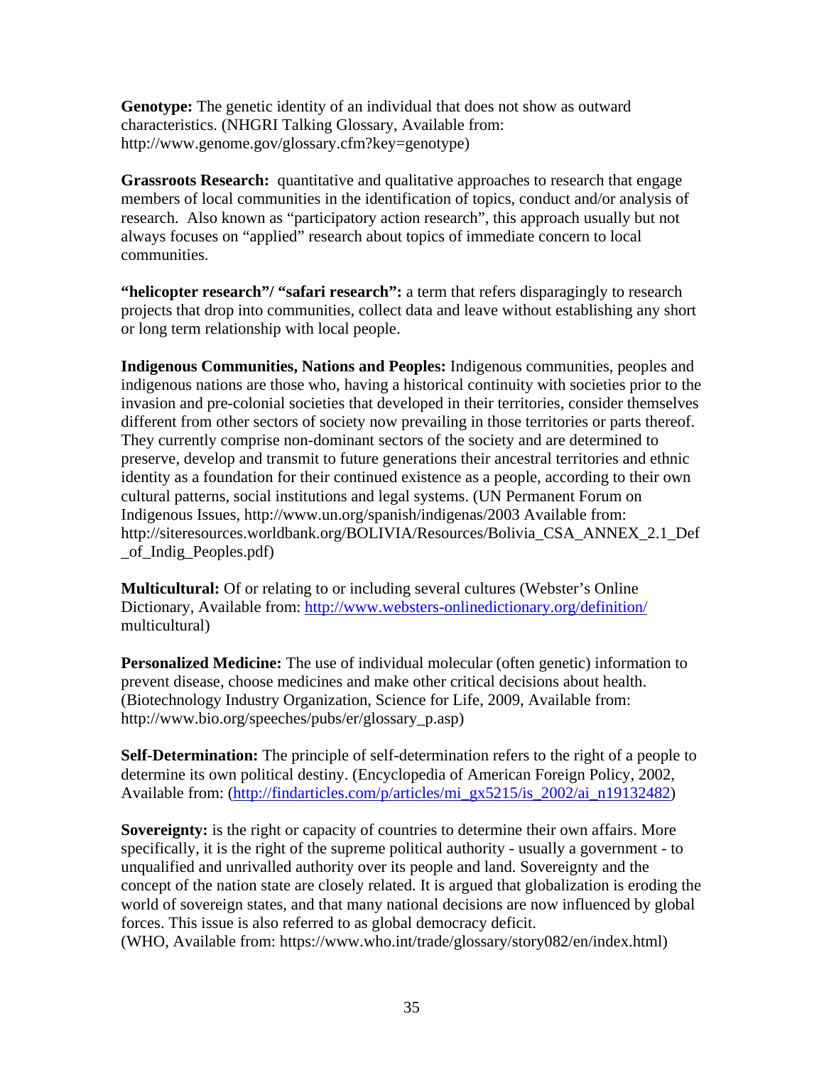**Genotype:** The genetic identity of an individual that does not show as outward characteristics. (NHGRI Talking Glossary, Available from: http://www.genome.gov/glossary.cfm?key=genotype)

**Grassroots Research:** quantitative and qualitative approaches to research that engage members of local communities in the identification of topics, conduct and/or analysis of research. Also known as "participatory action research", this approach usually but not always focuses on "applied" research about topics of immediate concern to local communities.

**"helicopter research"/ "safari research":** a term that refers disparagingly to research projects that drop into communities, collect data and leave without establishing any short or long term relationship with local people.

**Indigenous Communities, Nations and Peoples:** Indigenous communities, peoples and indigenous nations are those who, having a historical continuity with societies prior to the invasion and pre-colonial societies that developed in their territories, consider themselves different from other sectors of society now prevailing in those territories or parts thereof. They currently comprise non-dominant sectors of the society and are determined to preserve, develop and transmit to future generations their ancestral territories and ethnic identity as a foundation for their continued existence as a people, according to their own cultural patterns, social institutions and legal systems. (UN Permanent Forum on Indigenous Issues, http://www.un.org/spanish/indigenas/2003 Available from: http://siteresources.worldbank.org/BOLIVIA/Resources/Bolivia_CSA_ANNEX_2.1_Def_of_Indig_Peoples.pdf)

**Multicultural:** Of or relating to or including several cultures (Webster's Online Dictionary, Available from: http://www.websters-onlinedictionary.org/definition/multicultural)

**Personalized Medicine:** The use of individual molecular (often genetic) information to prevent disease, choose medicines and make other critical decisions about health. (Biotechnology Industry Organization, Science for Life, 2009, Available from: http://www.bio.org/speeches/pubs/er/glossary_p.asp)

**Self-Determination:** The principle of self-determination refers to the right of a people to determine its own political destiny. (Encyclopedia of American Foreign Policy, 2002, Available from: (http://findarticles.com/p/articles/mi_gx5215/is_2002/ai_n19132482)

**Sovereignty:** is the right or capacity of countries to determine their own affairs. More specifically, it is the right of the supreme political authority - usually a government - to unqualified and unrivalled authority over its people and land. Sovereignty and the concept of the nation state are closely related. It is argued that globalization is eroding the world of sovereign states, and that many national decisions are now influenced by global forces. This issue is also referred to as global democracy deficit.
(WHO, Available from: https://www.who.int/trade/glossary/story082/en/index.html)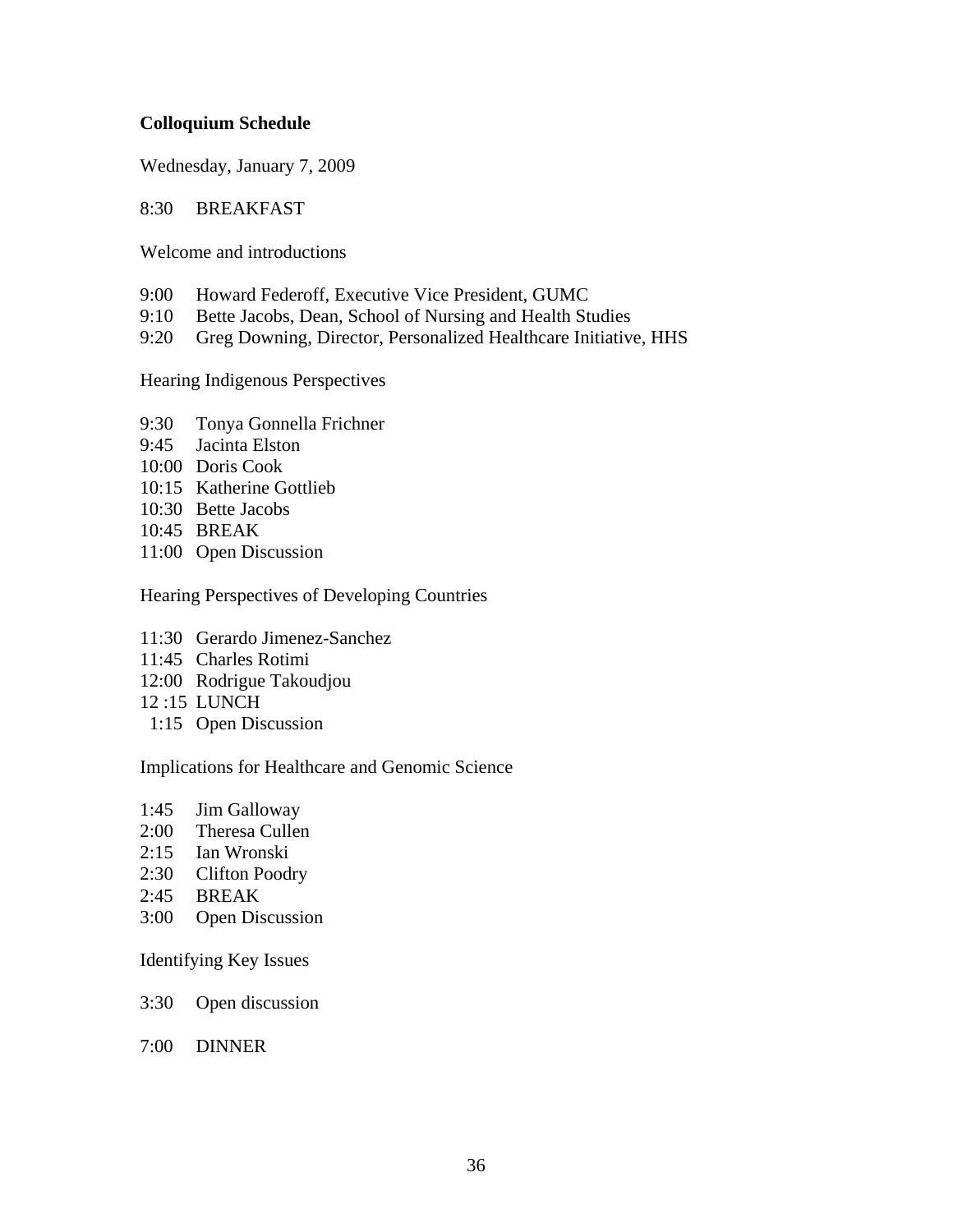**Colloquium Schedule**

Wednesday, January 7, 2009

8:30 BREAKFAST

Welcome and introductions

9:00 Howard Federoff, Executive Vice President, GUMC
9:10 Bette Jacobs, Dean, School of Nursing and Health Studies
9:20 Greg Downing, Director, Personalized Healthcare Initiative, HHS

Hearing Indigenous Perspectives

9:30 Tonya Gonnella Frichner
9:45 Jacinta Elston
10:00 Doris Cook
10:15 Katherine Gottlieb
10:30 Bette Jacobs
10:45 BREAK
11:00 Open Discussion

Hearing Perspectives of Developing Countries

11:30 Gerardo Jimenez-Sanchez
11:45 Charles Rotimi
12:00 Rodrigue Takoudjou
12 :15 LUNCH
1:15 Open Discussion

Implications for Healthcare and Genomic Science

1:45 Jim Galloway
2:00 Theresa Cullen
2:15 Ian Wronski
2:30 Clifton Poodry
2:45 BREAK
3:00 Open Discussion

Identifying Key Issues

3:30 Open discussion

7:00 DINNER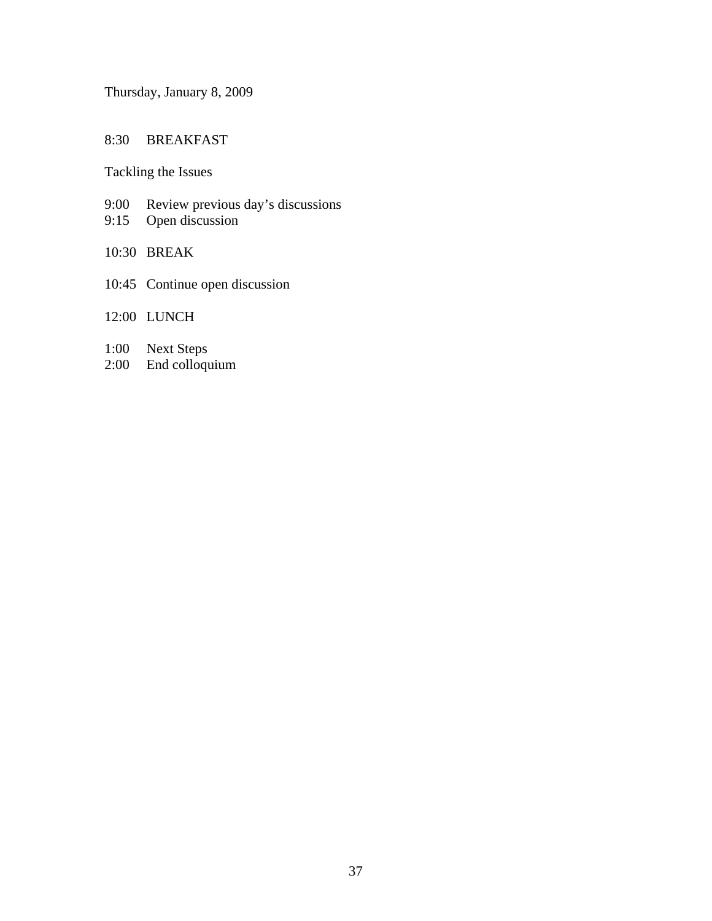Thursday, January 8, 2009

8:30 BREAKFAST

Tackling the Issues

9:00 Review previous day's discussions
9:15 Open discussion

10:30 BREAK

10:45 Continue open discussion

12:00 LUNCH

1:00 Next Steps
2:00 End colloquium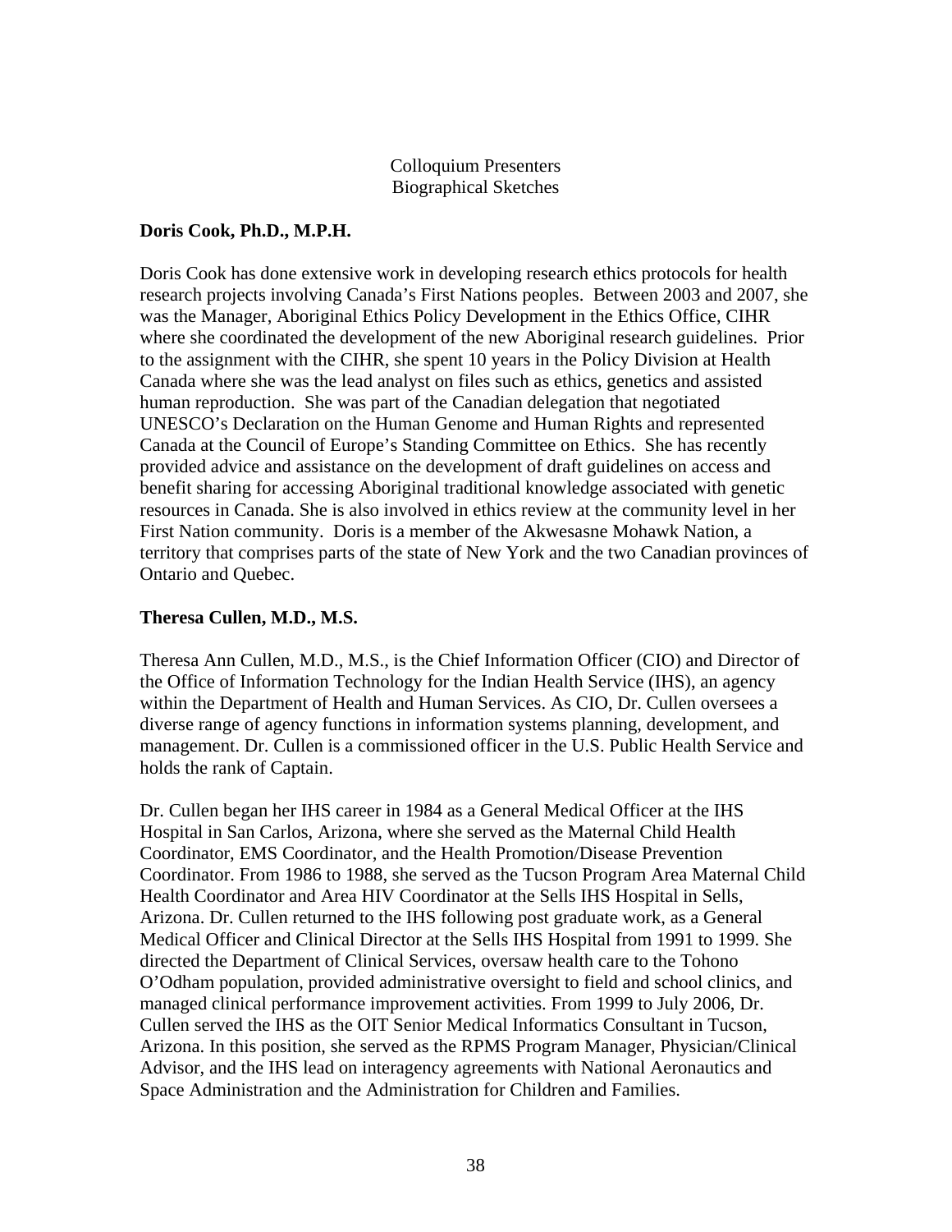# Colloquium Presenters
## Biographical Sketches

**Doris Cook, Ph.D., M.P.H.**

Doris Cook has done extensive work in developing research ethics protocols for health research projects involving Canada's First Nations peoples. Between 2003 and 2007, she was the Manager, Aboriginal Ethics Policy Development in the Ethics Office, CIHR where she coordinated the development of the new Aboriginal research guidelines. Prior to the assignment with the CIHR, she spent 10 years in the Policy Division at Health Canada where she was the lead analyst on files such as ethics, genetics and assisted human reproduction. She was part of the Canadian delegation that negotiated UNESCO's Declaration on the Human Genome and Human Rights and represented Canada at the Council of Europe's Standing Committee on Ethics. She has recently provided advice and assistance on the development of draft guidelines on access and benefit sharing for accessing Aboriginal traditional knowledge associated with genetic resources in Canada. She is also involved in ethics review at the community level in her First Nation community. Doris is a member of the Akwesasne Mohawk Nation, a territory that comprises parts of the state of New York and the two Canadian provinces of Ontario and Quebec.

**Theresa Cullen, M.D., M.S.**

Theresa Ann Cullen, M.D., M.S., is the Chief Information Officer (CIO) and Director of the Office of Information Technology for the Indian Health Service (IHS), an agency within the Department of Health and Human Services. As CIO, Dr. Cullen oversees a diverse range of agency functions in information systems planning, development, and management. Dr. Cullen is a commissioned officer in the U.S. Public Health Service and holds the rank of Captain.

Dr. Cullen began her IHS career in 1984 as a General Medical Officer at the IHS Hospital in San Carlos, Arizona, where she served as the Maternal Child Health Coordinator, EMS Coordinator, and the Health Promotion/Disease Prevention Coordinator. From 1986 to 1988, she served as the Tucson Program Area Maternal Child Health Coordinator and Area HIV Coordinator at the Sells IHS Hospital in Sells, Arizona. Dr. Cullen returned to the IHS following post graduate work, as a General Medical Officer and Clinical Director at the Sells IHS Hospital from 1991 to 1999. She directed the Department of Clinical Services, oversaw health care to the Tohono O'Odham population, provided administrative oversight to field and school clinics, and managed clinical performance improvement activities. From 1999 to July 2006, Dr. Cullen served the IHS as the OIT Senior Medical Informatics Consultant in Tucson, Arizona. In this position, she served as the RPMS Program Manager, Physician/Clinical Advisor, and the IHS lead on interagency agreements with National Aeronautics and Space Administration and the Administration for Children and Families.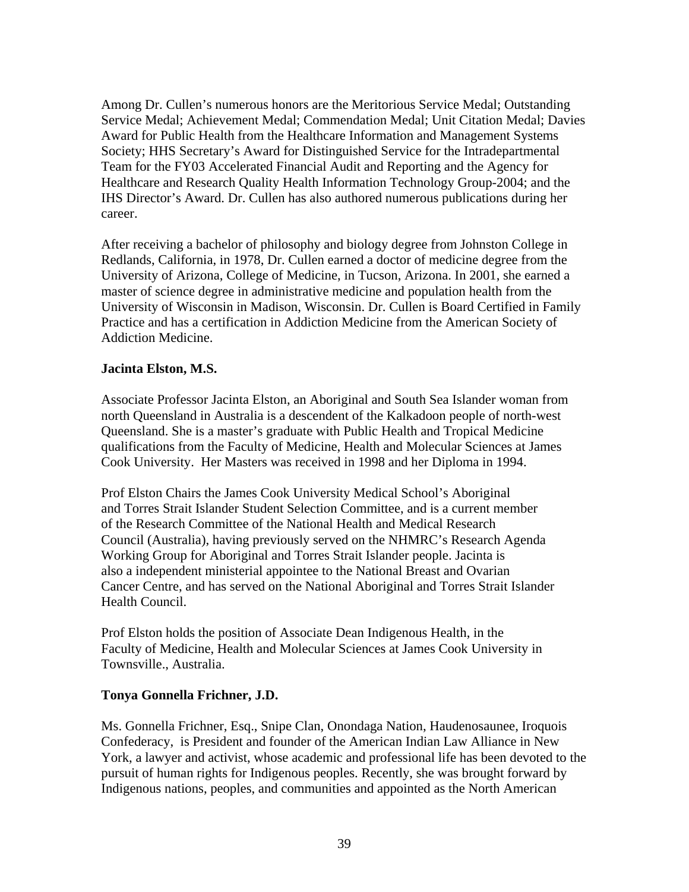Among Dr. Cullen's numerous honors are the Meritorious Service Medal; Outstanding Service Medal; Achievement Medal; Commendation Medal; Unit Citation Medal; Davies Award for Public Health from the Healthcare Information and Management Systems Society; HHS Secretary's Award for Distinguished Service for the Intradepartmental Team for the FY03 Accelerated Financial Audit and Reporting and the Agency for Healthcare and Research Quality Health Information Technology Group-2004; and the IHS Director's Award. Dr. Cullen has also authored numerous publications during her career.

After receiving a bachelor of philosophy and biology degree from Johnston College in Redlands, California, in 1978, Dr. Cullen earned a doctor of medicine degree from the University of Arizona, College of Medicine, in Tucson, Arizona. In 2001, she earned a master of science degree in administrative medicine and population health from the University of Wisconsin in Madison, Wisconsin. Dr. Cullen is Board Certified in Family Practice and has a certification in Addiction Medicine from the American Society of Addiction Medicine.

**Jacinta Elston, M.S.**

Associate Professor Jacinta Elston, an Aboriginal and South Sea Islander woman from north Queensland in Australia is a descendent of the Kalkadoon people of north-west Queensland. She is a master's graduate with Public Health and Tropical Medicine qualifications from the Faculty of Medicine, Health and Molecular Sciences at James Cook University. Her Masters was received in 1998 and her Diploma in 1994.

Prof Elston Chairs the James Cook University Medical School's Aboriginal and Torres Strait Islander Student Selection Committee, and is a current member of the Research Committee of the National Health and Medical Research Council (Australia), having previously served on the NHMRC's Research Agenda Working Group for Aboriginal and Torres Strait Islander people. Jacinta is also a independent ministerial appointee to the National Breast and Ovarian Cancer Centre, and has served on the National Aboriginal and Torres Strait Islander Health Council.

Prof Elston holds the position of Associate Dean Indigenous Health, in the Faculty of Medicine, Health and Molecular Sciences at James Cook University in Townsville., Australia.

**Tonya Gonnella Frichner, J.D.**

Ms. Gonnella Frichner, Esq., Snipe Clan, Onondaga Nation, Haudenosaunee, Iroquois Confederacy, is President and founder of the American Indian Law Alliance in New York, a lawyer and activist, whose academic and professional life has been devoted to the pursuit of human rights for Indigenous peoples. Recently, she was brought forward by Indigenous nations, peoples, and communities and appointed as the North American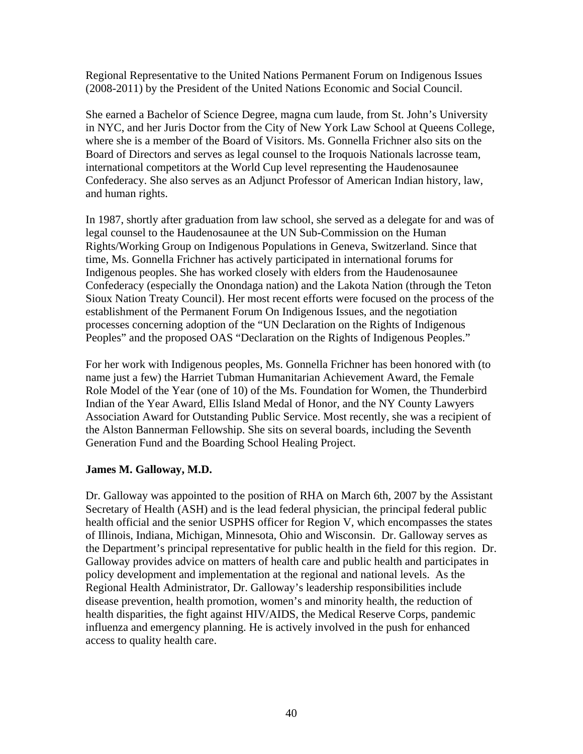Regional Representative to the United Nations Permanent Forum on Indigenous Issues (2008-2011) by the President of the United Nations Economic and Social Council.

She earned a Bachelor of Science Degree, magna cum laude, from St. John's University in NYC, and her Juris Doctor from the City of New York Law School at Queens College, where she is a member of the Board of Visitors. Ms. Gonnella Frichner also sits on the Board of Directors and serves as legal counsel to the Iroquois Nationals lacrosse team, international competitors at the World Cup level representing the Haudenosaunee Confederacy. She also serves as an Adjunct Professor of American Indian history, law, and human rights.

In 1987, shortly after graduation from law school, she served as a delegate for and was of legal counsel to the Haudenosaunee at the UN Sub-Commission on the Human Rights/Working Group on Indigenous Populations in Geneva, Switzerland. Since that time, Ms. Gonnella Frichner has actively participated in international forums for Indigenous peoples. She has worked closely with elders from the Haudenosaunee Confederacy (especially the Onondaga nation) and the Lakota Nation (through the Teton Sioux Nation Treaty Council). Her most recent efforts were focused on the process of the establishment of the Permanent Forum On Indigenous Issues, and the negotiation processes concerning adoption of the "UN Declaration on the Rights of Indigenous Peoples" and the proposed OAS "Declaration on the Rights of Indigenous Peoples."

For her work with Indigenous peoples, Ms. Gonnella Frichner has been honored with (to name just a few) the Harriet Tubman Humanitarian Achievement Award, the Female Role Model of the Year (one of 10) of the Ms. Foundation for Women, the Thunderbird Indian of the Year Award, Ellis Island Medal of Honor, and the NY County Lawyers Association Award for Outstanding Public Service. Most recently, she was a recipient of the Alston Bannerman Fellowship. She sits on several boards, including the Seventh Generation Fund and the Boarding School Healing Project.

**James M. Galloway, M.D.**

Dr. Galloway was appointed to the position of RHA on March 6th, 2007 by the Assistant Secretary of Health (ASH) and is the lead federal physician, the principal federal public health official and the senior USPHS officer for Region V, which encompasses the states of Illinois, Indiana, Michigan, Minnesota, Ohio and Wisconsin. Dr. Galloway serves as the Department's principal representative for public health in the field for this region. Dr. Galloway provides advice on matters of health care and public health and participates in policy development and implementation at the regional and national levels. As the Regional Health Administrator, Dr. Galloway's leadership responsibilities include disease prevention, health promotion, women's and minority health, the reduction of health disparities, the fight against HIV/AIDS, the Medical Reserve Corps, pandemic influenza and emergency planning. He is actively involved in the push for enhanced access to quality health care.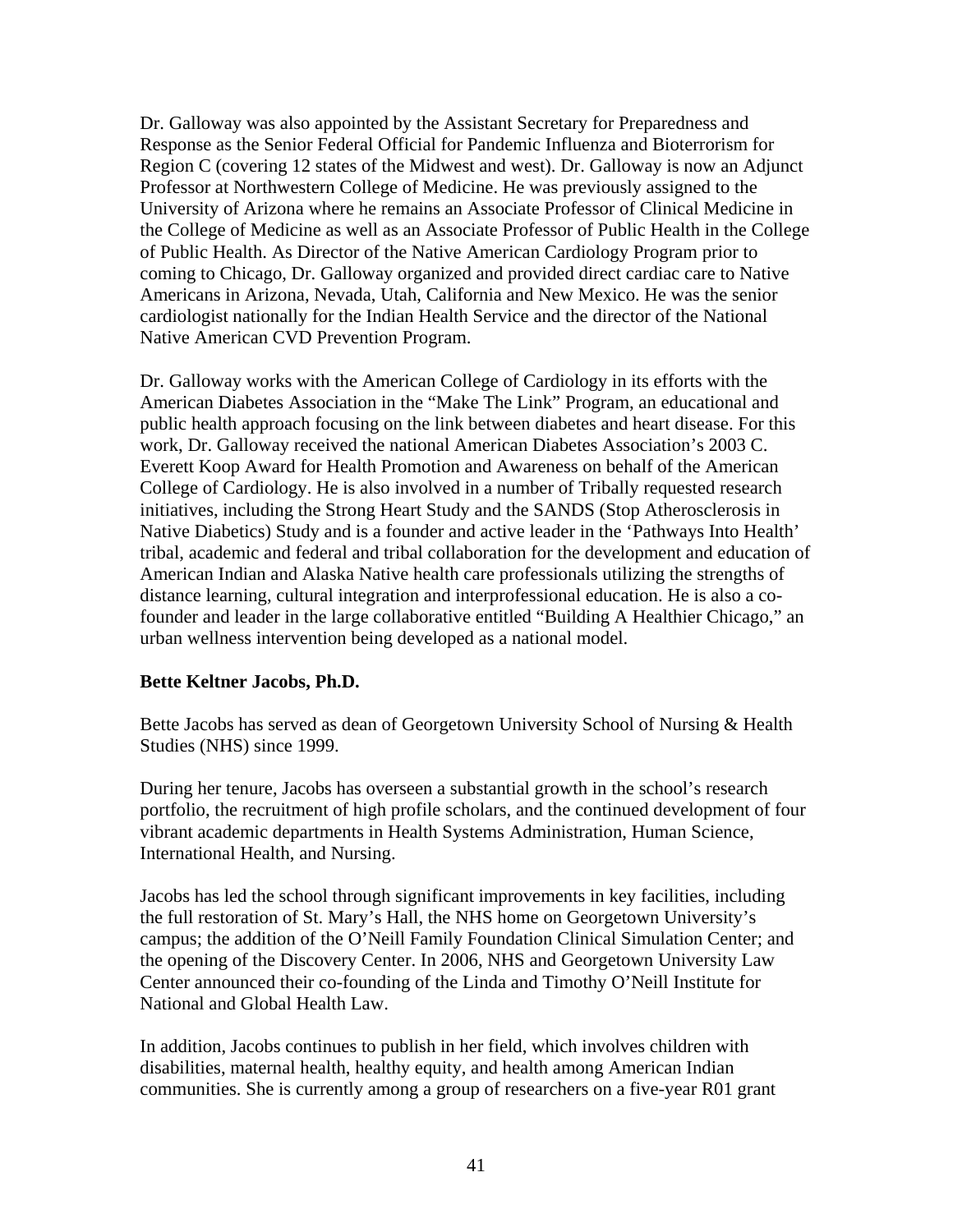Dr. Galloway was also appointed by the Assistant Secretary for Preparedness and Response as the Senior Federal Official for Pandemic Influenza and Bioterrorism for Region C (covering 12 states of the Midwest and west). Dr. Galloway is now an Adjunct Professor at Northwestern College of Medicine. He was previously assigned to the University of Arizona where he remains an Associate Professor of Clinical Medicine in the College of Medicine as well as an Associate Professor of Public Health in the College of Public Health. As Director of the Native American Cardiology Program prior to coming to Chicago, Dr. Galloway organized and provided direct cardiac care to Native Americans in Arizona, Nevada, Utah, California and New Mexico. He was the senior cardiologist nationally for the Indian Health Service and the director of the National Native American CVD Prevention Program.

Dr. Galloway works with the American College of Cardiology in its efforts with the American Diabetes Association in the "Make The Link" Program, an educational and public health approach focusing on the link between diabetes and heart disease. For this work, Dr. Galloway received the national American Diabetes Association's 2003 C. Everett Koop Award for Health Promotion and Awareness on behalf of the American College of Cardiology. He is also involved in a number of Tribally requested research initiatives, including the Strong Heart Study and the SANDS (Stop Atherosclerosis in Native Diabetics) Study and is a founder and active leader in the 'Pathways Into Health' tribal, academic and federal and tribal collaboration for the development and education of American Indian and Alaska Native health care professionals utilizing the strengths of distance learning, cultural integration and interprofessional education. He is also a co-founder and leader in the large collaborative entitled "Building A Healthier Chicago," an urban wellness intervention being developed as a national model.

**Bette Keltner Jacobs, Ph.D.**

Bette Jacobs has served as dean of Georgetown University School of Nursing & Health Studies (NHS) since 1999.

During her tenure, Jacobs has overseen a substantial growth in the school's research portfolio, the recruitment of high profile scholars, and the continued development of four vibrant academic departments in Health Systems Administration, Human Science, International Health, and Nursing.

Jacobs has led the school through significant improvements in key facilities, including the full restoration of St. Mary's Hall, the NHS home on Georgetown University's campus; the addition of the O'Neill Family Foundation Clinical Simulation Center; and the opening of the Discovery Center. In 2006, NHS and Georgetown University Law Center announced their co-founding of the Linda and Timothy O'Neill Institute for National and Global Health Law.

In addition, Jacobs continues to publish in her field, which involves children with disabilities, maternal health, healthy equity, and health among American Indian communities. She is currently among a group of researchers on a five-year R01 grant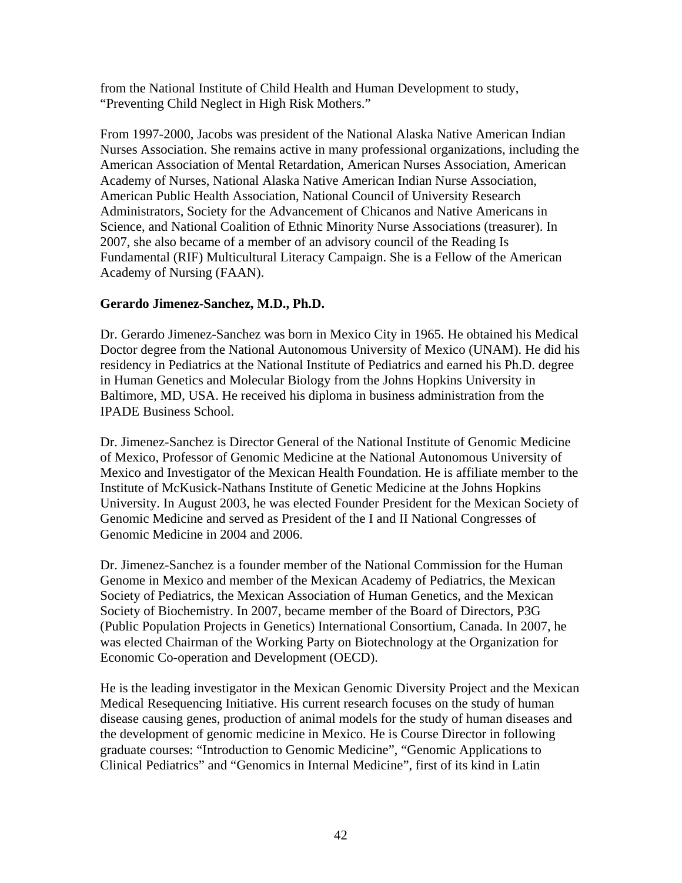from the National Institute of Child Health and Human Development to study, “Preventing Child Neglect in High Risk Mothers.”

From 1997-2000, Jacobs was president of the National Alaska Native American Indian Nurses Association. She remains active in many professional organizations, including the American Association of Mental Retardation, American Nurses Association, American Academy of Nurses, National Alaska Native American Indian Nurse Association, American Public Health Association, National Council of University Research Administrators, Society for the Advancement of Chicanos and Native Americans in Science, and National Coalition of Ethnic Minority Nurse Associations (treasurer). In 2007, she also became of a member of an advisory council of the Reading Is Fundamental (RIF) Multicultural Literacy Campaign. She is a Fellow of the American Academy of Nursing (FAAN).

**Gerardo Jimenez-Sanchez, M.D., Ph.D.**

Dr. Gerardo Jimenez-Sanchez was born in Mexico City in 1965. He obtained his Medical Doctor degree from the National Autonomous University of Mexico (UNAM). He did his residency in Pediatrics at the National Institute of Pediatrics and earned his Ph.D. degree in Human Genetics and Molecular Biology from the Johns Hopkins University in Baltimore, MD, USA. He received his diploma in business administration from the IPADE Business School.

Dr. Jimenez-Sanchez is Director General of the National Institute of Genomic Medicine of Mexico, Professor of Genomic Medicine at the National Autonomous University of Mexico and Investigator of the Mexican Health Foundation. He is affiliate member to the Institute of McKusick-Nathans Institute of Genetic Medicine at the Johns Hopkins University. In August 2003, he was elected Founder President for the Mexican Society of Genomic Medicine and served as President of the I and II National Congresses of Genomic Medicine in 2004 and 2006.

Dr. Jimenez-Sanchez is a founder member of the National Commission for the Human Genome in Mexico and member of the Mexican Academy of Pediatrics, the Mexican Society of Pediatrics, the Mexican Association of Human Genetics, and the Mexican Society of Biochemistry. In 2007, became member of the Board of Directors, P3G (Public Population Projects in Genetics) International Consortium, Canada. In 2007, he was elected Chairman of the Working Party on Biotechnology at the Organization for Economic Co-operation and Development (OECD).

He is the leading investigator in the Mexican Genomic Diversity Project and the Mexican Medical Resequencing Initiative. His current research focuses on the study of human disease causing genes, production of animal models for the study of human diseases and the development of genomic medicine in Mexico. He is Course Director in following graduate courses: “Introduction to Genomic Medicine”, “Genomic Applications to Clinical Pediatrics” and “Genomics in Internal Medicine”, first of its kind in Latin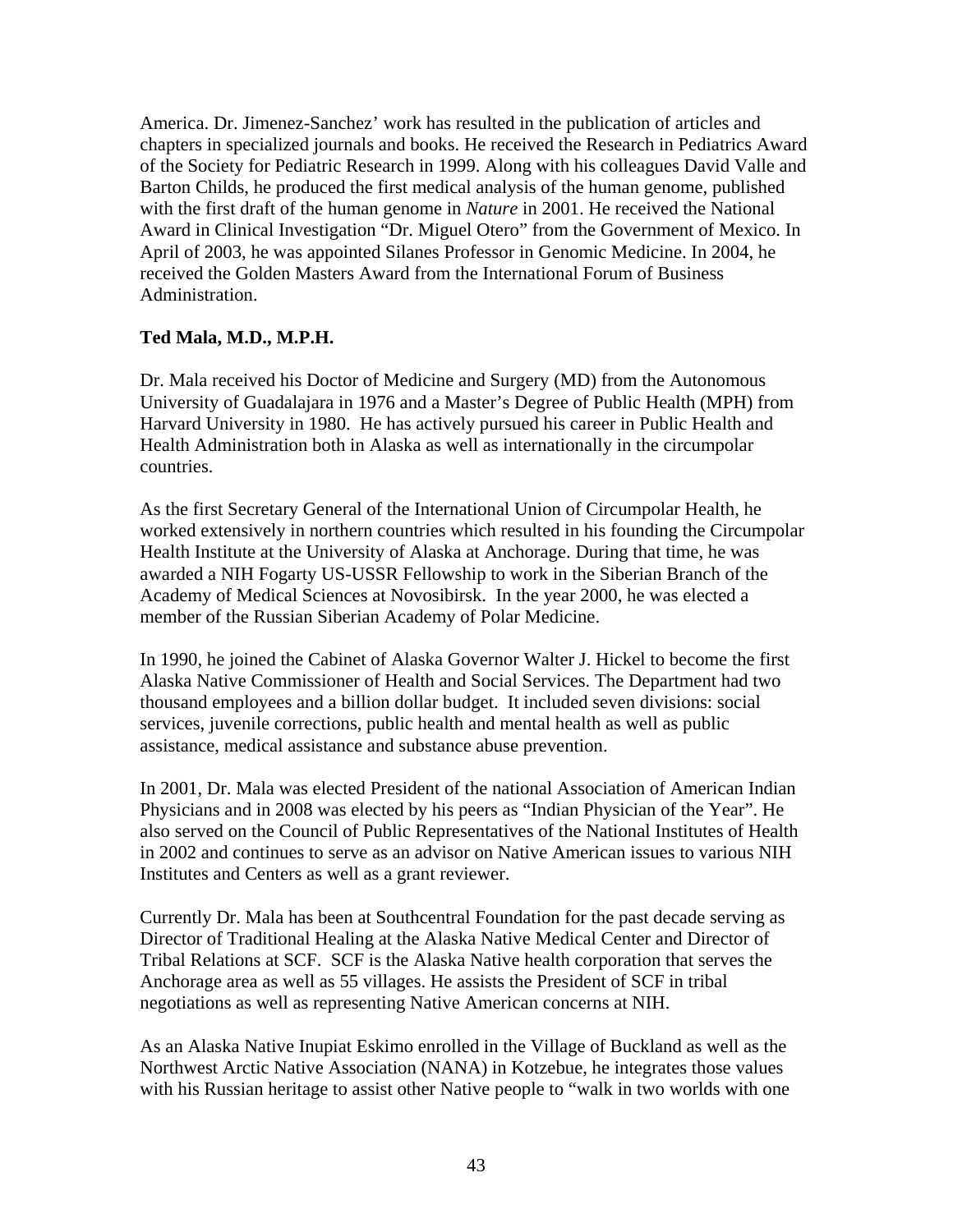America. Dr. Jimenez-Sanchez' work has resulted in the publication of articles and chapters in specialized journals and books. He received the Research in Pediatrics Award of the Society for Pediatric Research in 1999. Along with his colleagues David Valle and Barton Childs, he produced the first medical analysis of the human genome, published with the first draft of the human genome in *Nature* in 2001. He received the National Award in Clinical Investigation "Dr. Miguel Otero" from the Government of Mexico. In April of 2003, he was appointed Silanes Professor in Genomic Medicine. In 2004, he received the Golden Masters Award from the International Forum of Business Administration.

**Ted Mala, M.D., M.P.H.**

Dr. Mala received his Doctor of Medicine and Surgery (MD) from the Autonomous University of Guadalajara in 1976 and a Master's Degree of Public Health (MPH) from Harvard University in 1980. He has actively pursued his career in Public Health and Health Administration both in Alaska as well as internationally in the circumpolar countries.

As the first Secretary General of the International Union of Circumpolar Health, he worked extensively in northern countries which resulted in his founding the Circumpolar Health Institute at the University of Alaska at Anchorage. During that time, he was awarded a NIH Fogarty US-USSR Fellowship to work in the Siberian Branch of the Academy of Medical Sciences at Novosibirsk. In the year 2000, he was elected a member of the Russian Siberian Academy of Polar Medicine.

In 1990, he joined the Cabinet of Alaska Governor Walter J. Hickel to become the first Alaska Native Commissioner of Health and Social Services. The Department had two thousand employees and a billion dollar budget. It included seven divisions: social services, juvenile corrections, public health and mental health as well as public assistance, medical assistance and substance abuse prevention.

In 2001, Dr. Mala was elected President of the national Association of American Indian Physicians and in 2008 was elected by his peers as "Indian Physician of the Year". He also served on the Council of Public Representatives of the National Institutes of Health in 2002 and continues to serve as an advisor on Native American issues to various NIH Institutes and Centers as well as a grant reviewer.

Currently Dr. Mala has been at Southcentral Foundation for the past decade serving as Director of Traditional Healing at the Alaska Native Medical Center and Director of Tribal Relations at SCF. SCF is the Alaska Native health corporation that serves the Anchorage area as well as 55 villages. He assists the President of SCF in tribal negotiations as well as representing Native American concerns at NIH.

As an Alaska Native Inupiat Eskimo enrolled in the Village of Buckland as well as the Northwest Arctic Native Association (NANA) in Kotzebue, he integrates those values with his Russian heritage to assist other Native people to "walk in two worlds with one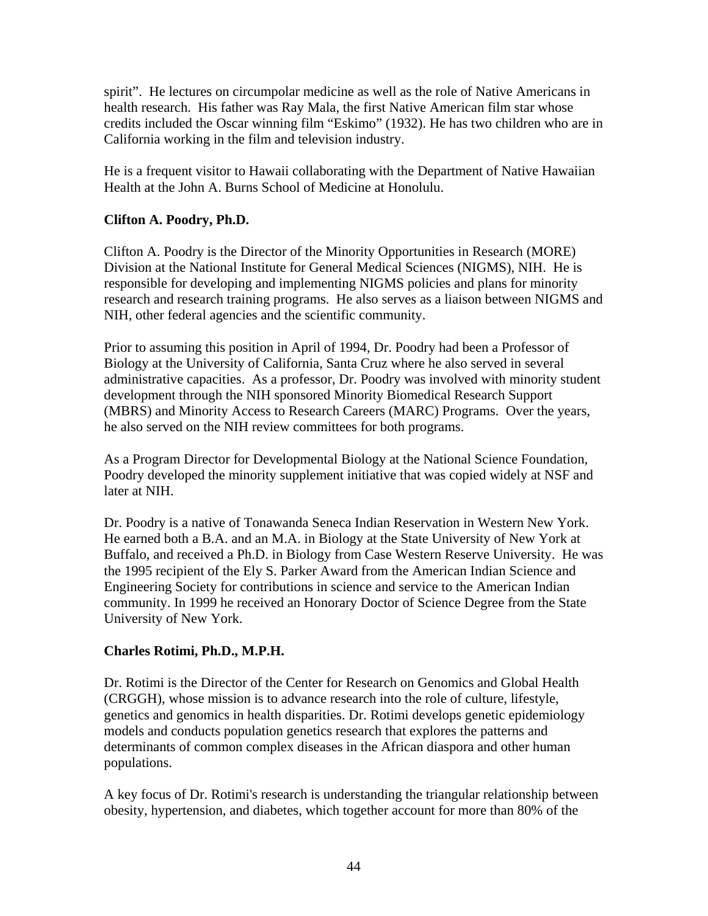spirit". He lectures on circumpolar medicine as well as the role of Native Americans in health research. His father was Ray Mala, the first Native American film star whose credits included the Oscar winning film "Eskimo" (1932). He has two children who are in California working in the film and television industry.

He is a frequent visitor to Hawaii collaborating with the Department of Native Hawaiian Health at the John A. Burns School of Medicine at Honolulu.

**Clifton A. Poodry, Ph.D.**

Clifton A. Poodry is the Director of the Minority Opportunities in Research (MORE) Division at the National Institute for General Medical Sciences (NIGMS), NIH. He is responsible for developing and implementing NIGMS policies and plans for minority research and research training programs. He also serves as a liaison between NIGMS and NIH, other federal agencies and the scientific community.

Prior to assuming this position in April of 1994, Dr. Poodry had been a Professor of Biology at the University of California, Santa Cruz where he also served in several administrative capacities. As a professor, Dr. Poodry was involved with minority student development through the NIH sponsored Minority Biomedical Research Support (MBRS) and Minority Access to Research Careers (MARC) Programs. Over the years, he also served on the NIH review committees for both programs.

As a Program Director for Developmental Biology at the National Science Foundation, Poodry developed the minority supplement initiative that was copied widely at NSF and later at NIH.

Dr. Poodry is a native of Tonawanda Seneca Indian Reservation in Western New York. He earned both a B.A. and an M.A. in Biology at the State University of New York at Buffalo, and received a Ph.D. in Biology from Case Western Reserve University. He was the 1995 recipient of the Ely S. Parker Award from the American Indian Science and Engineering Society for contributions in science and service to the American Indian community. In 1999 he received an Honorary Doctor of Science Degree from the State University of New York.

**Charles Rotimi, Ph.D., M.P.H.**

Dr. Rotimi is the Director of the Center for Research on Genomics and Global Health (CRGGH), whose mission is to advance research into the role of culture, lifestyle, genetics and genomics in health disparities. Dr. Rotimi develops genetic epidemiology models and conducts population genetics research that explores the patterns and determinants of common complex diseases in the African diaspora and other human populations.

A key focus of Dr. Rotimi's research is understanding the triangular relationship between obesity, hypertension, and diabetes, which together account for more than 80% of the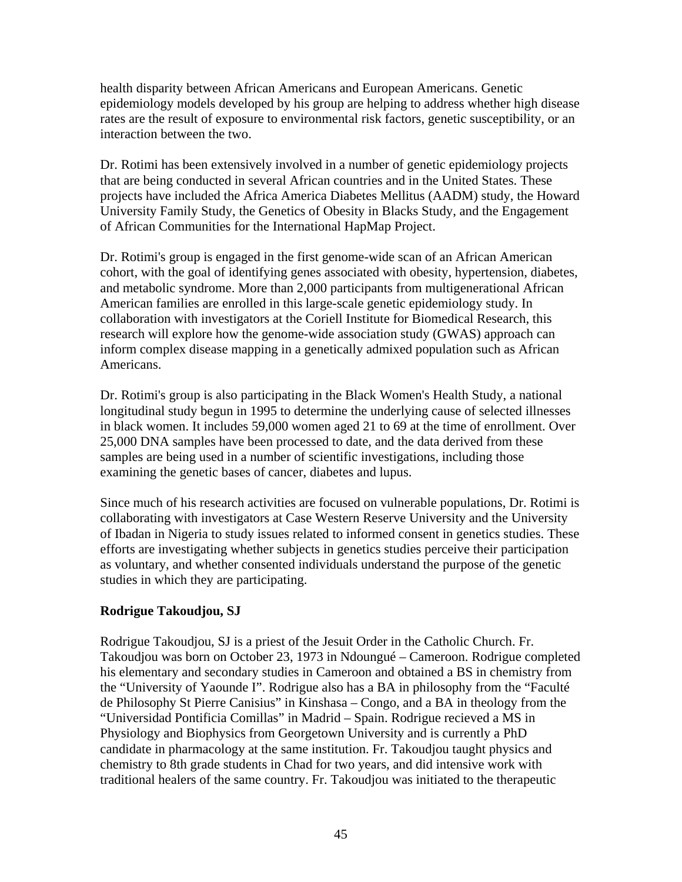health disparity between African Americans and European Americans. Genetic epidemiology models developed by his group are helping to address whether high disease rates are the result of exposure to environmental risk factors, genetic susceptibility, or an interaction between the two.

Dr. Rotimi has been extensively involved in a number of genetic epidemiology projects that are being conducted in several African countries and in the United States. These projects have included the Africa America Diabetes Mellitus (AADM) study, the Howard University Family Study, the Genetics of Obesity in Blacks Study, and the Engagement of African Communities for the International HapMap Project.

Dr. Rotimi's group is engaged in the first genome-wide scan of an African American cohort, with the goal of identifying genes associated with obesity, hypertension, diabetes, and metabolic syndrome. More than 2,000 participants from multigenerational African American families are enrolled in this large-scale genetic epidemiology study. In collaboration with investigators at the Coriell Institute for Biomedical Research, this research will explore how the genome-wide association study (GWAS) approach can inform complex disease mapping in a genetically admixed population such as African Americans.

Dr. Rotimi's group is also participating in the Black Women's Health Study, a national longitudinal study begun in 1995 to determine the underlying cause of selected illnesses in black women. It includes 59,000 women aged 21 to 69 at the time of enrollment. Over 25,000 DNA samples have been processed to date, and the data derived from these samples are being used in a number of scientific investigations, including those examining the genetic bases of cancer, diabetes and lupus.

Since much of his research activities are focused on vulnerable populations, Dr. Rotimi is collaborating with investigators at Case Western Reserve University and the University of Ibadan in Nigeria to study issues related to informed consent in genetics studies. These efforts are investigating whether subjects in genetics studies perceive their participation as voluntary, and whether consented individuals understand the purpose of the genetic studies in which they are participating.

**Rodrigue Takoudjou, SJ**

Rodrigue Takoudjou, SJ is a priest of the Jesuit Order in the Catholic Church. Fr. Takoudjou was born on October 23, 1973 in Ndoungué – Cameroon. Rodrigue completed his elementary and secondary studies in Cameroon and obtained a BS in chemistry from the "University of Yaounde I". Rodrigue also has a BA in philosophy from the "Faculté de Philosophy St Pierre Canisius" in Kinshasa – Congo, and a BA in theology from the "Universidad Pontificia Comillas" in Madrid – Spain. Rodrigue recieved a MS in Physiology and Biophysics from Georgetown University and is currently a PhD candidate in pharmacology at the same institution. Fr. Takoudjou taught physics and chemistry to 8th grade students in Chad for two years, and did intensive work with traditional healers of the same country. Fr. Takoudjou was initiated to the therapeutic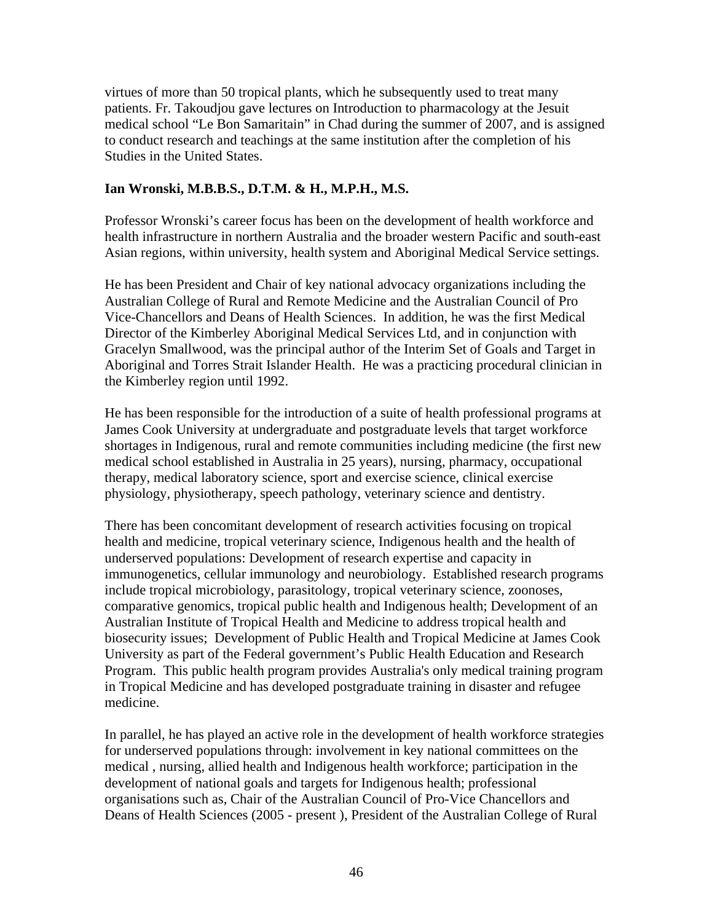virtues of more than 50 tropical plants, which he subsequently used to treat many patients. Fr. Takoudjou gave lectures on Introduction to pharmacology at the Jesuit medical school "Le Bon Samaritain" in Chad during the summer of 2007, and is assigned to conduct research and teachings at the same institution after the completion of his Studies in the United States.

**Ian Wronski, M.B.B.S., D.T.M. & H., M.P.H., M.S.**

Professor Wronski's career focus has been on the development of health workforce and health infrastructure in northern Australia and the broader western Pacific and south-east Asian regions, within university, health system and Aboriginal Medical Service settings.

He has been President and Chair of key national advocacy organizations including the Australian College of Rural and Remote Medicine and the Australian Council of Pro Vice-Chancellors and Deans of Health Sciences. In addition, he was the first Medical Director of the Kimberley Aboriginal Medical Services Ltd, and in conjunction with Gracelyn Smallwood, was the principal author of the Interim Set of Goals and Target in Aboriginal and Torres Strait Islander Health. He was a practicing procedural clinician in the Kimberley region until 1992.

He has been responsible for the introduction of a suite of health professional programs at James Cook University at undergraduate and postgraduate levels that target workforce shortages in Indigenous, rural and remote communities including medicine (the first new medical school established in Australia in 25 years), nursing, pharmacy, occupational therapy, medical laboratory science, sport and exercise science, clinical exercise physiology, physiotherapy, speech pathology, veterinary science and dentistry.

There has been concomitant development of research activities focusing on tropical health and medicine, tropical veterinary science, Indigenous health and the health of underserved populations: Development of research expertise and capacity in immunogenetics, cellular immunology and neurobiology. Established research programs include tropical microbiology, parasitology, tropical veterinary science, zoonoses, comparative genomics, tropical public health and Indigenous health; Development of an Australian Institute of Tropical Health and Medicine to address tropical health and biosecurity issues; Development of Public Health and Tropical Medicine at James Cook University as part of the Federal government's Public Health Education and Research Program. This public health program provides Australia's only medical training program in Tropical Medicine and has developed postgraduate training in disaster and refugee medicine.

In parallel, he has played an active role in the development of health workforce strategies for underserved populations through: involvement in key national committees on the medical , nursing, allied health and Indigenous health workforce; participation in the development of national goals and targets for Indigenous health; professional organisations such as, Chair of the Australian Council of Pro-Vice Chancellors and Deans of Health Sciences (2005 - present ), President of the Australian College of Rural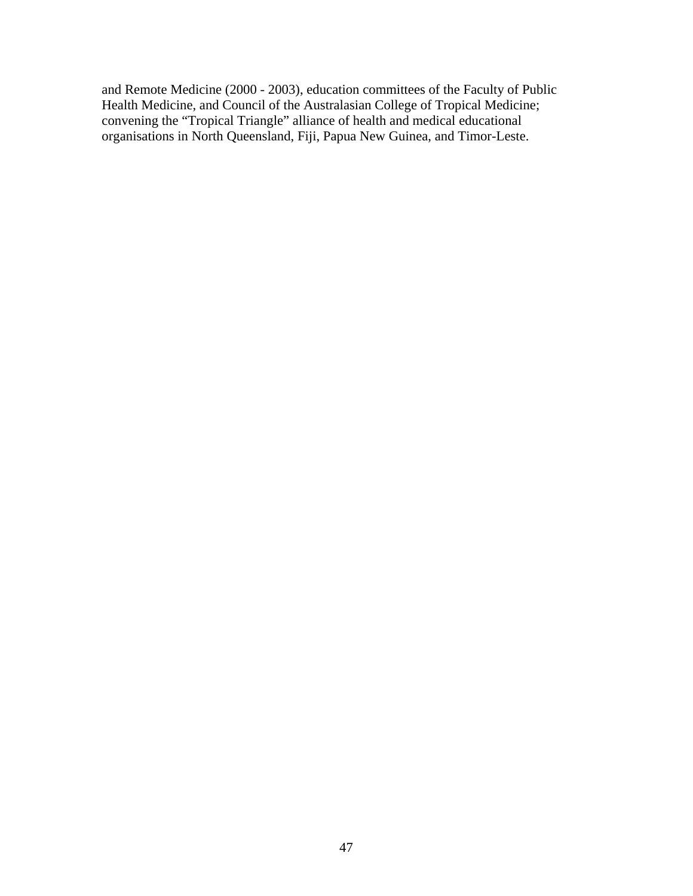and Remote Medicine (2000 - 2003), education committees of the Faculty of Public Health Medicine, and Council of the Australasian College of Tropical Medicine; convening the "Tropical Triangle" alliance of health and medical educational organisations in North Queensland, Fiji, Papua New Guinea, and Timor-Leste.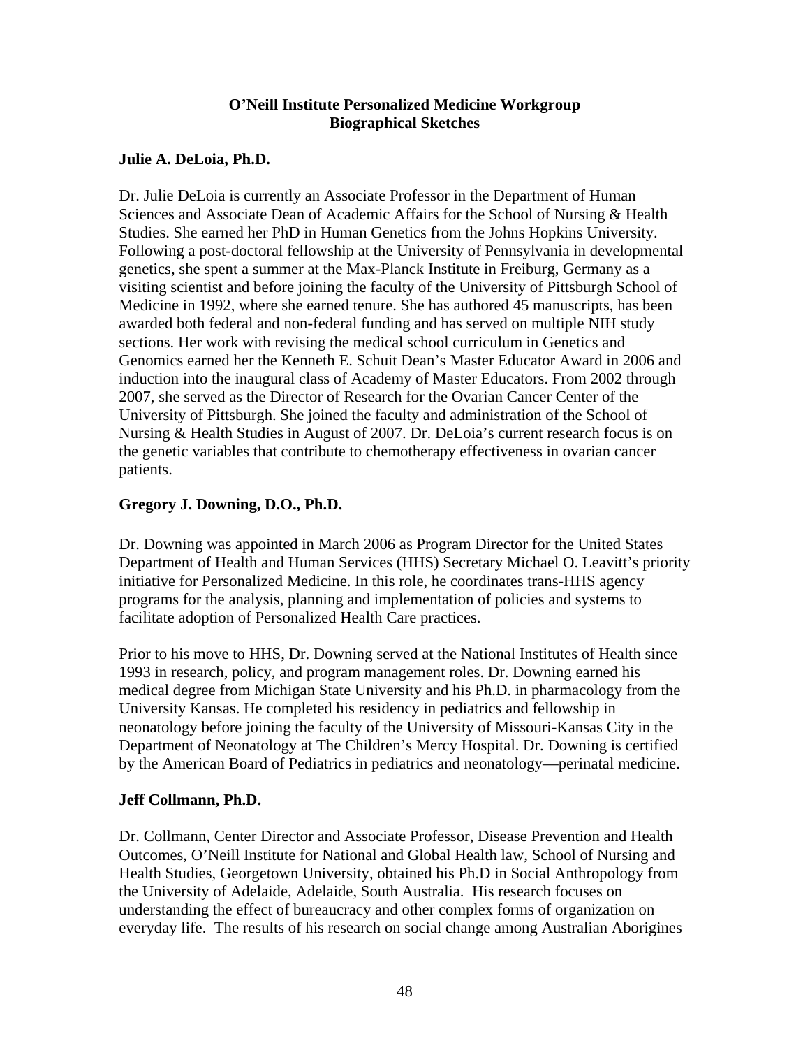**O'Neill Institute Personalized Medicine Workgroup**
**Biographical Sketches**

**Julie A. DeLoia, Ph.D.**

Dr. Julie DeLoia is currently an Associate Professor in the Department of Human Sciences and Associate Dean of Academic Affairs for the School of Nursing & Health Studies. She earned her PhD in Human Genetics from the Johns Hopkins University. Following a post-doctoral fellowship at the University of Pennsylvania in developmental genetics, she spent a summer at the Max-Planck Institute in Freiburg, Germany as a visiting scientist and before joining the faculty of the University of Pittsburgh School of Medicine in 1992, where she earned tenure. She has authored 45 manuscripts, has been awarded both federal and non-federal funding and has served on multiple NIH study sections. Her work with revising the medical school curriculum in Genetics and Genomics earned her the Kenneth E. Schuit Dean's Master Educator Award in 2006 and induction into the inaugural class of Academy of Master Educators. From 2002 through 2007, she served as the Director of Research for the Ovarian Cancer Center of the University of Pittsburgh. She joined the faculty and administration of the School of Nursing & Health Studies in August of 2007. Dr. DeLoia's current research focus is on the genetic variables that contribute to chemotherapy effectiveness in ovarian cancer patients.

**Gregory J. Downing, D.O., Ph.D.**

Dr. Downing was appointed in March 2006 as Program Director for the United States Department of Health and Human Services (HHS) Secretary Michael O. Leavitt's priority initiative for Personalized Medicine. In this role, he coordinates trans-HHS agency programs for the analysis, planning and implementation of policies and systems to facilitate adoption of Personalized Health Care practices.

Prior to his move to HHS, Dr. Downing served at the National Institutes of Health since 1993 in research, policy, and program management roles. Dr. Downing earned his medical degree from Michigan State University and his Ph.D. in pharmacology from the University Kansas. He completed his residency in pediatrics and fellowship in neonatology before joining the faculty of the University of Missouri-Kansas City in the Department of Neonatology at The Children's Mercy Hospital. Dr. Downing is certified by the American Board of Pediatrics in pediatrics and neonatology—perinatal medicine.

**Jeff Collmann, Ph.D.**

Dr. Collmann, Center Director and Associate Professor, Disease Prevention and Health Outcomes, O'Neill Institute for National and Global Health law, School of Nursing and Health Studies, Georgetown University, obtained his Ph.D in Social Anthropology from the University of Adelaide, Adelaide, South Australia. His research focuses on understanding the effect of bureaucracy and other complex forms of organization on everyday life. The results of his research on social change among Australian Aborigines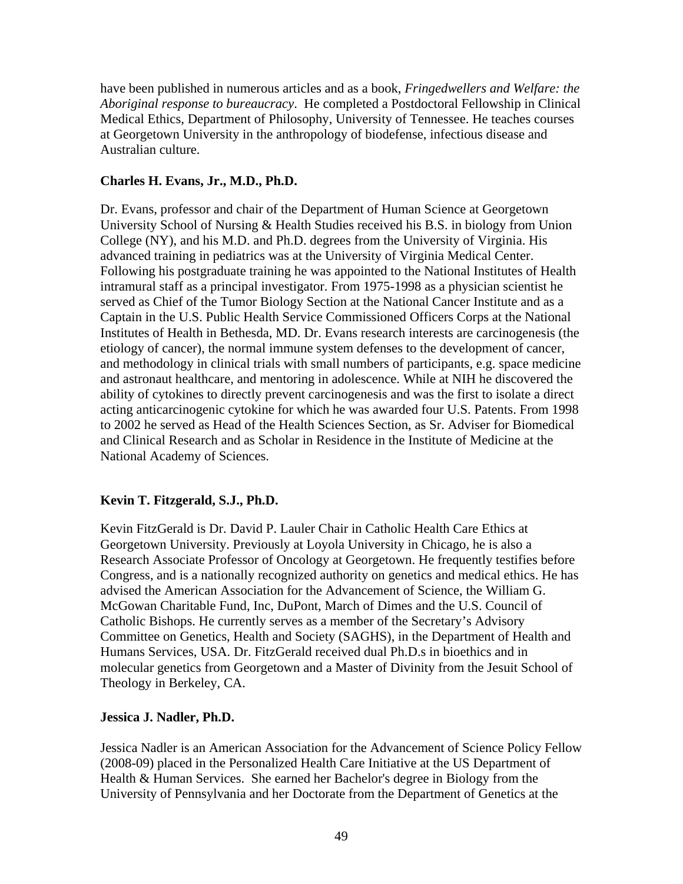have been published in numerous articles and as a book, *Fringedwellers and Welfare: the Aboriginal response to bureaucracy*. He completed a Postdoctoral Fellowship in Clinical Medical Ethics, Department of Philosophy, University of Tennessee. He teaches courses at Georgetown University in the anthropology of biodefense, infectious disease and Australian culture.

**Charles H. Evans, Jr., M.D., Ph.D.**

Dr. Evans, professor and chair of the Department of Human Science at Georgetown University School of Nursing & Health Studies received his B.S. in biology from Union College (NY), and his M.D. and Ph.D. degrees from the University of Virginia. His advanced training in pediatrics was at the University of Virginia Medical Center. Following his postgraduate training he was appointed to the National Institutes of Health intramural staff as a principal investigator. From 1975-1998 as a physician scientist he served as Chief of the Tumor Biology Section at the National Cancer Institute and as a Captain in the U.S. Public Health Service Commissioned Officers Corps at the National Institutes of Health in Bethesda, MD. Dr. Evans research interests are carcinogenesis (the etiology of cancer), the normal immune system defenses to the development of cancer, and methodology in clinical trials with small numbers of participants, e.g. space medicine and astronaut healthcare, and mentoring in adolescence. While at NIH he discovered the ability of cytokines to directly prevent carcinogenesis and was the first to isolate a direct acting anticarcinogenic cytokine for which he was awarded four U.S. Patents. From 1998 to 2002 he served as Head of the Health Sciences Section, as Sr. Adviser for Biomedical and Clinical Research and as Scholar in Residence in the Institute of Medicine at the National Academy of Sciences.

**Kevin T. Fitzgerald, S.J., Ph.D.**

Kevin FitzGerald is Dr. David P. Lauler Chair in Catholic Health Care Ethics at Georgetown University. Previously at Loyola University in Chicago, he is also a Research Associate Professor of Oncology at Georgetown. He frequently testifies before Congress, and is a nationally recognized authority on genetics and medical ethics. He has advised the American Association for the Advancement of Science, the William G. McGowan Charitable Fund, Inc, DuPont, March of Dimes and the U.S. Council of Catholic Bishops. He currently serves as a member of the Secretary's Advisory Committee on Genetics, Health and Society (SAGHS), in the Department of Health and Humans Services, USA. Dr. FitzGerald received dual Ph.D.s in bioethics and in molecular genetics from Georgetown and a Master of Divinity from the Jesuit School of Theology in Berkeley, CA.

**Jessica J. Nadler, Ph.D.**

Jessica Nadler is an American Association for the Advancement of Science Policy Fellow (2008-09) placed in the Personalized Health Care Initiative at the US Department of Health & Human Services. She earned her Bachelor's degree in Biology from the University of Pennsylvania and her Doctorate from the Department of Genetics at the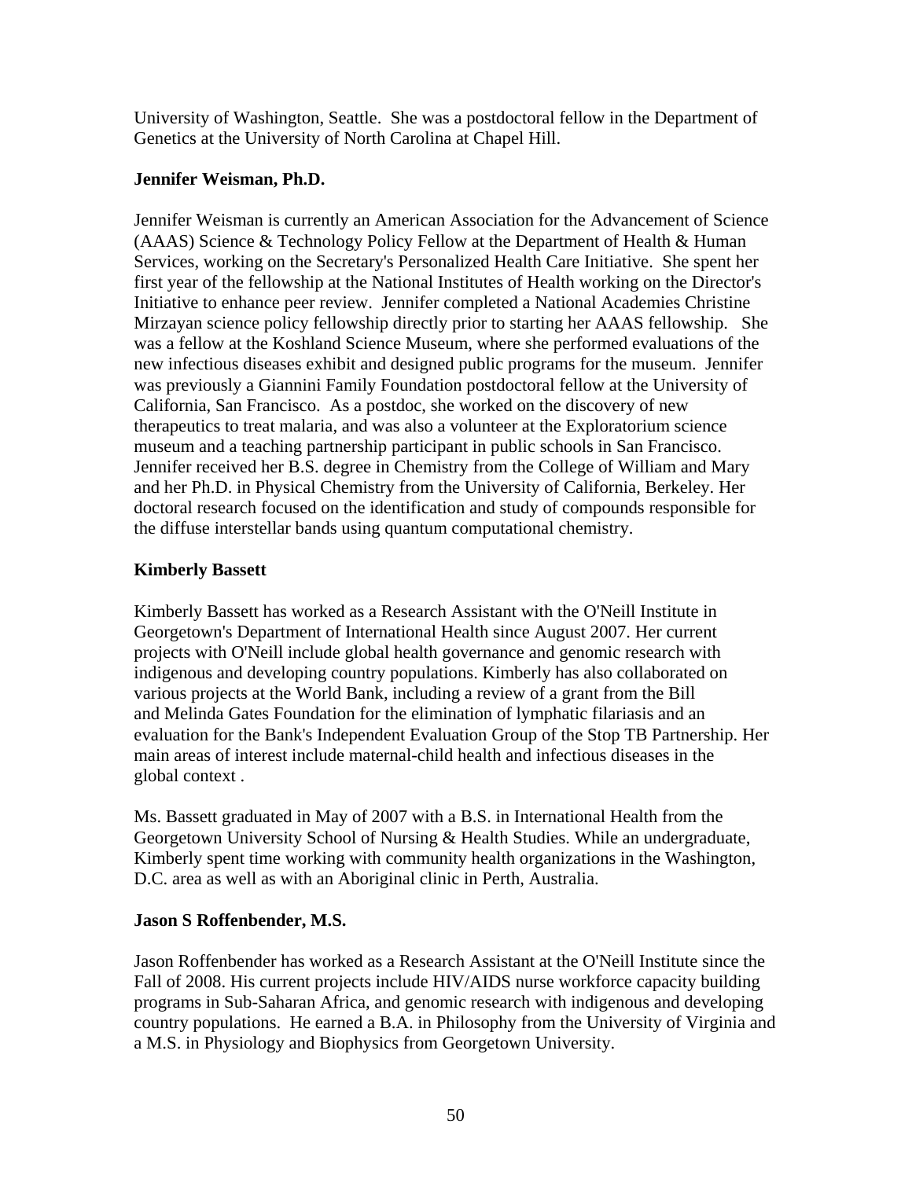University of Washington, Seattle. She was a postdoctoral fellow in the Department of Genetics at the University of North Carolina at Chapel Hill.

**Jennifer Weisman, Ph.D.**

Jennifer Weisman is currently an American Association for the Advancement of Science (AAAS) Science & Technology Policy Fellow at the Department of Health & Human Services, working on the Secretary's Personalized Health Care Initiative. She spent her first year of the fellowship at the National Institutes of Health working on the Director's Initiative to enhance peer review. Jennifer completed a National Academies Christine Mirzayan science policy fellowship directly prior to starting her AAAS fellowship. She was a fellow at the Koshland Science Museum, where she performed evaluations of the new infectious diseases exhibit and designed public programs for the museum. Jennifer was previously a Giannini Family Foundation postdoctoral fellow at the University of California, San Francisco. As a postdoc, she worked on the discovery of new therapeutics to treat malaria, and was also a volunteer at the Exploratorium science museum and a teaching partnership participant in public schools in San Francisco. Jennifer received her B.S. degree in Chemistry from the College of William and Mary and her Ph.D. in Physical Chemistry from the University of California, Berkeley. Her doctoral research focused on the identification and study of compounds responsible for the diffuse interstellar bands using quantum computational chemistry.

**Kimberly Bassett**

Kimberly Bassett has worked as a Research Assistant with the O'Neill Institute in Georgetown's Department of International Health since August 2007. Her current projects with O'Neill include global health governance and genomic research with indigenous and developing country populations. Kimberly has also collaborated on various projects at the World Bank, including a review of a grant from the Bill and Melinda Gates Foundation for the elimination of lymphatic filariasis and an evaluation for the Bank's Independent Evaluation Group of the Stop TB Partnership. Her main areas of interest include maternal-child health and infectious diseases in the global context .

Ms. Bassett graduated in May of 2007 with a B.S. in International Health from the Georgetown University School of Nursing & Health Studies. While an undergraduate, Kimberly spent time working with community health organizations in the Washington, D.C. area as well as with an Aboriginal clinic in Perth, Australia.

**Jason S Roffenbender, M.S.**

Jason Roffenbender has worked as a Research Assistant at the O'Neill Institute since the Fall of 2008. His current projects include HIV/AIDS nurse workforce capacity building programs in Sub-Saharan Africa, and genomic research with indigenous and developing country populations. He earned a B.A. in Philosophy from the University of Virginia and a M.S. in Physiology and Biophysics from Georgetown University.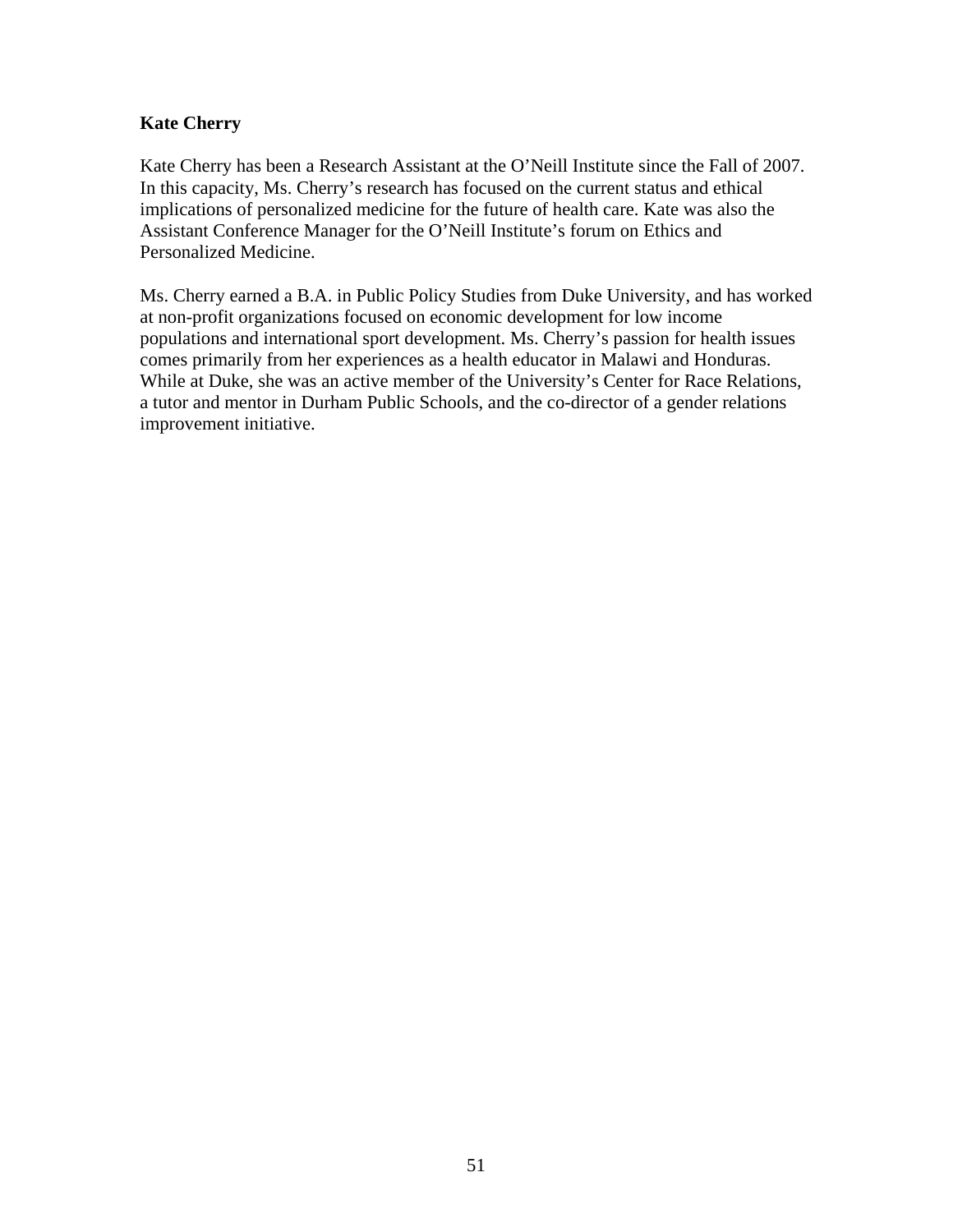**Kate Cherry**

Kate Cherry has been a Research Assistant at the O'Neill Institute since the Fall of 2007. In this capacity, Ms. Cherry's research has focused on the current status and ethical implications of personalized medicine for the future of health care. Kate was also the Assistant Conference Manager for the O'Neill Institute's forum on Ethics and Personalized Medicine.

Ms. Cherry earned a B.A. in Public Policy Studies from Duke University, and has worked at non-profit organizations focused on economic development for low income populations and international sport development. Ms. Cherry's passion for health issues comes primarily from her experiences as a health educator in Malawi and Honduras. While at Duke, she was an active member of the University's Center for Race Relations, a tutor and mentor in Durham Public Schools, and the co-director of a gender relations improvement initiative.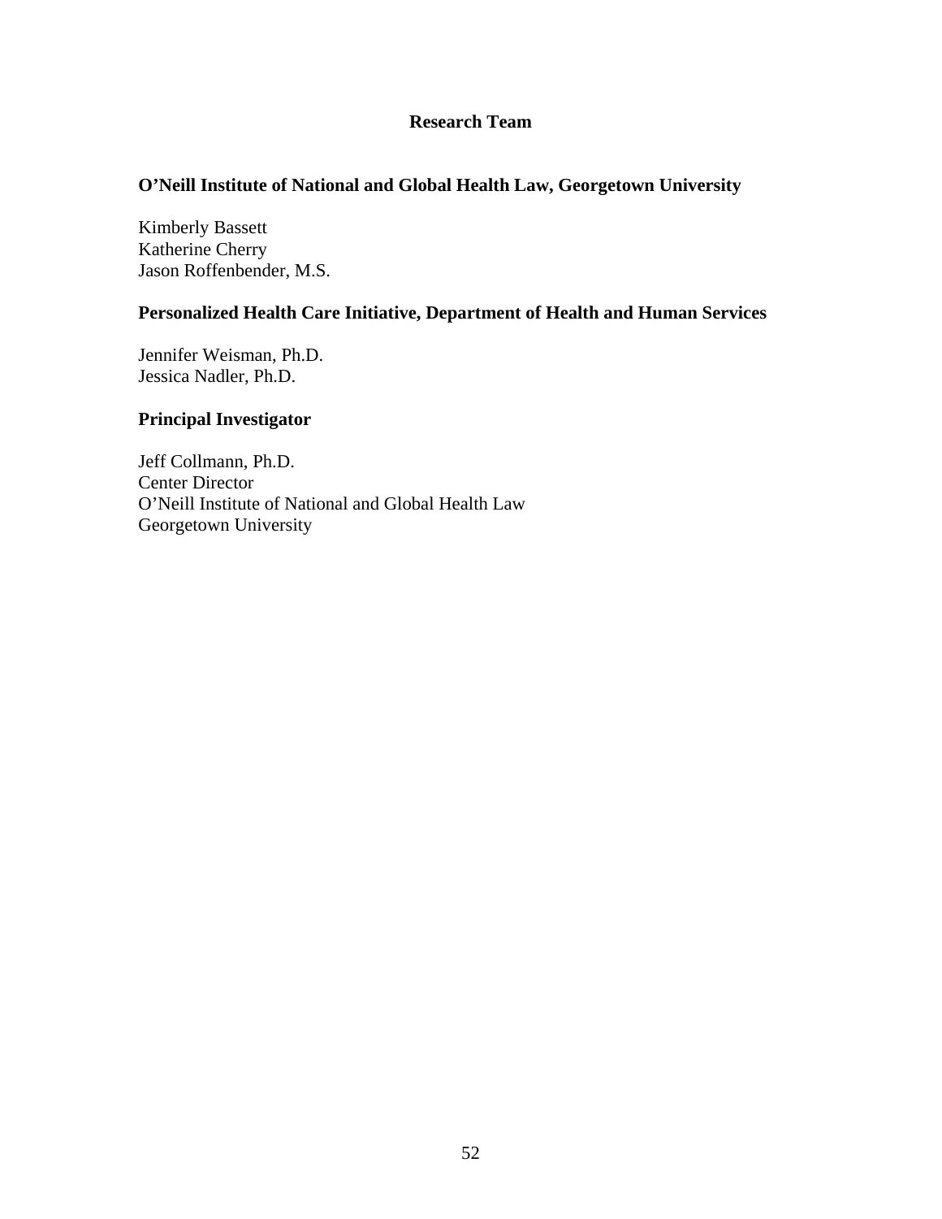## Research Team

### O'Neill Institute of National and Global Health Law, Georgetown University

Kimberly Bassett
Katherine Cherry
Jason Roffenbender, M.S.

### Personalized Health Care Initiative, Department of Health and Human Services

Jennifer Weisman, Ph.D.
Jessica Nadler, Ph.D.

### Principal Investigator

Jeff Collmann, Ph.D.
Center Director
O'Neill Institute of National and Global Health Law
Georgetown University